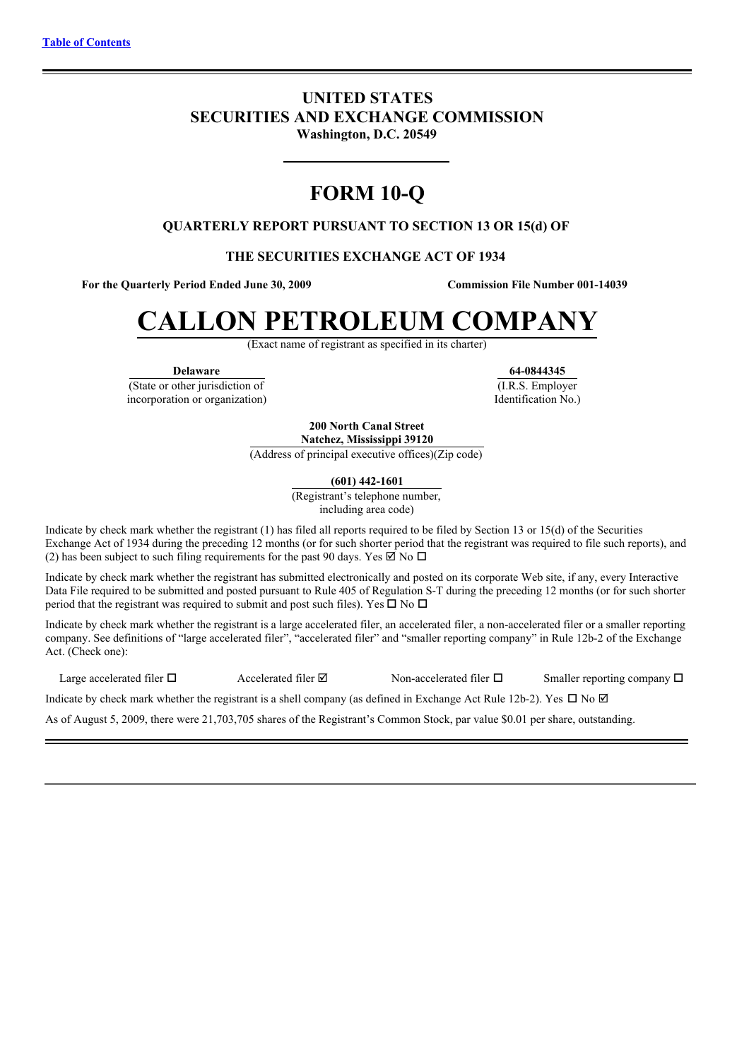[Table of Contents](#)

# UNITED STATES
# SECURITIES AND EXCHANGE COMMISSION
**Washington, D.C. 20549**

# FORM 10-Q

**QUARTERLY REPORT PURSUANT TO SECTION 13 OR 15(d) OF**

**THE SECURITIES EXCHANGE ACT OF 1934**

**For the Quarterly Period Ended June 30, 2009** | **Commission File Number 001-14039**

# CALLON PETROLEUM COMPANY
(Exact name of registrant as specified in its charter)

| **Delaware** | **64-0844345** |
|---|---|
| (State or other jurisdiction of incorporation or organization) | (I.R.S. Employer Identification No.) |

**200 North Canal Street**
**Natchez, Mississippi 39120**
(Address of principal executive offices)(Zip code)

**(601) 442-1601**
(Registrant's telephone number, including area code)

Indicate by check mark whether the registrant (1) has filed all reports required to be filed by Section 13 or 15(d) of the Securities Exchange Act of 1934 during the preceding 12 months (or for such shorter period that the registrant was required to file such reports), and (2) has been subject to such filing requirements for the past 90 days. Yes ☑ No ☐

Indicate by check mark whether the registrant has submitted electronically and posted on its corporate Web site, if any, every Interactive Data File required to be submitted and posted pursuant to Rule 405 of Regulation S-T during the preceding 12 months (or for such shorter period that the registrant was required to submit and post such files). Yes ☐ No ☐

Indicate by check mark whether the registrant is a large accelerated filer, an accelerated filer, a non-accelerated filer or a smaller reporting company. See definitions of "large accelerated filer", "accelerated filer" and "smaller reporting company" in Rule 12b-2 of the Exchange Act. (Check one):

Large accelerated filer ☐ Accelerated filer ☑ Non-accelerated filer ☐ Smaller reporting company ☐

Indicate by check mark whether the registrant is a shell company (as defined in Exchange Act Rule 12b-2). Yes ☐ No ☑

As of August 5, 2009, there were 21,703,705 shares of the Registrant's Common Stock, par value $0.01 per share, outstanding.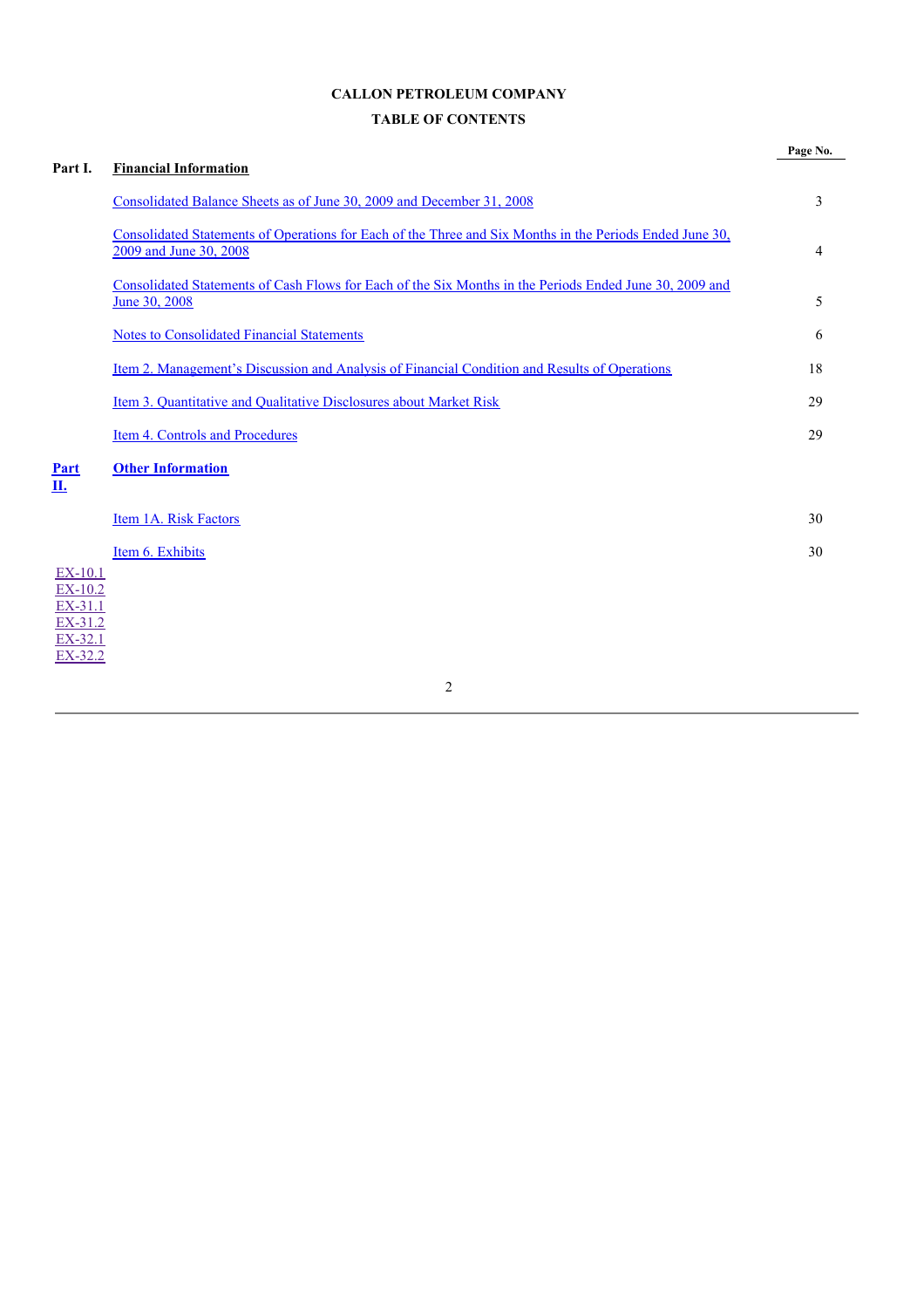**CALLON PETROLEUM COMPANY**

**TABLE OF CONTENTS**

| | | Page No. |
|---|---|---|
| **Part I.** | **Financial Information** | |
| | Consolidated Balance Sheets as of June 30, 2009 and December 31, 2008 | 3 |
| | Consolidated Statements of Operations for Each of the Three and Six Months in the Periods Ended June 30, 2009 and June 30, 2008 | 4 |
| | Consolidated Statements of Cash Flows for Each of the Six Months in the Periods Ended June 30, 2009 and June 30, 2008 | 5 |
| | Notes to Consolidated Financial Statements | 6 |
| | Item 2. Management's Discussion and Analysis of Financial Condition and Results of Operations | 18 |
| | Item 3. Quantitative and Qualitative Disclosures about Market Risk | 29 |
| | Item 4. Controls and Procedures | 29 |
| **Part II.** | **Other Information** | |
| | Item 1A. Risk Factors | 30 |
| | Item 6. Exhibits | 30 |

EX-10.1
EX-10.2
EX-31.1
EX-31.2
EX-32.1
EX-32.2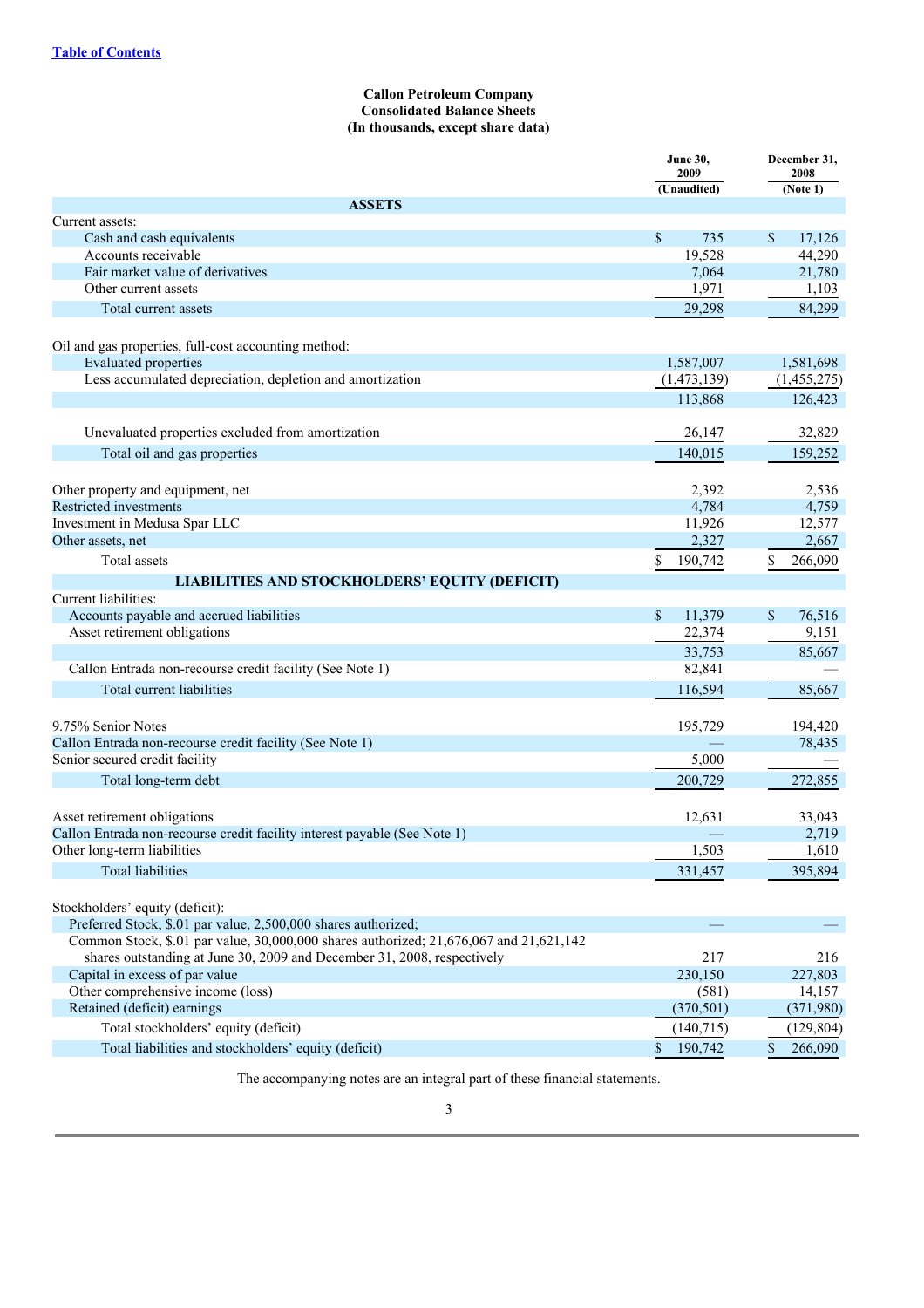Table of Contents

**Callon Petroleum Company**
**Consolidated Balance Sheets**
**(In thousands, except share data)**

| | June 30, 2009 (Unaudited) | December 31, 2008 (Note 1) |
|---|---|---|
| **ASSETS** | | |
| Current assets: | | |
| Cash and cash equivalents | $ 735 | $ 17,126 |
| Accounts receivable | 19,528 | 44,290 |
| Fair market value of derivatives | 7,064 | 21,780 |
| Other current assets | 1,971 | 1,103 |
| Total current assets | 29,298 | 84,299 |
| Oil and gas properties, full-cost accounting method: | | |
| Evaluated properties | 1,587,007 | 1,581,698 |
| Less accumulated depreciation, depletion and amortization | (1,473,139) | (1,455,275) |
| | 113,868 | 126,423 |
| Unevaluated properties excluded from amortization | 26,147 | 32,829 |
| Total oil and gas properties | 140,015 | 159,252 |
| Other property and equipment, net | 2,392 | 2,536 |
| Restricted investments | 4,784 | 4,759 |
| Investment in Medusa Spar LLC | 11,926 | 12,577 |
| Other assets, net | 2,327 | 2,667 |
| Total assets | $ 190,742 | $ 266,090 |
| **LIABILITIES AND STOCKHOLDERS' EQUITY (DEFICIT)** | | |
| Current liabilities: | | |
| Accounts payable and accrued liabilities | $ 11,379 | $ 76,516 |
| Asset retirement obligations | 22,374 | 9,151 |
| | 33,753 | 85,667 |
| Callon Entrada non-recourse credit facility (See Note 1) | 82,841 | — |
| Total current liabilities | 116,594 | 85,667 |
| 9.75% Senior Notes | 195,729 | 194,420 |
| Callon Entrada non-recourse credit facility (See Note 1) | — | 78,435 |
| Senior secured credit facility | 5,000 | — |
| Total long-term debt | 200,729 | 272,855 |
| Asset retirement obligations | 12,631 | 33,043 |
| Callon Entrada non-recourse credit facility interest payable (See Note 1) | — | 2,719 |
| Other long-term liabilities | 1,503 | 1,610 |
| Total liabilities | 331,457 | 395,894 |
| Stockholders' equity (deficit): | | |
| Preferred Stock, $.01 par value, 2,500,000 shares authorized; | — | — |
| Common Stock, $.01 par value, 30,000,000 shares authorized; 21,676,067 and 21,621,142 shares outstanding at June 30, 2009 and December 31, 2008, respectively | 217 | 216 |
| Capital in excess of par value | 230,150 | 227,803 |
| Other comprehensive income (loss) | (581) | 14,157 |
| Retained (deficit) earnings | (370,501) | (371,980) |
| Total stockholders' equity (deficit) | (140,715) | (129,804) |
| Total liabilities and stockholders' equity (deficit) | $ 190,742 | $ 266,090 |

The accompanying notes are an integral part of these financial statements.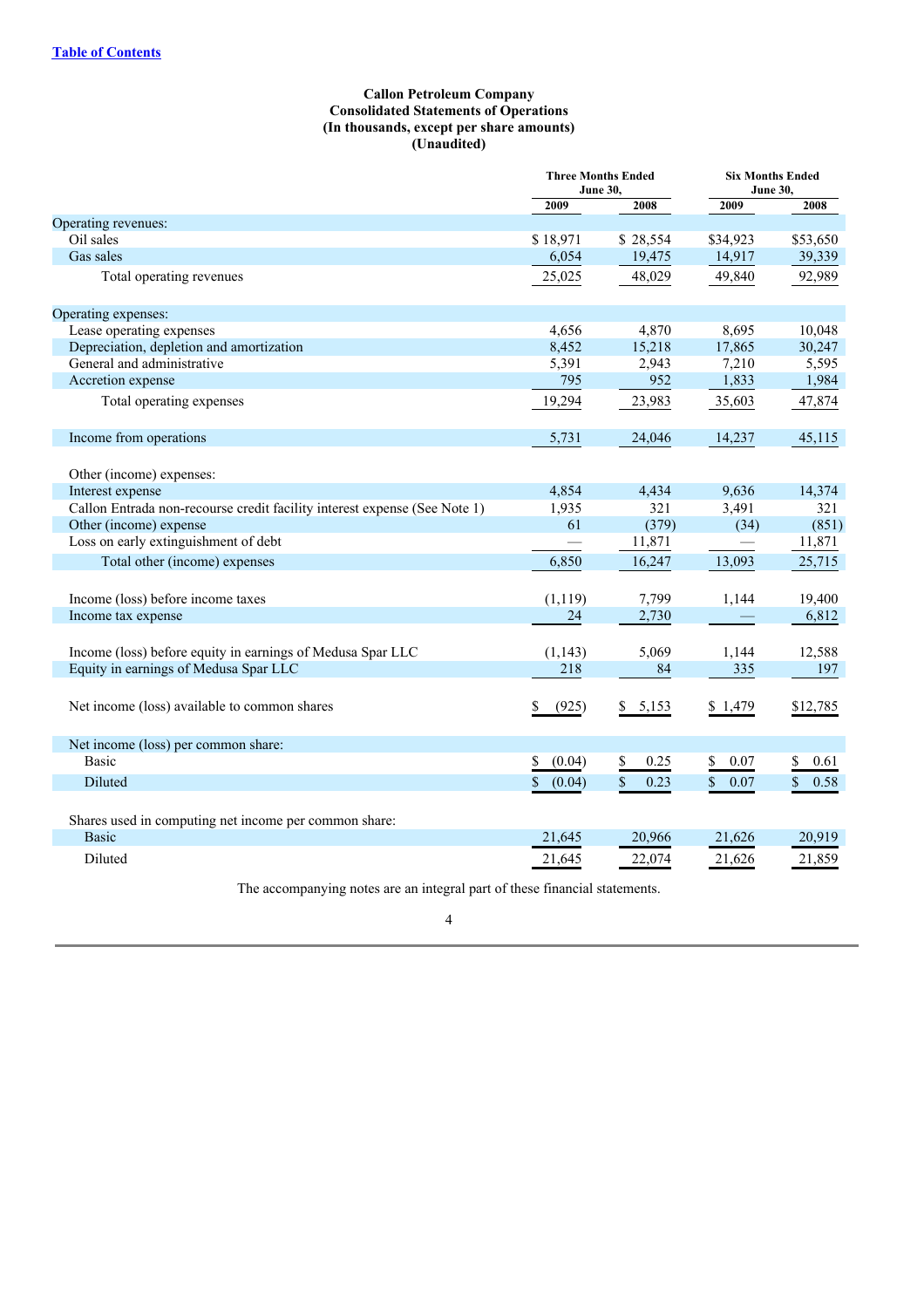[Table of Contents](#)

**Callon Petroleum Company**
**Consolidated Statements of Operations**
**(In thousands, except per share amounts)**
**(Unaudited)**

| | Three Months Ended June 30, | | Six Months Ended June 30, | |
|---|---|---|---|---|
| | 2009 | 2008 | 2009 | 2008 |
| Operating revenues: | | | | |
| Oil sales | $ 18,971 | $ 28,554 | $34,923 | $53,650 |
| Gas sales | 6,054 | 19,475 | 14,917 | 39,339 |
| Total operating revenues | 25,025 | 48,029 | 49,840 | 92,989 |
| Operating expenses: | | | | |
| Lease operating expenses | 4,656 | 4,870 | 8,695 | 10,048 |
| Depreciation, depletion and amortization | 8,452 | 15,218 | 17,865 | 30,247 |
| General and administrative | 5,391 | 2,943 | 7,210 | 5,595 |
| Accretion expense | 795 | 952 | 1,833 | 1,984 |
| Total operating expenses | 19,294 | 23,983 | 35,603 | 47,874 |
| Income from operations | 5,731 | 24,046 | 14,237 | 45,115 |
| Other (income) expenses: | | | | |
| Interest expense | 4,854 | 4,434 | 9,636 | 14,374 |
| Callon Entrada non-recourse credit facility interest expense (See Note 1) | 1,935 | 321 | 3,491 | 321 |
| Other (income) expense | 61 | (379) | (34) | (851) |
| Loss on early extinguishment of debt | — | 11,871 | — | 11,871 |
| Total other (income) expenses | 6,850 | 16,247 | 13,093 | 25,715 |
| Income (loss) before income taxes | (1,119) | 7,799 | 1,144 | 19,400 |
| Income tax expense | 24 | 2,730 | — | 6,812 |
| Income (loss) before equity in earnings of Medusa Spar LLC | (1,143) | 5,069 | 1,144 | 12,588 |
| Equity in earnings of Medusa Spar LLC | 218 | 84 | 335 | 197 |
| Net income (loss) available to common shares | $ (925) | $ 5,153 | $ 1,479 | $12,785 |
| Net income (loss) per common share: | | | | |
| Basic | $ (0.04) | $ 0.25 | $ 0.07 | $ 0.61 |
| Diluted | $ (0.04) | $ 0.23 | $ 0.07 | $ 0.58 |
| Shares used in computing net income per common share: | | | | |
| Basic | 21,645 | 20,966 | 21,626 | 20,919 |
| Diluted | 21,645 | 22,074 | 21,626 | 21,859 |

The accompanying notes are an integral part of these financial statements.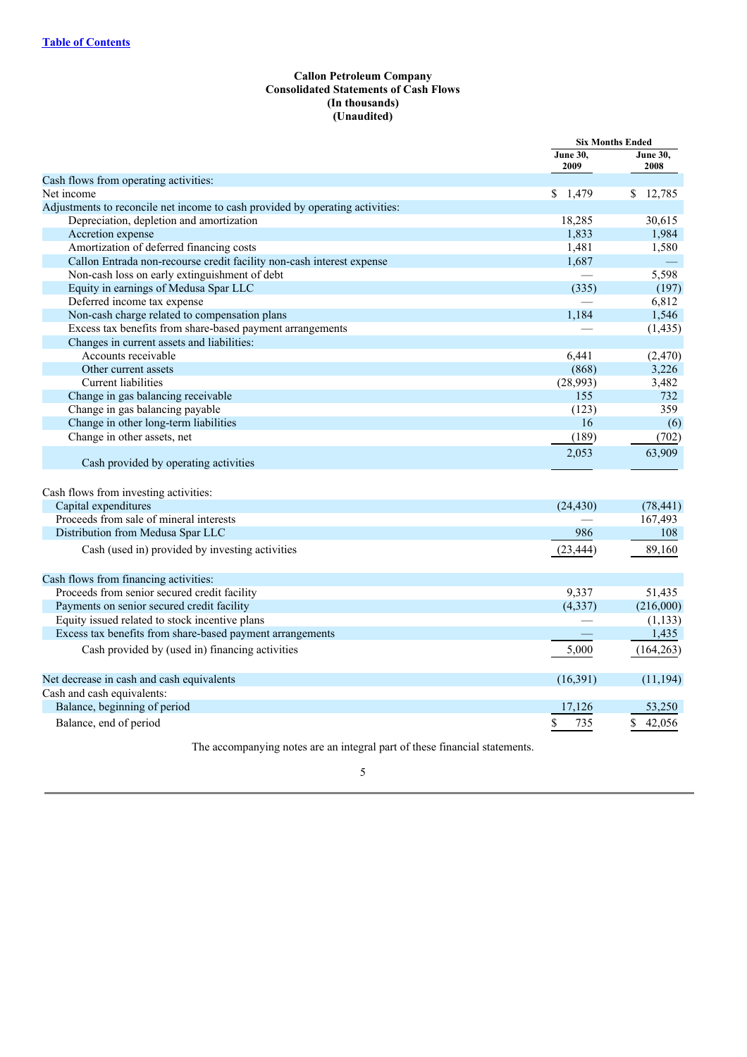Table of Contents

**Callon Petroleum Company**
**Consolidated Statements of Cash Flows**
**(In thousands)**
**(Unaudited)**

| | Six Months Ended | |
|---|---|---|
| | June 30, 2009 | June 30, 2008 |
| Cash flows from operating activities: | | |
| Net income | $ 1,479 | $ 12,785 |
| Adjustments to reconcile net income to cash provided by operating activities: | | |
| Depreciation, depletion and amortization | 18,285 | 30,615 |
| Accretion expense | 1,833 | 1,984 |
| Amortization of deferred financing costs | 1,481 | 1,580 |
| Callon Entrada non-recourse credit facility non-cash interest expense | 1,687 | — |
| Non-cash loss on early extinguishment of debt | — | 5,598 |
| Equity in earnings of Medusa Spar LLC | (335) | (197) |
| Deferred income tax expense | — | 6,812 |
| Non-cash charge related to compensation plans | 1,184 | 1,546 |
| Excess tax benefits from share-based payment arrangements | — | (1,435) |
| Changes in current assets and liabilities: | | |
| Accounts receivable | 6,441 | (2,470) |
| Other current assets | (868) | 3,226 |
| Current liabilities | (28,993) | 3,482 |
| Change in gas balancing receivable | 155 | 732 |
| Change in gas balancing payable | (123) | 359 |
| Change in other long-term liabilities | 16 | (6) |
| Change in other assets, net | (189) | (702) |
| Cash provided by operating activities | 2,053 | 63,909 |
| Cash flows from investing activities: | | |
| Capital expenditures | (24,430) | (78,441) |
| Proceeds from sale of mineral interests | — | 167,493 |
| Distribution from Medusa Spar LLC | 986 | 108 |
| Cash (used in) provided by investing activities | (23,444) | 89,160 |
| Cash flows from financing activities: | | |
| Proceeds from senior secured credit facility | 9,337 | 51,435 |
| Payments on senior secured credit facility | (4,337) | (216,000) |
| Equity issued related to stock incentive plans | — | (1,133) |
| Excess tax benefits from share-based payment arrangements | — | 1,435 |
| Cash provided by (used in) financing activities | 5,000 | (164,263) |
| Net decrease in cash and cash equivalents | (16,391) | (11,194) |
| Cash and cash equivalents: | | |
| Balance, beginning of period | 17,126 | 53,250 |
| Balance, end of period | $ 735 | $ 42,056 |

The accompanying notes are an integral part of these financial statements.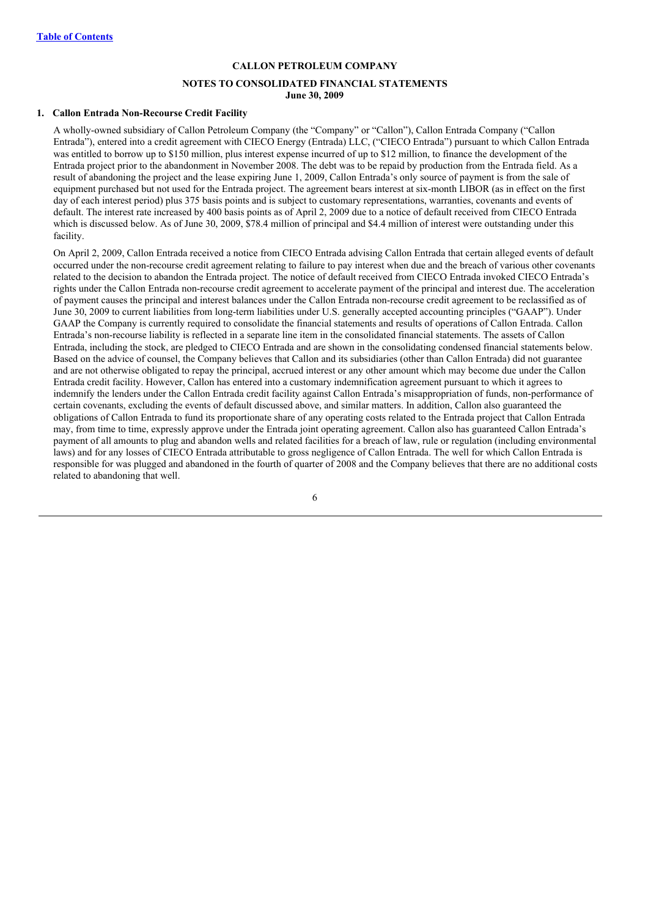**CALLON PETROLEUM COMPANY**

**NOTES TO CONSOLIDATED FINANCIAL STATEMENTS**
**June 30, 2009**

## 1. Callon Entrada Non-Recourse Credit Facility

A wholly-owned subsidiary of Callon Petroleum Company (the "Company" or "Callon"), Callon Entrada Company ("Callon Entrada"), entered into a credit agreement with CIECO Energy (Entrada) LLC, ("CIECO Entrada") pursuant to which Callon Entrada was entitled to borrow up to \$150 million, plus interest expense incurred of up to \$12 million, to finance the development of the Entrada project prior to the abandonment in November 2008. The debt was to be repaid by production from the Entrada field. As a result of abandoning the project and the lease expiring June 1, 2009, Callon Entrada's only source of payment is from the sale of equipment purchased but not used for the Entrada project. The agreement bears interest at six-month LIBOR (as in effect on the first day of each interest period) plus 375 basis points and is subject to customary representations, warranties, covenants and events of default. The interest rate increased by 400 basis points as of April 2, 2009 due to a notice of default received from CIECO Entrada which is discussed below. As of June 30, 2009, \$78.4 million of principal and \$4.4 million of interest were outstanding under this facility.

On April 2, 2009, Callon Entrada received a notice from CIECO Entrada advising Callon Entrada that certain alleged events of default occurred under the non-recourse credit agreement relating to failure to pay interest when due and the breach of various other covenants related to the decision to abandon the Entrada project. The notice of default received from CIECO Entrada invoked CIECO Entrada's rights under the Callon Entrada non-recourse credit agreement to accelerate payment of the principal and interest due. The acceleration of payment causes the principal and interest balances under the Callon Entrada non-recourse credit agreement to be reclassified as of June 30, 2009 to current liabilities from long-term liabilities under U.S. generally accepted accounting principles ("GAAP"). Under GAAP the Company is currently required to consolidate the financial statements and results of operations of Callon Entrada. Callon Entrada's non-recourse liability is reflected in a separate line item in the consolidated financial statements. The assets of Callon Entrada, including the stock, are pledged to CIECO Entrada and are shown in the consolidating condensed financial statements below. Based on the advice of counsel, the Company believes that Callon and its subsidiaries (other than Callon Entrada) did not guarantee and are not otherwise obligated to repay the principal, accrued interest or any other amount which may become due under the Callon Entrada credit facility. However, Callon has entered into a customary indemnification agreement pursuant to which it agrees to indemnify the lenders under the Callon Entrada credit facility against Callon Entrada's misappropriation of funds, non-performance of certain covenants, excluding the events of default discussed above, and similar matters. In addition, Callon also guaranteed the obligations of Callon Entrada to fund its proportionate share of any operating costs related to the Entrada project that Callon Entrada may, from time to time, expressly approve under the Entrada joint operating agreement. Callon also has guaranteed Callon Entrada's payment of all amounts to plug and abandon wells and related facilities for a breach of law, rule or regulation (including environmental laws) and for any losses of CIECO Entrada attributable to gross negligence of Callon Entrada. The well for which Callon Entrada is responsible for was plugged and abandoned in the fourth of quarter of 2008 and the Company believes that there are no additional costs related to abandoning that well.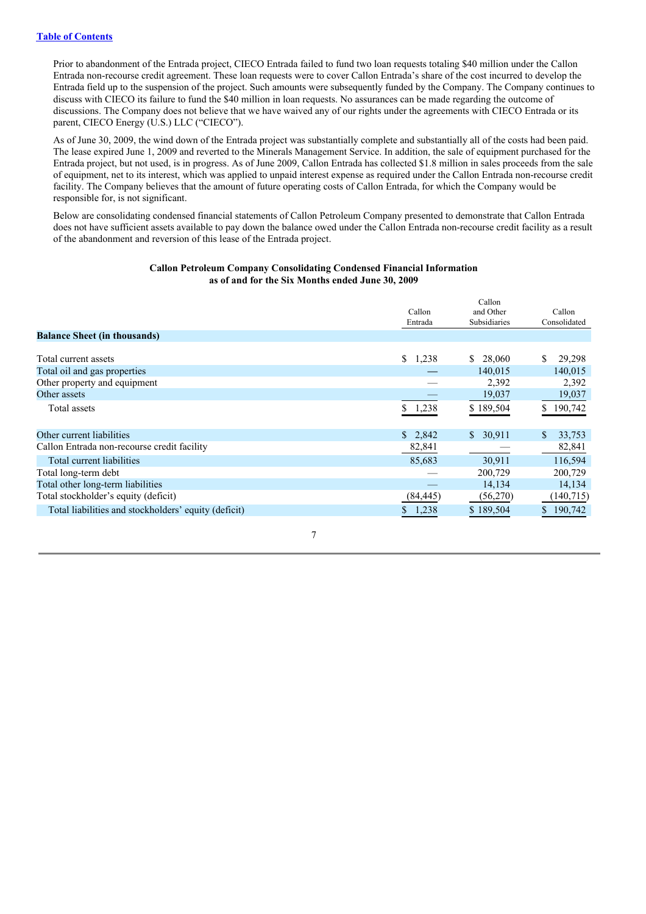Prior to abandonment of the Entrada project, CIECO Entrada failed to fund two loan requests totaling $40 million under the Callon Entrada non-recourse credit agreement. These loan requests were to cover Callon Entrada's share of the cost incurred to develop the Entrada field up to the suspension of the project. Such amounts were subsequently funded by the Company. The Company continues to discuss with CIECO its failure to fund the $40 million in loan requests. No assurances can be made regarding the outcome of discussions. The Company does not believe that we have waived any of our rights under the agreements with CIECO Entrada or its parent, CIECO Energy (U.S.) LLC ("CIECO").

As of June 30, 2009, the wind down of the Entrada project was substantially complete and substantially all of the costs had been paid. The lease expired June 1, 2009 and reverted to the Minerals Management Service. In addition, the sale of equipment purchased for the Entrada project, but not used, is in progress. As of June 2009, Callon Entrada has collected $1.8 million in sales proceeds from the sale of equipment, net to its interest, which was applied to unpaid interest expense as required under the Callon Entrada non-recourse credit facility. The Company believes that the amount of future operating costs of Callon Entrada, for which the Company would be responsible for, is not significant.

Below are consolidating condensed financial statements of Callon Petroleum Company presented to demonstrate that Callon Entrada does not have sufficient assets available to pay down the balance owed under the Callon Entrada non-recourse credit facility as a result of the abandonment and reversion of this lease of the Entrada project.

**Callon Petroleum Company Consolidating Condensed Financial Information as of and for the Six Months ended June 30, 2009**

| | Callon Entrada | Callon and Other Subsidiaries | Callon Consolidated |
|---|---|---|---|
| **Balance Sheet (in thousands)** | | | |
| Total current assets | $ 1,238 | $ 28,060 | $ 29,298 |
| Total oil and gas properties | — | 140,015 | 140,015 |
| Other property and equipment | — | 2,392 | 2,392 |
| Other assets | — | 19,037 | 19,037 |
| Total assets | $ 1,238 | $ 189,504 | $ 190,742 |
| Other current liabilities | $ 2,842 | $ 30,911 | $ 33,753 |
| Callon Entrada non-recourse credit facility | 82,841 | — | 82,841 |
| Total current liabilities | 85,683 | 30,911 | 116,594 |
| Total long-term debt | — | 200,729 | 200,729 |
| Total other long-term liabilities | — | 14,134 | 14,134 |
| Total stockholder's equity (deficit) | (84,445) | (56,270) | (140,715) |
| Total liabilities and stockholders' equity (deficit) | $ 1,238 | $ 189,504 | $ 190,742 |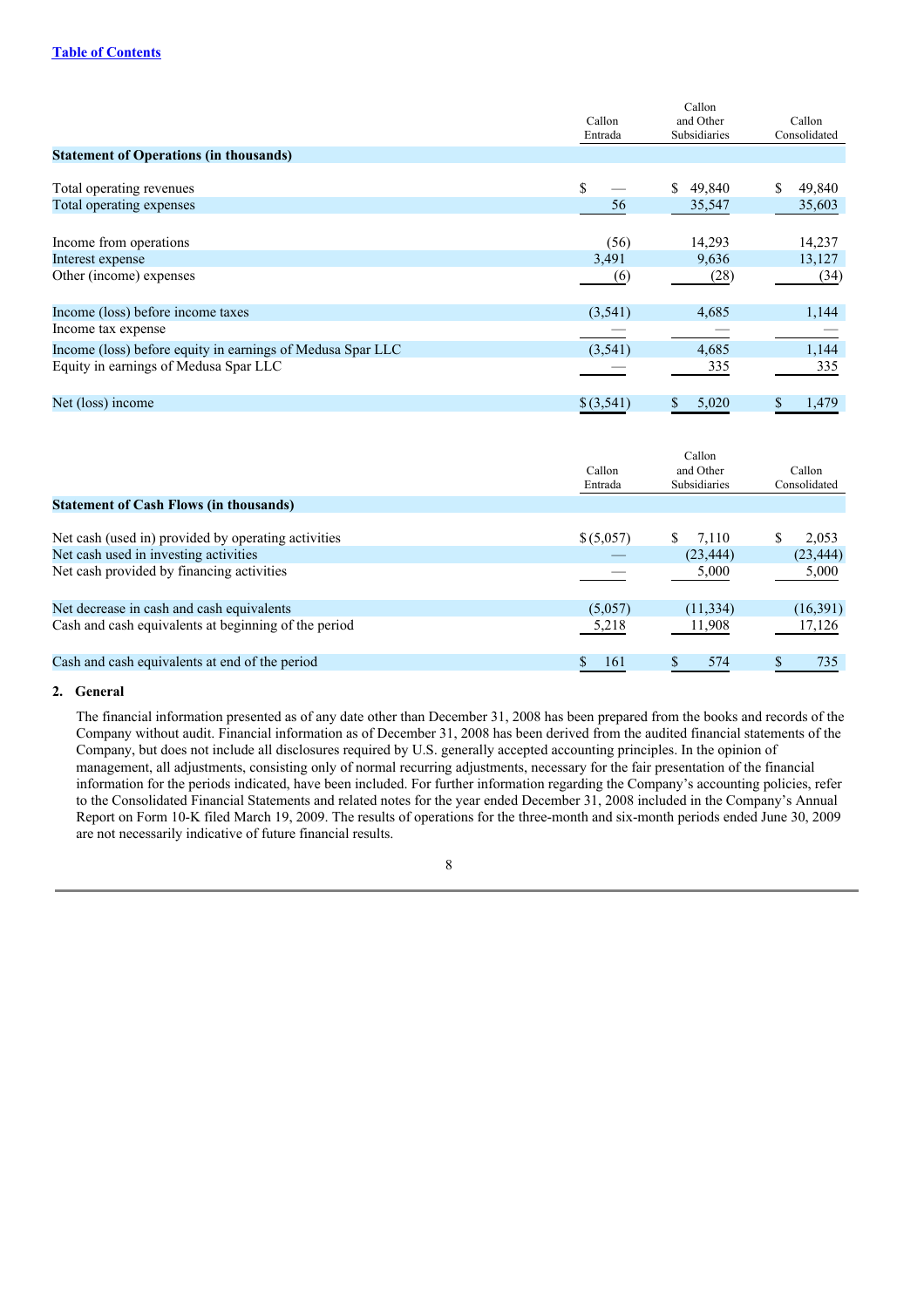[Table of Contents](#)

| Statement of Operations (in thousands) | Callon Entrada | Callon and Other Subsidiaries | Callon Consolidated |
|---|---|---|---|
| Total operating revenues | $ — | $ 49,840 | $ 49,840 |
| Total operating expenses | 56 | 35,547 | 35,603 |
| Income from operations | (56) | 14,293 | 14,237 |
| Interest expense | 3,491 | 9,636 | 13,127 |
| Other (income) expenses | (6) | (28) | (34) |
| Income (loss) before income taxes | (3,541) | 4,685 | 1,144 |
| Income tax expense | — | — | — |
| Income (loss) before equity in earnings of Medusa Spar LLC | (3,541) | 4,685 | 1,144 |
| Equity in earnings of Medusa Spar LLC | — | 335 | 335 |
| Net (loss) income | $ (3,541) | $ 5,020 | $ 1,479 |

| Statement of Cash Flows (in thousands) | Callon Entrada | Callon and Other Subsidiaries | Callon Consolidated |
|---|---|---|---|
| Net cash (used in) provided by operating activities | $ (5,057) | $ 7,110 | $ 2,053 |
| Net cash used in investing activities | — | (23,444) | (23,444) |
| Net cash provided by financing activities | — | 5,000 | 5,000 |
| Net decrease in cash and cash equivalents | (5,057) | (11,334) | (16,391) |
| Cash and cash equivalents at beginning of the period | 5,218 | 11,908 | 17,126 |
| Cash and cash equivalents at end of the period | $ 161 | $ 574 | $ 735 |

**2. General**

The financial information presented as of any date other than December 31, 2008 has been prepared from the books and records of the Company without audit. Financial information as of December 31, 2008 has been derived from the audited financial statements of the Company, but does not include all disclosures required by U.S. generally accepted accounting principles. In the opinion of management, all adjustments, consisting only of normal recurring adjustments, necessary for the fair presentation of the financial information for the periods indicated, have been included. For further information regarding the Company's accounting policies, refer to the Consolidated Financial Statements and related notes for the year ended December 31, 2008 included in the Company's Annual Report on Form 10-K filed March 19, 2009. The results of operations for the three-month and six-month periods ended June 30, 2009 are not necessarily indicative of future financial results.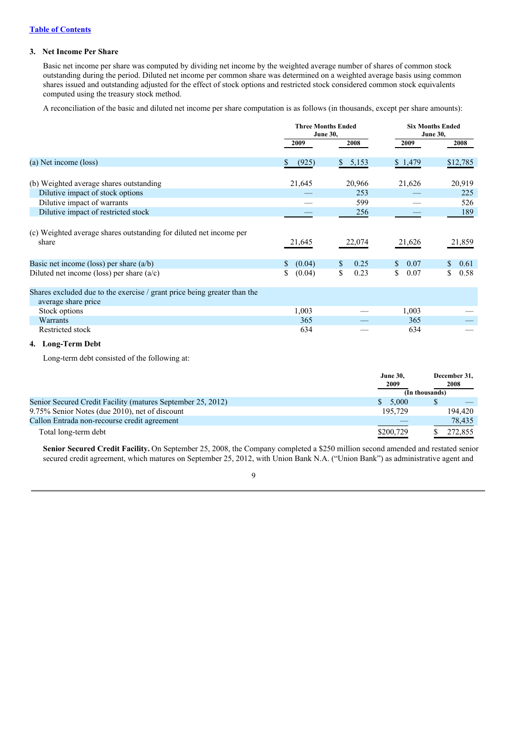[Table of Contents]

### 3. Net Income Per Share

Basic net income per share was computed by dividing net income by the weighted average number of shares of common stock outstanding during the period. Diluted net income per common share was determined on a weighted average basis using common shares issued and outstanding adjusted for the effect of stock options and restricted stock considered common stock equivalents computed using the treasury stock method.

A reconciliation of the basic and diluted net income per share computation is as follows (in thousands, except per share amounts):

| | Three Months Ended June 30, | | Six Months Ended June 30, | |
|---|---|---|---|---|
| | 2009 | 2008 | 2009 | 2008 |
| (a) Net income (loss) | $ (925) | $ 5,153 | $ 1,479 | $12,785 |
| (b) Weighted average shares outstanding | 21,645 | 20,966 | 21,626 | 20,919 |
| Dilutive impact of stock options | — | 253 | — | 225 |
| Dilutive impact of warrants | — | 599 | — | 526 |
| Dilutive impact of restricted stock | — | 256 | — | 189 |
| (c) Weighted average shares outstanding for diluted net income per share | 21,645 | 22,074 | 21,626 | 21,859 |
| Basic net income (loss) per share (a/b) | $ (0.04) | $ 0.25 | $ 0.07 | $ 0.61 |
| Diluted net income (loss) per share (a/c) | $ (0.04) | $ 0.23 | $ 0.07 | $ 0.58 |
| Shares excluded due to the exercise / grant price being greater than the average share price | | | | |
| Stock options | 1,003 | — | 1,003 | — |
| Warrants | 365 | — | 365 | — |
| Restricted stock | 634 | — | 634 | — |

### 4. Long-Term Debt

Long-term debt consisted of the following at:

| | June 30, 2009 | December 31, 2008 |
|---|---|---|
| | (In thousands) | |
| Senior Secured Credit Facility (matures September 25, 2012) | $ 5,000 | $ — |
| 9.75% Senior Notes (due 2010), net of discount | 195,729 | 194,420 |
| Callon Entrada non-recourse credit agreement | — | 78,435 |
| Total long-term debt | $200,729 | $ 272,855 |

**Senior Secured Credit Facility.** On September 25, 2008, the Company completed a $250 million second amended and restated senior secured credit agreement, which matures on September 25, 2012, with Union Bank N.A. ("Union Bank") as administrative agent and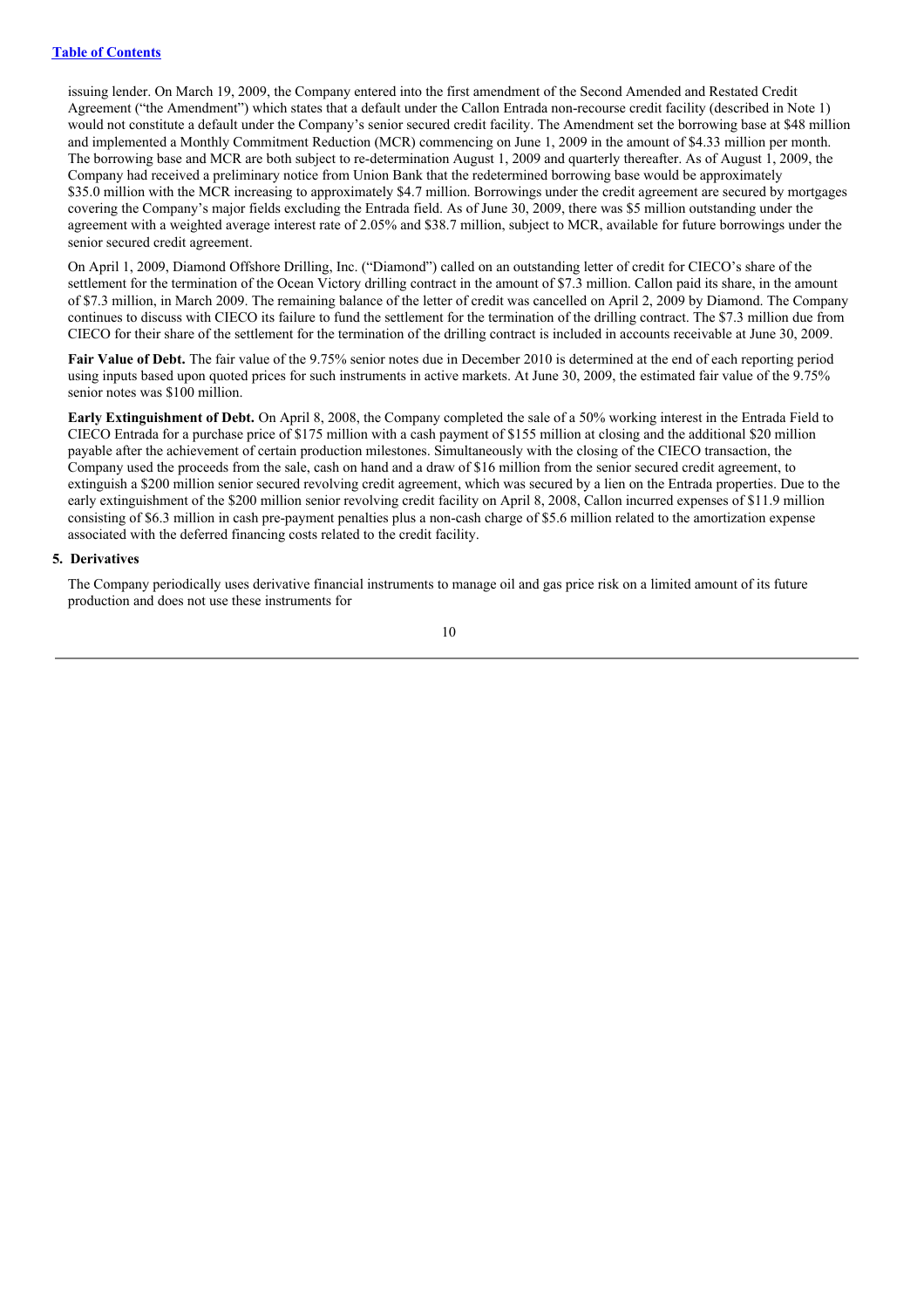issuing lender. On March 19, 2009, the Company entered into the first amendment of the Second Amended and Restated Credit Agreement ("the Amendment") which states that a default under the Callon Entrada non-recourse credit facility (described in Note 1) would not constitute a default under the Company's senior secured credit facility. The Amendment set the borrowing base at $48 million and implemented a Monthly Commitment Reduction (MCR) commencing on June 1, 2009 in the amount of $4.33 million per month. The borrowing base and MCR are both subject to re-determination August 1, 2009 and quarterly thereafter. As of August 1, 2009, the Company had received a preliminary notice from Union Bank that the redetermined borrowing base would be approximately $35.0 million with the MCR increasing to approximately $4.7 million. Borrowings under the credit agreement are secured by mortgages covering the Company's major fields excluding the Entrada field. As of June 30, 2009, there was $5 million outstanding under the agreement with a weighted average interest rate of 2.05% and $38.7 million, subject to MCR, available for future borrowings under the senior secured credit agreement.

On April 1, 2009, Diamond Offshore Drilling, Inc. ("Diamond") called on an outstanding letter of credit for CIECO's share of the settlement for the termination of the Ocean Victory drilling contract in the amount of $7.3 million. Callon paid its share, in the amount of $7.3 million, in March 2009. The remaining balance of the letter of credit was cancelled on April 2, 2009 by Diamond. The Company continues to discuss with CIECO its failure to fund the settlement for the termination of the drilling contract. The $7.3 million due from CIECO for their share of the settlement for the termination of the drilling contract is included in accounts receivable at June 30, 2009.

**Fair Value of Debt.** The fair value of the 9.75% senior notes due in December 2010 is determined at the end of each reporting period using inputs based upon quoted prices for such instruments in active markets. At June 30, 2009, the estimated fair value of the 9.75% senior notes was $100 million.

**Early Extinguishment of Debt.** On April 8, 2008, the Company completed the sale of a 50% working interest in the Entrada Field to CIECO Entrada for a purchase price of $175 million with a cash payment of $155 million at closing and the additional $20 million payable after the achievement of certain production milestones. Simultaneously with the closing of the CIECO transaction, the Company used the proceeds from the sale, cash on hand and a draw of $16 million from the senior secured credit agreement, to extinguish a $200 million senior secured revolving credit agreement, which was secured by a lien on the Entrada properties. Due to the early extinguishment of the $200 million senior revolving credit facility on April 8, 2008, Callon incurred expenses of $11.9 million consisting of $6.3 million in cash pre-payment penalties plus a non-cash charge of $5.6 million related to the amortization expense associated with the deferred financing costs related to the credit facility.

## 5. Derivatives

The Company periodically uses derivative financial instruments to manage oil and gas price risk on a limited amount of its future production and does not use these instruments for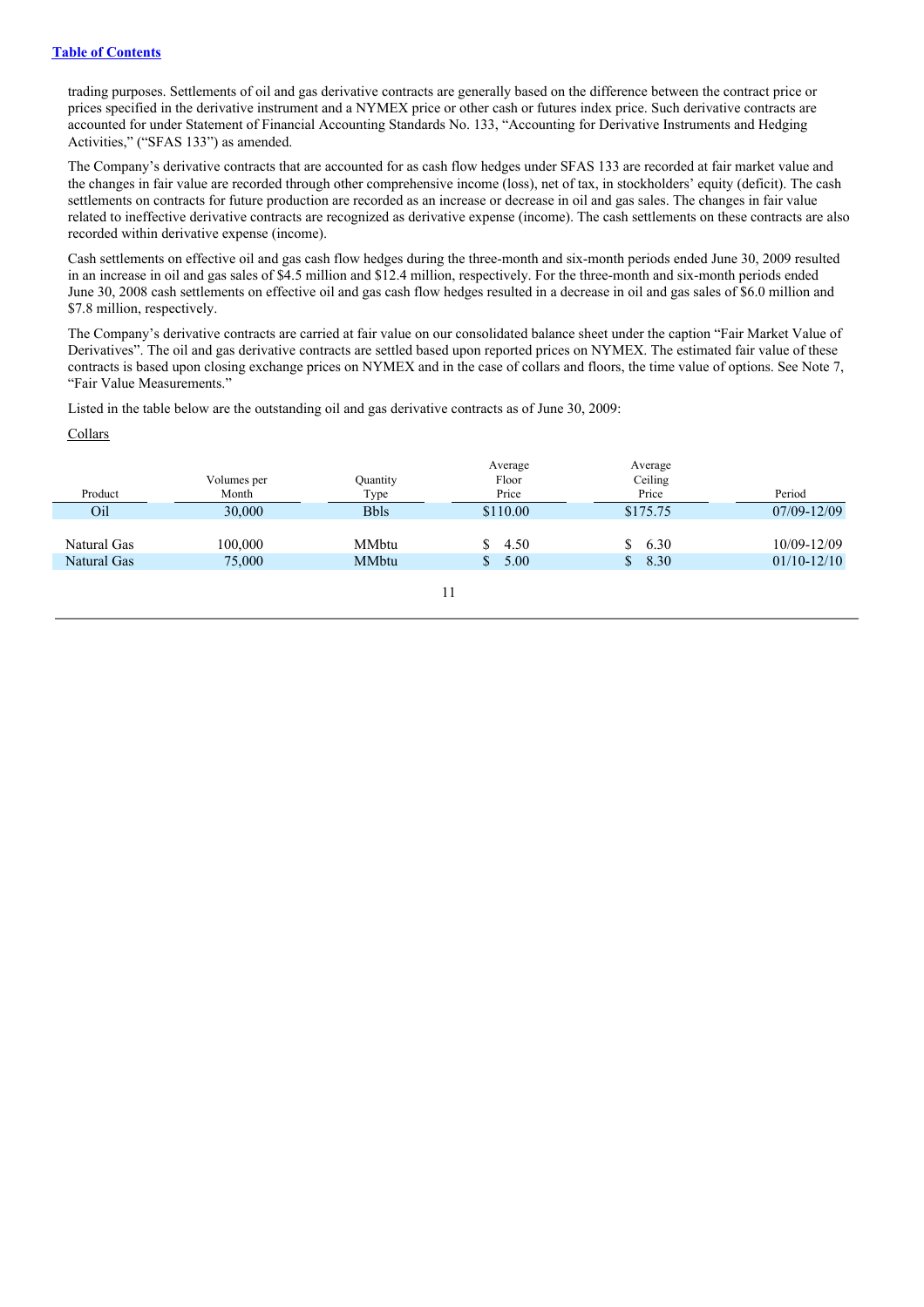trading purposes. Settlements of oil and gas derivative contracts are generally based on the difference between the contract price or prices specified in the derivative instrument and a NYMEX price or other cash or futures index price. Such derivative contracts are accounted for under Statement of Financial Accounting Standards No. 133, "Accounting for Derivative Instruments and Hedging Activities," ("SFAS 133") as amended.

The Company's derivative contracts that are accounted for as cash flow hedges under SFAS 133 are recorded at fair market value and the changes in fair value are recorded through other comprehensive income (loss), net of tax, in stockholders' equity (deficit). The cash settlements on contracts for future production are recorded as an increase or decrease in oil and gas sales. The changes in fair value related to ineffective derivative contracts are recognized as derivative expense (income). The cash settlements on these contracts are also recorded within derivative expense (income).

Cash settlements on effective oil and gas cash flow hedges during the three-month and six-month periods ended June 30, 2009 resulted in an increase in oil and gas sales of $4.5 million and $12.4 million, respectively. For the three-month and six-month periods ended June 30, 2008 cash settlements on effective oil and gas cash flow hedges resulted in a decrease in oil and gas sales of $6.0 million and $7.8 million, respectively.

The Company's derivative contracts are carried at fair value on our consolidated balance sheet under the caption "Fair Market Value of Derivatives". The oil and gas derivative contracts are settled based upon reported prices on NYMEX. The estimated fair value of these contracts is based upon closing exchange prices on NYMEX and in the case of collars and floors, the time value of options. See Note 7, "Fair Value Measurements."

Listed in the table below are the outstanding oil and gas derivative contracts as of June 30, 2009:

Collars

| Product | Volumes per Month | Quantity Type | Average Floor Price | Average Ceiling Price | Period |
|---|---|---|---|---|---|
| Oil | 30,000 | Bbls | $110.00 | $175.75 | 07/09-12/09 |
| Natural Gas | 100,000 | MMbtu | $ 4.50 | $ 6.30 | 10/09-12/09 |
| Natural Gas | 75,000 | MMbtu | $ 5.00 | $ 8.30 | 01/10-12/10 |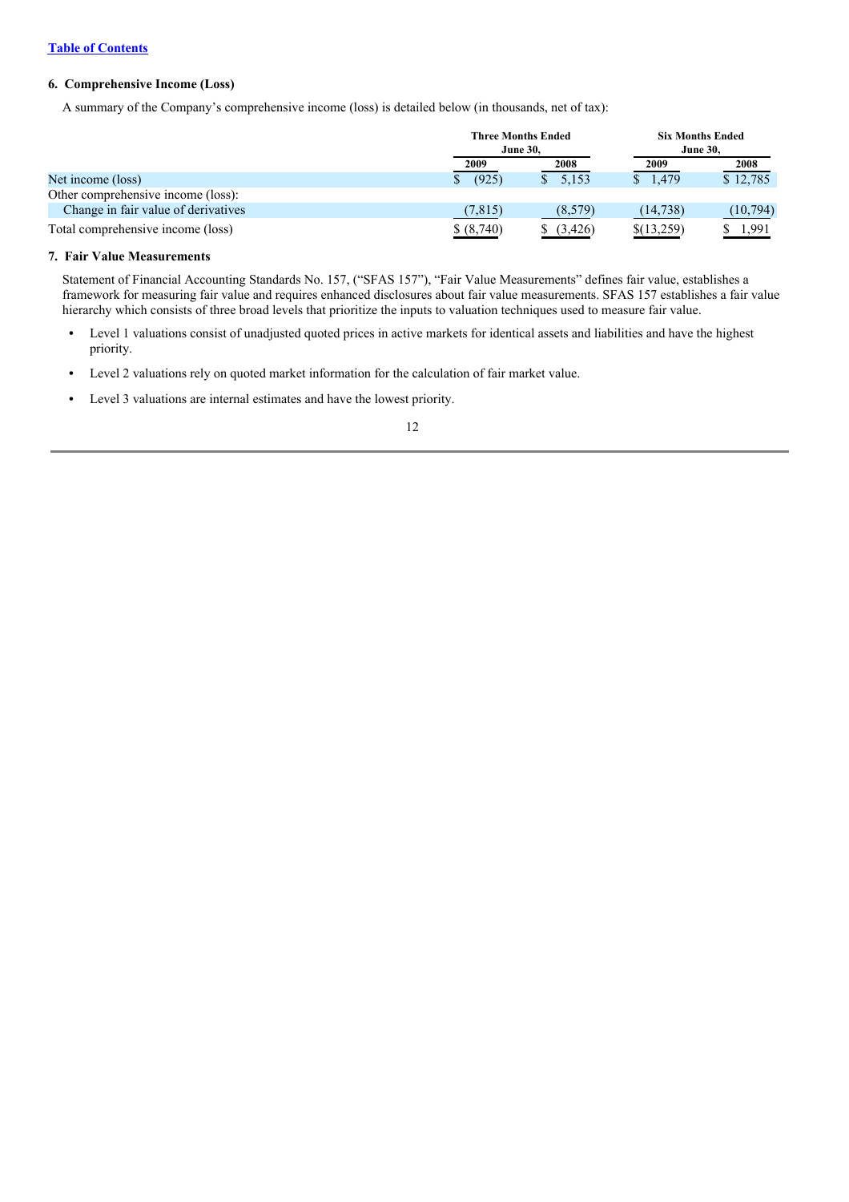### 6. Comprehensive Income (Loss)

A summary of the Company's comprehensive income (loss) is detailed below (in thousands, net of tax):

| | Three Months Ended June 30, | | Six Months Ended June 30, | |
|---|---|---|---|---|
| | 2009 | 2008 | 2009 | 2008 |
| Net income (loss) | $ (925) | $ 5,153 | $ 1,479 | $ 12,785 |
| Other comprehensive income (loss): | | | | |
| Change in fair value of derivatives | (7,815) | (8,579) | (14,738) | (10,794) |
| Total comprehensive income (loss) | $ (8,740) | $ (3,426) | $(13,259) | $ 1,991 |

### 7. Fair Value Measurements

Statement of Financial Accounting Standards No. 157, ("SFAS 157"), "Fair Value Measurements" defines fair value, establishes a framework for measuring fair value and requires enhanced disclosures about fair value measurements. SFAS 157 establishes a fair value hierarchy which consists of three broad levels that prioritize the inputs to valuation techniques used to measure fair value.

- Level 1 valuations consist of unadjusted quoted prices in active markets for identical assets and liabilities and have the highest priority.
- Level 2 valuations rely on quoted market information for the calculation of fair market value.
- Level 3 valuations are internal estimates and have the lowest priority.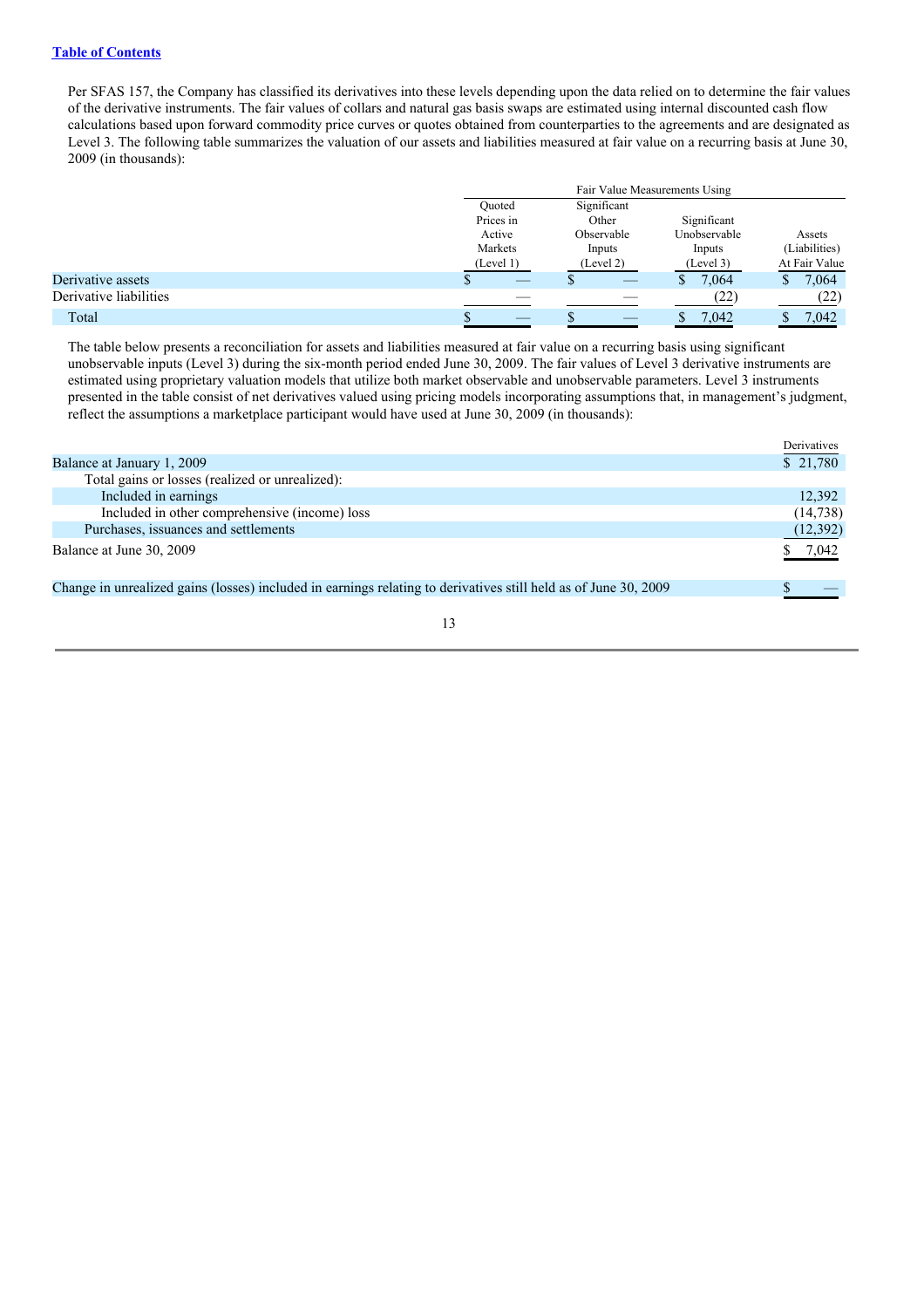Per SFAS 157, the Company has classified its derivatives into these levels depending upon the data relied on to determine the fair values of the derivative instruments. The fair values of collars and natural gas basis swaps are estimated using internal discounted cash flow calculations based upon forward commodity price curves or quotes obtained from counterparties to the agreements and are designated as Level 3. The following table summarizes the valuation of our assets and liabilities measured at fair value on a recurring basis at June 30, 2009 (in thousands):

| | Fair Value Measurements Using | | | |
|---|---|---|---|---|
| | Quoted Prices in Active Markets (Level 1) | Significant Other Observable Inputs (Level 2) | Significant Unobservable Inputs (Level 3) | Assets (Liabilities) At Fair Value |
| Derivative assets | $ — | $ — | $ 7,064 | $ 7,064 |
| Derivative liabilities | — | — | (22) | (22) |
| Total | $ — | $ — | $ 7,042 | $ 7,042 |

The table below presents a reconciliation for assets and liabilities measured at fair value on a recurring basis using significant unobservable inputs (Level 3) during the six-month period ended June 30, 2009. The fair values of Level 3 derivative instruments are estimated using proprietary valuation models that utilize both market observable and unobservable parameters. Level 3 instruments presented in the table consist of net derivatives valued using pricing models incorporating assumptions that, in management's judgment, reflect the assumptions a marketplace participant would have used at June 30, 2009 (in thousands):

| | Derivatives |
|---|---|
| Balance at January 1, 2009 | $ 21,780 |
| Total gains or losses (realized or unrealized): | |
| Included in earnings | 12,392 |
| Included in other comprehensive (income) loss | (14,738) |
| Purchases, issuances and settlements | (12,392) |
| Balance at June 30, 2009 | $ 7,042 |
| Change in unrealized gains (losses) included in earnings relating to derivatives still held as of June 30, 2009 | $ — |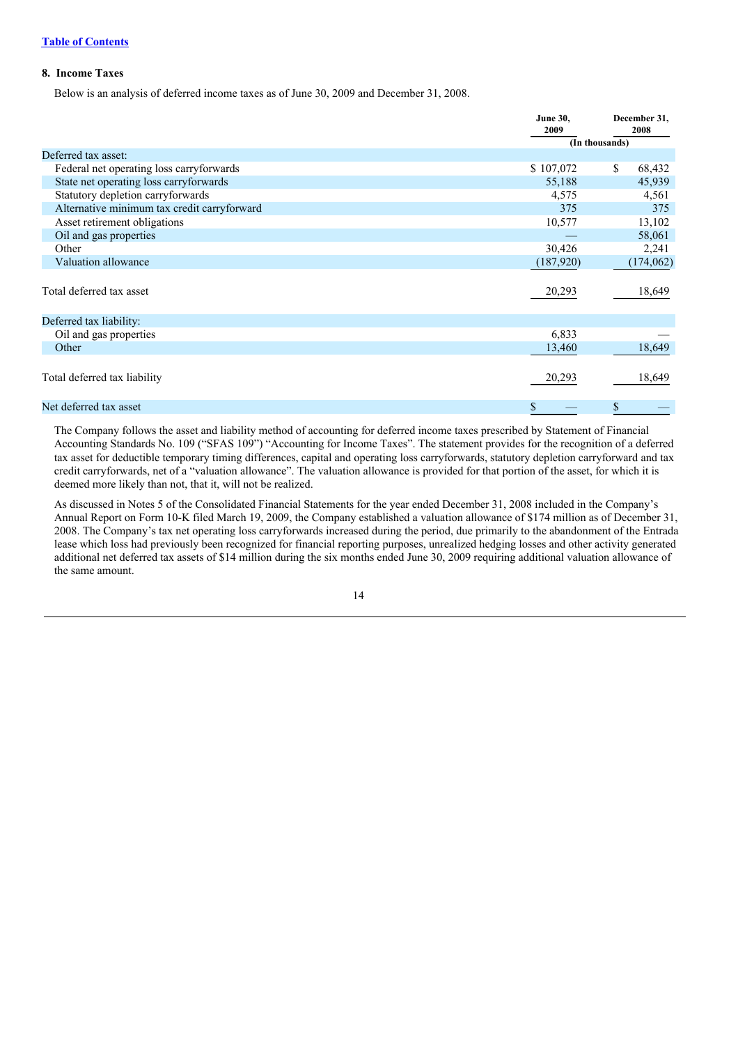[Table of Contents](#)

## 8. Income Taxes

Below is an analysis of deferred income taxes as of June 30, 2009 and December 31, 2008.

| | June 30, 2009 | December 31, 2008 |
|---|---|---|
| | (In thousands) | |
| Deferred tax asset: | | |
| Federal net operating loss carryforwards | $ 107,072 | $ 68,432 |
| State net operating loss carryforwards | 55,188 | 45,939 |
| Statutory depletion carryforwards | 4,575 | 4,561 |
| Alternative minimum tax credit carryforward | 375 | 375 |
| Asset retirement obligations | 10,577 | 13,102 |
| Oil and gas properties | — | 58,061 |
| Other | 30,426 | 2,241 |
| Valuation allowance | (187,920) | (174,062) |
| Total deferred tax asset | 20,293 | 18,649 |
| Deferred tax liability: | | |
| Oil and gas properties | 6,833 | — |
| Other | 13,460 | 18,649 |
| Total deferred tax liability | 20,293 | 18,649 |
| Net deferred tax asset | $ — | $ — |

The Company follows the asset and liability method of accounting for deferred income taxes prescribed by Statement of Financial Accounting Standards No. 109 ("SFAS 109") "Accounting for Income Taxes". The statement provides for the recognition of a deferred tax asset for deductible temporary timing differences, capital and operating loss carryforwards, statutory depletion carryforward and tax credit carryforwards, net of a "valuation allowance". The valuation allowance is provided for that portion of the asset, for which it is deemed more likely than not, that it, will not be realized.

As discussed in Notes 5 of the Consolidated Financial Statements for the year ended December 31, 2008 included in the Company's Annual Report on Form 10-K filed March 19, 2009, the Company established a valuation allowance of $174 million as of December 31, 2008. The Company's tax net operating loss carryforwards increased during the period, due primarily to the abandonment of the Entrada lease which loss had previously been recognized for financial reporting purposes, unrealized hedging losses and other activity generated additional net deferred tax assets of $14 million during the six months ended June 30, 2009 requiring additional valuation allowance of the same amount.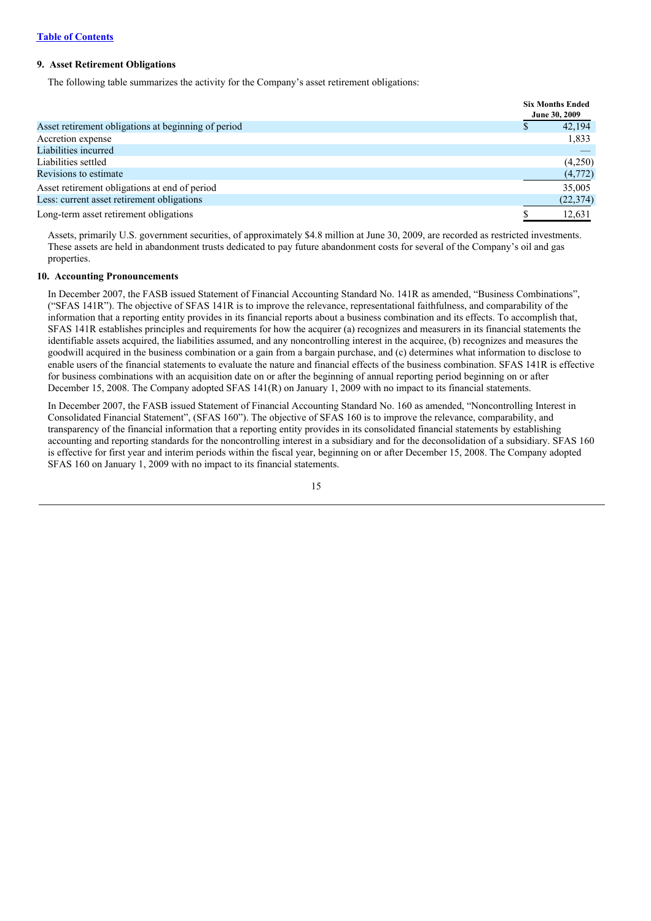### 9. Asset Retirement Obligations

The following table summarizes the activity for the Company's asset retirement obligations:

| | Six Months Ended June 30, 2009 |
|---|---|
| Asset retirement obligations at beginning of period | $ 42,194 |
| Accretion expense | 1,833 |
| Liabilities incurred | — |
| Liabilities settled | (4,250) |
| Revisions to estimate | (4,772) |
| Asset retirement obligations at end of period | 35,005 |
| Less: current asset retirement obligations | (22,374) |
| Long-term asset retirement obligations | $ 12,631 |

Assets, primarily U.S. government securities, of approximately $4.8 million at June 30, 2009, are recorded as restricted investments. These assets are held in abandonment trusts dedicated to pay future abandonment costs for several of the Company's oil and gas properties.

### 10. Accounting Pronouncements

In December 2007, the FASB issued Statement of Financial Accounting Standard No. 141R as amended, "Business Combinations", ("SFAS 141R"). The objective of SFAS 141R is to improve the relevance, representational faithfulness, and comparability of the information that a reporting entity provides in its financial reports about a business combination and its effects. To accomplish that, SFAS 141R establishes principles and requirements for how the acquirer (a) recognizes and measurers in its financial statements the identifiable assets acquired, the liabilities assumed, and any noncontrolling interest in the acquiree, (b) recognizes and measures the goodwill acquired in the business combination or a gain from a bargain purchase, and (c) determines what information to disclose to enable users of the financial statements to evaluate the nature and financial effects of the business combination. SFAS 141R is effective for business combinations with an acquisition date on or after the beginning of annual reporting period beginning on or after December 15, 2008. The Company adopted SFAS 141(R) on January 1, 2009 with no impact to its financial statements.

In December 2007, the FASB issued Statement of Financial Accounting Standard No. 160 as amended, "Noncontrolling Interest in Consolidated Financial Statement", (SFAS 160"). The objective of SFAS 160 is to improve the relevance, comparability, and transparency of the financial information that a reporting entity provides in its consolidated financial statements by establishing accounting and reporting standards for the noncontrolling interest in a subsidiary and for the deconsolidation of a subsidiary. SFAS 160 is effective for first year and interim periods within the fiscal year, beginning on or after December 15, 2008. The Company adopted SFAS 160 on January 1, 2009 with no impact to its financial statements.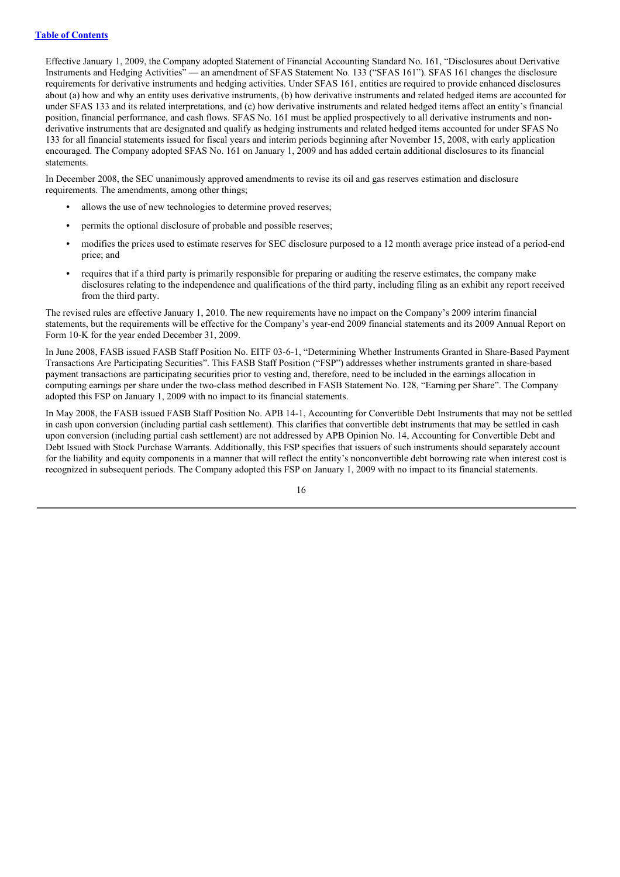Effective January 1, 2009, the Company adopted Statement of Financial Accounting Standard No. 161, "Disclosures about Derivative Instruments and Hedging Activities" — an amendment of SFAS Statement No. 133 ("SFAS 161"). SFAS 161 changes the disclosure requirements for derivative instruments and hedging activities. Under SFAS 161, entities are required to provide enhanced disclosures about (a) how and why an entity uses derivative instruments, (b) how derivative instruments and related hedged items are accounted for under SFAS 133 and its related interpretations, and (c) how derivative instruments and related hedged items affect an entity's financial position, financial performance, and cash flows. SFAS No. 161 must be applied prospectively to all derivative instruments and non-derivative instruments that are designated and qualify as hedging instruments and related hedged items accounted for under SFAS No 133 for all financial statements issued for fiscal years and interim periods beginning after November 15, 2008, with early application encouraged. The Company adopted SFAS No. 161 on January 1, 2009 and has added certain additional disclosures to its financial statements.

In December 2008, the SEC unanimously approved amendments to revise its oil and gas reserves estimation and disclosure requirements. The amendments, among other things;

- allows the use of new technologies to determine proved reserves;
- permits the optional disclosure of probable and possible reserves;
- modifies the prices used to estimate reserves for SEC disclosure purposed to a 12 month average price instead of a period-end price; and
- requires that if a third party is primarily responsible for preparing or auditing the reserve estimates, the company make disclosures relating to the independence and qualifications of the third party, including filing as an exhibit any report received from the third party.

The revised rules are effective January 1, 2010. The new requirements have no impact on the Company's 2009 interim financial statements, but the requirements will be effective for the Company's year-end 2009 financial statements and its 2009 Annual Report on Form 10-K for the year ended December 31, 2009.

In June 2008, FASB issued FASB Staff Position No. EITF 03-6-1, "Determining Whether Instruments Granted in Share-Based Payment Transactions Are Participating Securities". This FASB Staff Position ("FSP") addresses whether instruments granted in share-based payment transactions are participating securities prior to vesting and, therefore, need to be included in the earnings allocation in computing earnings per share under the two-class method described in FASB Statement No. 128, "Earning per Share". The Company adopted this FSP on January 1, 2009 with no impact to its financial statements.

In May 2008, the FASB issued FASB Staff Position No. APB 14-1, Accounting for Convertible Debt Instruments that may not be settled in cash upon conversion (including partial cash settlement). This clarifies that convertible debt instruments that may be settled in cash upon conversion (including partial cash settlement) are not addressed by APB Opinion No. 14, Accounting for Convertible Debt and Debt Issued with Stock Purchase Warrants. Additionally, this FSP specifies that issuers of such instruments should separately account for the liability and equity components in a manner that will reflect the entity's nonconvertible debt borrowing rate when interest cost is recognized in subsequent periods. The Company adopted this FSP on January 1, 2009 with no impact to its financial statements.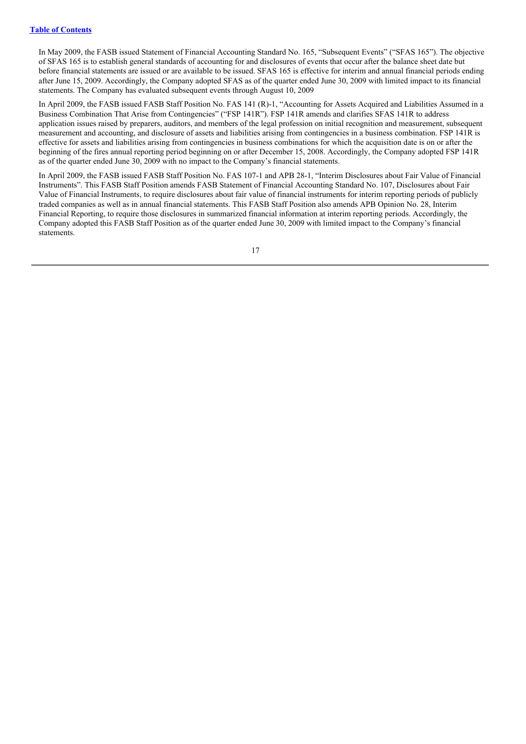In May 2009, the FASB issued Statement of Financial Accounting Standard No. 165, "Subsequent Events" ("SFAS 165"). The objective of SFAS 165 is to establish general standards of accounting for and disclosures of events that occur after the balance sheet date but before financial statements are issued or are available to be issued. SFAS 165 is effective for interim and annual financial periods ending after June 15, 2009. Accordingly, the Company adopted SFAS as of the quarter ended June 30, 2009 with limited impact to its financial statements. The Company has evaluated subsequent events through August 10, 2009

In April 2009, the FASB issued FASB Staff Position No. FAS 141 (R)-1, "Accounting for Assets Acquired and Liabilities Assumed in a Business Combination That Arise from Contingencies" ("FSP 141R"). FSP 141R amends and clarifies SFAS 141R to address application issues raised by preparers, auditors, and members of the legal profession on initial recognition and measurement, subsequent measurement and accounting, and disclosure of assets and liabilities arising from contingencies in a business combination. FSP 141R is effective for assets and liabilities arising from contingencies in business combinations for which the acquisition date is on or after the beginning of the fires annual reporting period beginning on or after December 15, 2008. Accordingly, the Company adopted FSP 141R as of the quarter ended June 30, 2009 with no impact to the Company's financial statements.

In April 2009, the FASB issued FASB Staff Position No. FAS 107-1 and APB 28-1, "Interim Disclosures about Fair Value of Financial Instruments". This FASB Staff Position amends FASB Statement of Financial Accounting Standard No. 107, Disclosures about Fair Value of Financial Instruments, to require disclosures about fair value of financial instruments for interim reporting periods of publicly traded companies as well as in annual financial statements. This FASB Staff Position also amends APB Opinion No. 28, Interim Financial Reporting, to require those disclosures in summarized financial information at interim reporting periods. Accordingly, the Company adopted this FASB Staff Position as of the quarter ended June 30, 2009 with limited impact to the Company's financial statements.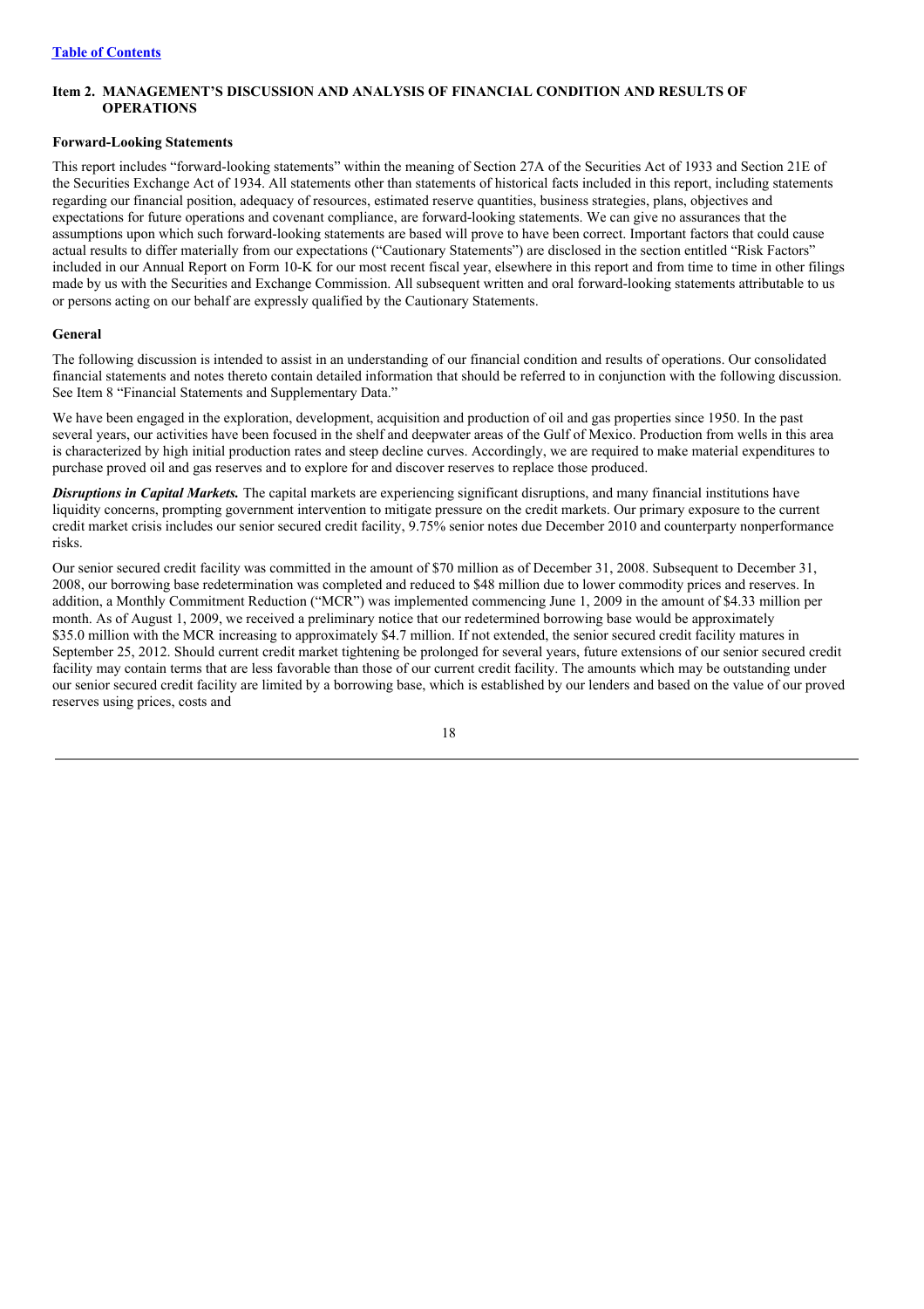**Item 2. MANAGEMENT'S DISCUSSION AND ANALYSIS OF FINANCIAL CONDITION AND RESULTS OF OPERATIONS**

**Forward-Looking Statements**

This report includes "forward-looking statements" within the meaning of Section 27A of the Securities Act of 1933 and Section 21E of the Securities Exchange Act of 1934. All statements other than statements of historical facts included in this report, including statements regarding our financial position, adequacy of resources, estimated reserve quantities, business strategies, plans, objectives and expectations for future operations and covenant compliance, are forward-looking statements. We can give no assurances that the assumptions upon which such forward-looking statements are based will prove to have been correct. Important factors that could cause actual results to differ materially from our expectations ("Cautionary Statements") are disclosed in the section entitled "Risk Factors" included in our Annual Report on Form 10-K for our most recent fiscal year, elsewhere in this report and from time to time in other filings made by us with the Securities and Exchange Commission. All subsequent written and oral forward-looking statements attributable to us or persons acting on our behalf are expressly qualified by the Cautionary Statements.

**General**

The following discussion is intended to assist in an understanding of our financial condition and results of operations. Our consolidated financial statements and notes thereto contain detailed information that should be referred to in conjunction with the following discussion. See Item 8 "Financial Statements and Supplementary Data."

We have been engaged in the exploration, development, acquisition and production of oil and gas properties since 1950. In the past several years, our activities have been focused in the shelf and deepwater areas of the Gulf of Mexico. Production from wells in this area is characterized by high initial production rates and steep decline curves. Accordingly, we are required to make material expenditures to purchase proved oil and gas reserves and to explore for and discover reserves to replace those produced.

***Disruptions in Capital Markets.*** The capital markets are experiencing significant disruptions, and many financial institutions have liquidity concerns, prompting government intervention to mitigate pressure on the credit markets. Our primary exposure to the current credit market crisis includes our senior secured credit facility, 9.75% senior notes due December 2010 and counterparty nonperformance risks.

Our senior secured credit facility was committed in the amount of $70 million as of December 31, 2008. Subsequent to December 31, 2008, our borrowing base redetermination was completed and reduced to $48 million due to lower commodity prices and reserves. In addition, a Monthly Commitment Reduction ("MCR") was implemented commencing June 1, 2009 in the amount of $4.33 million per month. As of August 1, 2009, we received a preliminary notice that our redetermined borrowing base would be approximately $35.0 million with the MCR increasing to approximately $4.7 million. If not extended, the senior secured credit facility matures in September 25, 2012. Should current credit market tightening be prolonged for several years, future extensions of our senior secured credit facility may contain terms that are less favorable than those of our current credit facility. The amounts which may be outstanding under our senior secured credit facility are limited by a borrowing base, which is established by our lenders and based on the value of our proved reserves using prices, costs and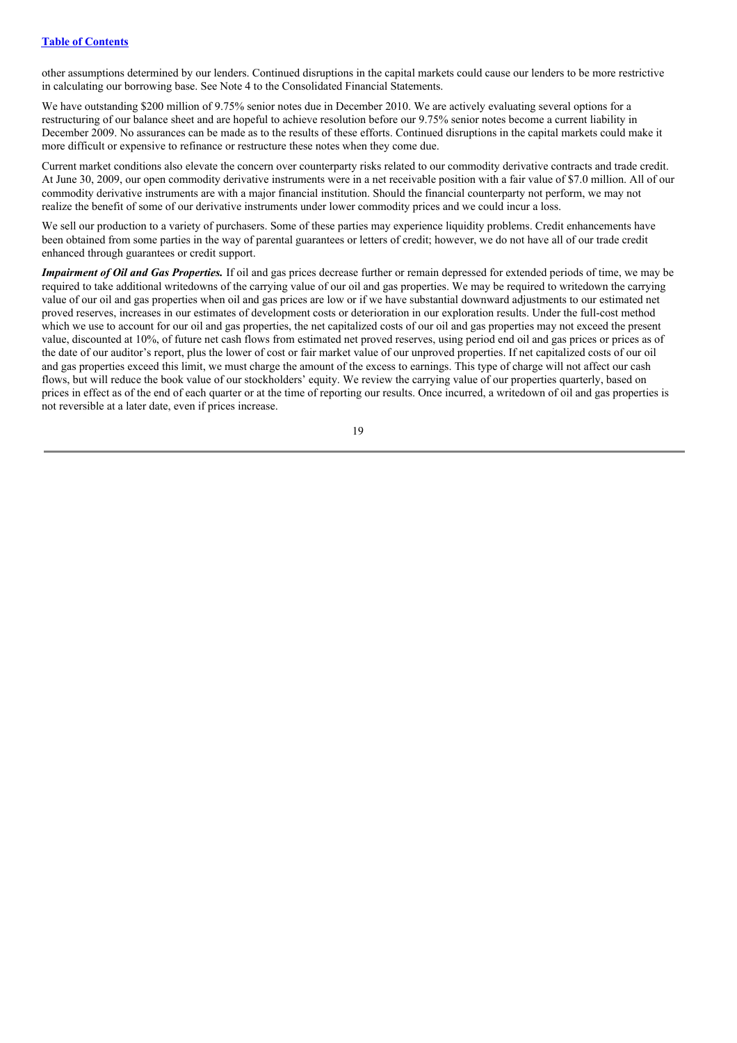other assumptions determined by our lenders. Continued disruptions in the capital markets could cause our lenders to be more restrictive in calculating our borrowing base. See Note 4 to the Consolidated Financial Statements.

We have outstanding $200 million of 9.75% senior notes due in December 2010. We are actively evaluating several options for a restructuring of our balance sheet and are hopeful to achieve resolution before our 9.75% senior notes become a current liability in December 2009. No assurances can be made as to the results of these efforts. Continued disruptions in the capital markets could make it more difficult or expensive to refinance or restructure these notes when they come due.

Current market conditions also elevate the concern over counterparty risks related to our commodity derivative contracts and trade credit. At June 30, 2009, our open commodity derivative instruments were in a net receivable position with a fair value of $7.0 million. All of our commodity derivative instruments are with a major financial institution. Should the financial counterparty not perform, we may not realize the benefit of some of our derivative instruments under lower commodity prices and we could incur a loss.

We sell our production to a variety of purchasers. Some of these parties may experience liquidity problems. Credit enhancements have been obtained from some parties in the way of parental guarantees or letters of credit; however, we do not have all of our trade credit enhanced through guarantees or credit support.

***Impairment of Oil and Gas Properties.*** If oil and gas prices decrease further or remain depressed for extended periods of time, we may be required to take additional writedowns of the carrying value of our oil and gas properties. We may be required to writedown the carrying value of our oil and gas properties when oil and gas prices are low or if we have substantial downward adjustments to our estimated net proved reserves, increases in our estimates of development costs or deterioration in our exploration results. Under the full-cost method which we use to account for our oil and gas properties, the net capitalized costs of our oil and gas properties may not exceed the present value, discounted at 10%, of future net cash flows from estimated net proved reserves, using period end oil and gas prices or prices as of the date of our auditor's report, plus the lower of cost or fair market value of our unproved properties. If net capitalized costs of our oil and gas properties exceed this limit, we must charge the amount of the excess to earnings. This type of charge will not affect our cash flows, but will reduce the book value of our stockholders' equity. We review the carrying value of our properties quarterly, based on prices in effect as of the end of each quarter or at the time of reporting our results. Once incurred, a writedown of oil and gas properties is not reversible at a later date, even if prices increase.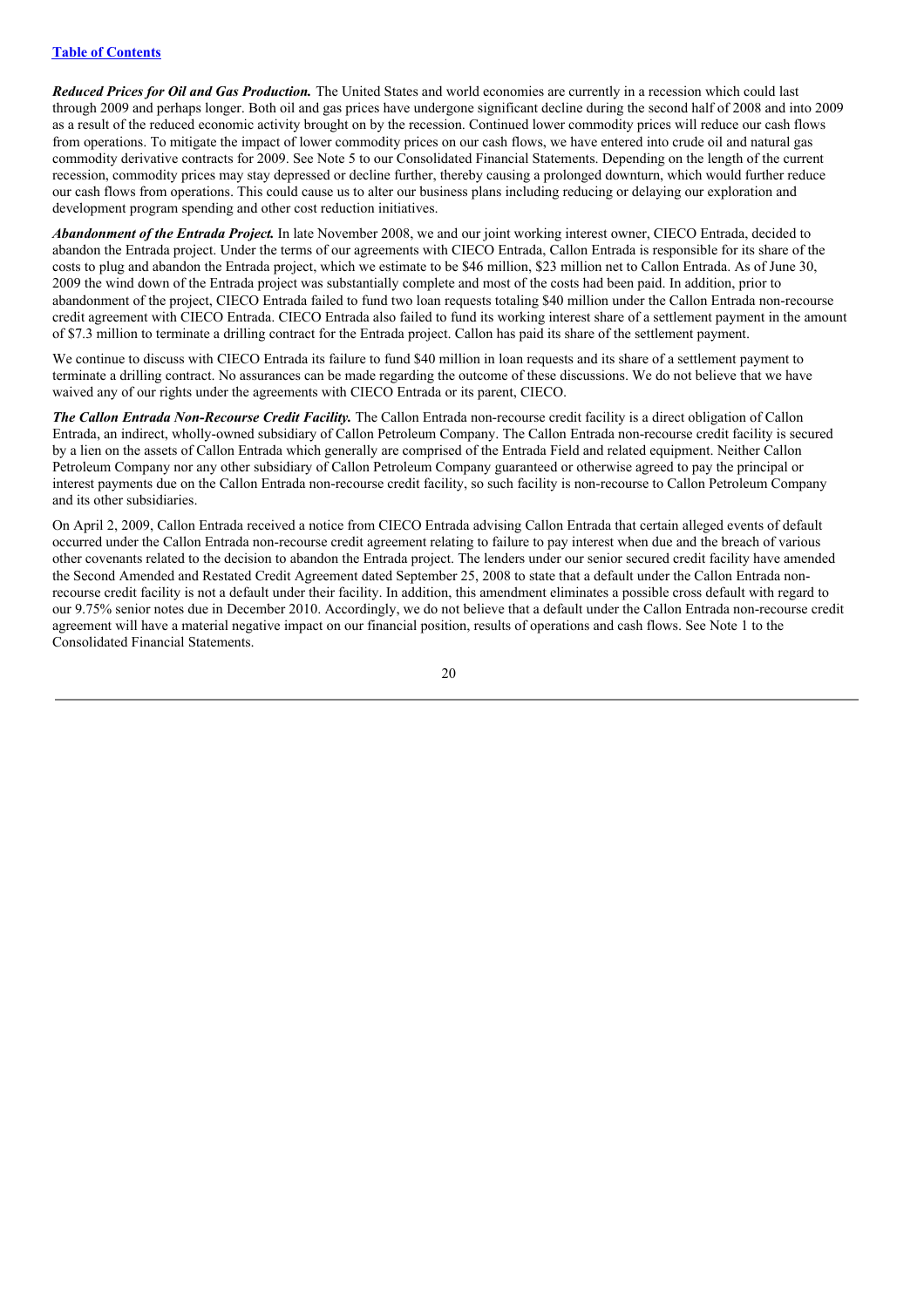***Reduced Prices for Oil and Gas Production.*** The United States and world economies are currently in a recession which could last through 2009 and perhaps longer. Both oil and gas prices have undergone significant decline during the second half of 2008 and into 2009 as a result of the reduced economic activity brought on by the recession. Continued lower commodity prices will reduce our cash flows from operations. To mitigate the impact of lower commodity prices on our cash flows, we have entered into crude oil and natural gas commodity derivative contracts for 2009. See Note 5 to our Consolidated Financial Statements. Depending on the length of the current recession, commodity prices may stay depressed or decline further, thereby causing a prolonged downturn, which would further reduce our cash flows from operations. This could cause us to alter our business plans including reducing or delaying our exploration and development program spending and other cost reduction initiatives.

***Abandonment of the Entrada Project.*** In late November 2008, we and our joint working interest owner, CIECO Entrada, decided to abandon the Entrada project. Under the terms of our agreements with CIECO Entrada, Callon Entrada is responsible for its share of the costs to plug and abandon the Entrada project, which we estimate to be $46 million, $23 million net to Callon Entrada. As of June 30, 2009 the wind down of the Entrada project was substantially complete and most of the costs had been paid. In addition, prior to abandonment of the project, CIECO Entrada failed to fund two loan requests totaling $40 million under the Callon Entrada non-recourse credit agreement with CIECO Entrada. CIECO Entrada also failed to fund its working interest share of a settlement payment in the amount of $7.3 million to terminate a drilling contract for the Entrada project. Callon has paid its share of the settlement payment.

We continue to discuss with CIECO Entrada its failure to fund $40 million in loan requests and its share of a settlement payment to terminate a drilling contract. No assurances can be made regarding the outcome of these discussions. We do not believe that we have waived any of our rights under the agreements with CIECO Entrada or its parent, CIECO.

***The Callon Entrada Non-Recourse Credit Facility.*** The Callon Entrada non-recourse credit facility is a direct obligation of Callon Entrada, an indirect, wholly-owned subsidiary of Callon Petroleum Company. The Callon Entrada non-recourse credit facility is secured by a lien on the assets of Callon Entrada which generally are comprised of the Entrada Field and related equipment. Neither Callon Petroleum Company nor any other subsidiary of Callon Petroleum Company guaranteed or otherwise agreed to pay the principal or interest payments due on the Callon Entrada non-recourse credit facility, so such facility is non-recourse to Callon Petroleum Company and its other subsidiaries.

On April 2, 2009, Callon Entrada received a notice from CIECO Entrada advising Callon Entrada that certain alleged events of default occurred under the Callon Entrada non-recourse credit agreement relating to failure to pay interest when due and the breach of various other covenants related to the decision to abandon the Entrada project. The lenders under our senior secured credit facility have amended the Second Amended and Restated Credit Agreement dated September 25, 2008 to state that a default under the Callon Entrada non-recourse credit facility is not a default under their facility. In addition, this amendment eliminates a possible cross default with regard to our 9.75% senior notes due in December 2010. Accordingly, we do not believe that a default under the Callon Entrada non-recourse credit agreement will have a material negative impact on our financial position, results of operations and cash flows. See Note 1 to the Consolidated Financial Statements.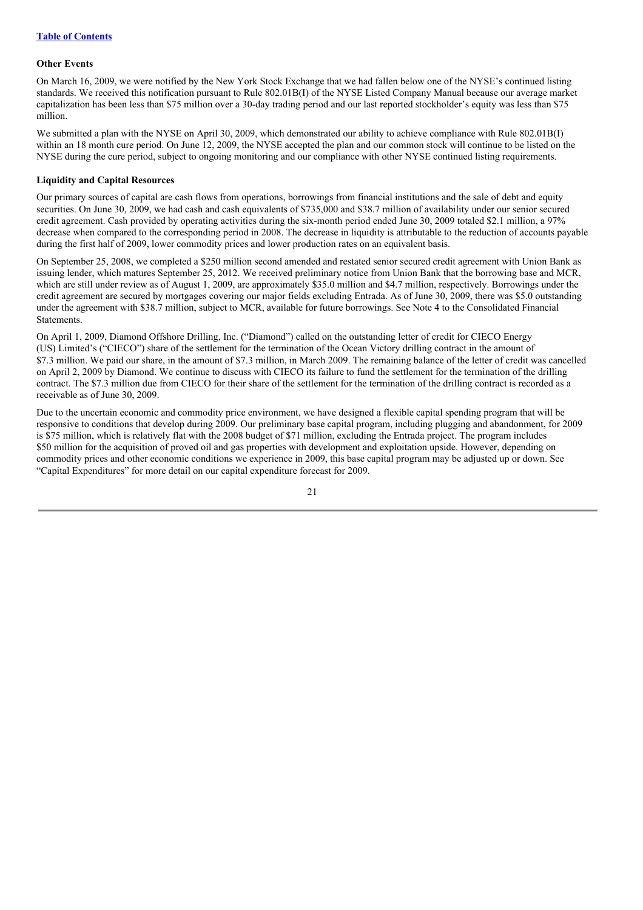[Table of Contents](#)

### Other Events

On March 16, 2009, we were notified by the New York Stock Exchange that we had fallen below one of the NYSE's continued listing standards. We received this notification pursuant to Rule 802.01B(I) of the NYSE Listed Company Manual because our average market capitalization has been less than $75 million over a 30-day trading period and our last reported stockholder's equity was less than $75 million.

We submitted a plan with the NYSE on April 30, 2009, which demonstrated our ability to achieve compliance with Rule 802.01B(I) within an 18 month cure period. On June 12, 2009, the NYSE accepted the plan and our common stock will continue to be listed on the NYSE during the cure period, subject to ongoing monitoring and our compliance with other NYSE continued listing requirements.

### Liquidity and Capital Resources

Our primary sources of capital are cash flows from operations, borrowings from financial institutions and the sale of debt and equity securities. On June 30, 2009, we had cash and cash equivalents of $735,000 and $38.7 million of availability under our senior secured credit agreement. Cash provided by operating activities during the six-month period ended June 30, 2009 totaled $2.1 million, a 97% decrease when compared to the corresponding period in 2008. The decrease in liquidity is attributable to the reduction of accounts payable during the first half of 2009, lower commodity prices and lower production rates on an equivalent basis.

On September 25, 2008, we completed a $250 million second amended and restated senior secured credit agreement with Union Bank as issuing lender, which matures September 25, 2012. We received preliminary notice from Union Bank that the borrowing base and MCR, which are still under review as of August 1, 2009, are approximately $35.0 million and $4.7 million, respectively. Borrowings under the credit agreement are secured by mortgages covering our major fields excluding Entrada. As of June 30, 2009, there was $5.0 outstanding under the agreement with $38.7 million, subject to MCR, available for future borrowings. See Note 4 to the Consolidated Financial Statements.

On April 1, 2009, Diamond Offshore Drilling, Inc. ("Diamond") called on the outstanding letter of credit for CIECO Energy (US) Limited's ("CIECO") share of the settlement for the termination of the Ocean Victory drilling contract in the amount of $7.3 million. We paid our share, in the amount of $7.3 million, in March 2009. The remaining balance of the letter of credit was cancelled on April 2, 2009 by Diamond. We continue to discuss with CIECO its failure to fund the settlement for the termination of the drilling contract. The $7.3 million due from CIECO for their share of the settlement for the termination of the drilling contract is recorded as a receivable as of June 30, 2009.

Due to the uncertain economic and commodity price environment, we have designed a flexible capital spending program that will be responsive to conditions that develop during 2009. Our preliminary base capital program, including plugging and abandonment, for 2009 is $75 million, which is relatively flat with the 2008 budget of $71 million, excluding the Entrada project. The program includes $50 million for the acquisition of proved oil and gas properties with development and exploitation upside. However, depending on commodity prices and other economic conditions we experience in 2009, this base capital program may be adjusted up or down. See "Capital Expenditures" for more detail on our capital expenditure forecast for 2009.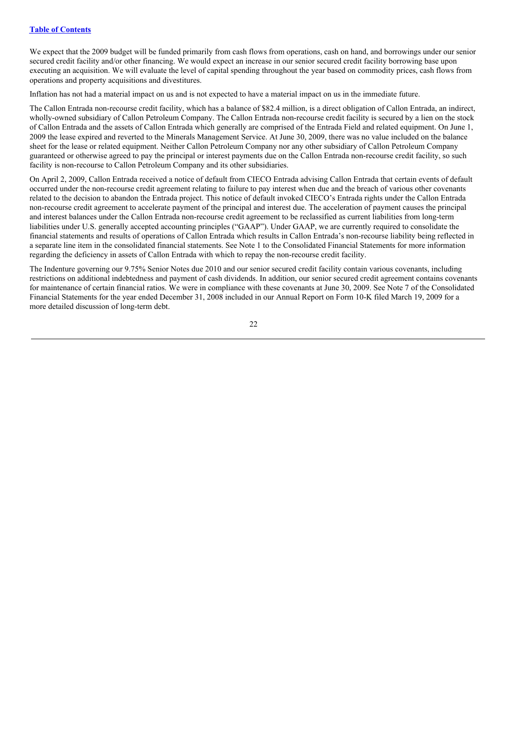We expect that the 2009 budget will be funded primarily from cash flows from operations, cash on hand, and borrowings under our senior secured credit facility and/or other financing. We would expect an increase in our senior secured credit facility borrowing base upon executing an acquisition. We will evaluate the level of capital spending throughout the year based on commodity prices, cash flows from operations and property acquisitions and divestitures.

Inflation has not had a material impact on us and is not expected to have a material impact on us in the immediate future.

The Callon Entrada non-recourse credit facility, which has a balance of $82.4 million, is a direct obligation of Callon Entrada, an indirect, wholly-owned subsidiary of Callon Petroleum Company. The Callon Entrada non-recourse credit facility is secured by a lien on the stock of Callon Entrada and the assets of Callon Entrada which generally are comprised of the Entrada Field and related equipment. On June 1, 2009 the lease expired and reverted to the Minerals Management Service. At June 30, 2009, there was no value included on the balance sheet for the lease or related equipment. Neither Callon Petroleum Company nor any other subsidiary of Callon Petroleum Company guaranteed or otherwise agreed to pay the principal or interest payments due on the Callon Entrada non-recourse credit facility, so such facility is non-recourse to Callon Petroleum Company and its other subsidiaries.

On April 2, 2009, Callon Entrada received a notice of default from CIECO Entrada advising Callon Entrada that certain events of default occurred under the non-recourse credit agreement relating to failure to pay interest when due and the breach of various other covenants related to the decision to abandon the Entrada project. This notice of default invoked CIECO's Entrada rights under the Callon Entrada non-recourse credit agreement to accelerate payment of the principal and interest due. The acceleration of payment causes the principal and interest balances under the Callon Entrada non-recourse credit agreement to be reclassified as current liabilities from long-term liabilities under U.S. generally accepted accounting principles ("GAAP"). Under GAAP, we are currently required to consolidate the financial statements and results of operations of Callon Entrada which results in Callon Entrada's non-recourse liability being reflected in a separate line item in the consolidated financial statements. See Note 1 to the Consolidated Financial Statements for more information regarding the deficiency in assets of Callon Entrada with which to repay the non-recourse credit facility.

The Indenture governing our 9.75% Senior Notes due 2010 and our senior secured credit facility contain various covenants, including restrictions on additional indebtedness and payment of cash dividends. In addition, our senior secured credit agreement contains covenants for maintenance of certain financial ratios. We were in compliance with these covenants at June 30, 2009. See Note 7 of the Consolidated Financial Statements for the year ended December 31, 2008 included in our Annual Report on Form 10-K filed March 19, 2009 for a more detailed discussion of long-term debt.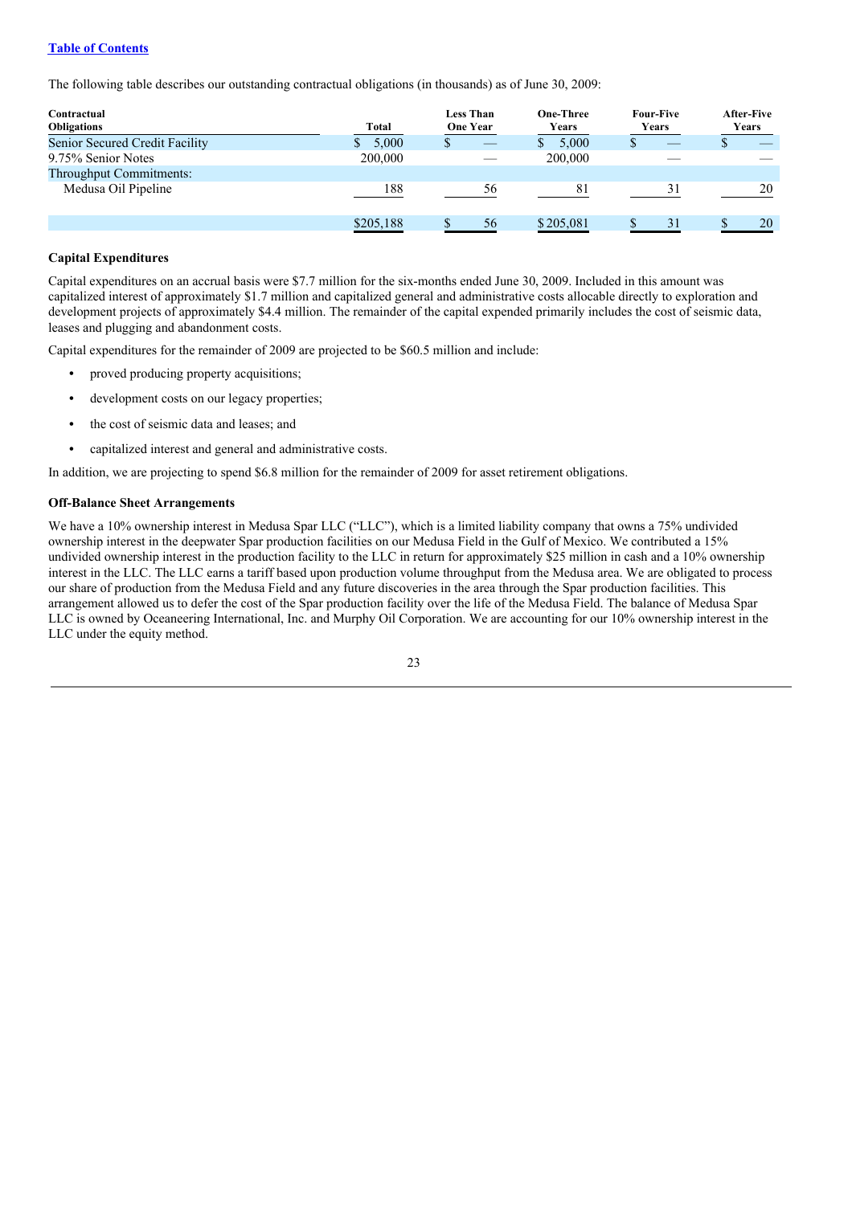[Table of Contents](#)

The following table describes our outstanding contractual obligations (in thousands) as of June 30, 2009:

| Contractual Obligations | Total | Less Than One Year | One-Three Years | Four-Five Years | After-Five Years |
|---|---|---|---|---|---|
| Senior Secured Credit Facility | $ 5,000 | $ — | $ 5,000 | $ — | $ — |
| 9.75% Senior Notes | 200,000 | — | 200,000 | — | — |
| Throughput Commitments: | | | | | |
| Medusa Oil Pipeline | 188 | 56 | 81 | 31 | 20 |
| | $205,188 | $ 56 | $ 205,081 | $ 31 | $ 20 |

### Capital Expenditures

Capital expenditures on an accrual basis were $7.7 million for the six-months ended June 30, 2009. Included in this amount was capitalized interest of approximately $1.7 million and capitalized general and administrative costs allocable directly to exploration and development projects of approximately $4.4 million. The remainder of the capital expended primarily includes the cost of seismic data, leases and plugging and abandonment costs.

Capital expenditures for the remainder of 2009 are projected to be $60.5 million and include:

- proved producing property acquisitions;
- development costs on our legacy properties;
- the cost of seismic data and leases; and
- capitalized interest and general and administrative costs.

In addition, we are projecting to spend $6.8 million for the remainder of 2009 for asset retirement obligations.

### Off-Balance Sheet Arrangements

We have a 10% ownership interest in Medusa Spar LLC ("LLC"), which is a limited liability company that owns a 75% undivided ownership interest in the deepwater Spar production facilities on our Medusa Field in the Gulf of Mexico. We contributed a 15% undivided ownership interest in the production facility to the LLC in return for approximately $25 million in cash and a 10% ownership interest in the LLC. The LLC earns a tariff based upon production volume throughput from the Medusa area. We are obligated to process our share of production from the Medusa Field and any future discoveries in the area through the Spar production facilities. This arrangement allowed us to defer the cost of the Spar production facility over the life of the Medusa Field. The balance of Medusa Spar LLC is owned by Oceaneering International, Inc. and Murphy Oil Corporation. We are accounting for our 10% ownership interest in the LLC under the equity method.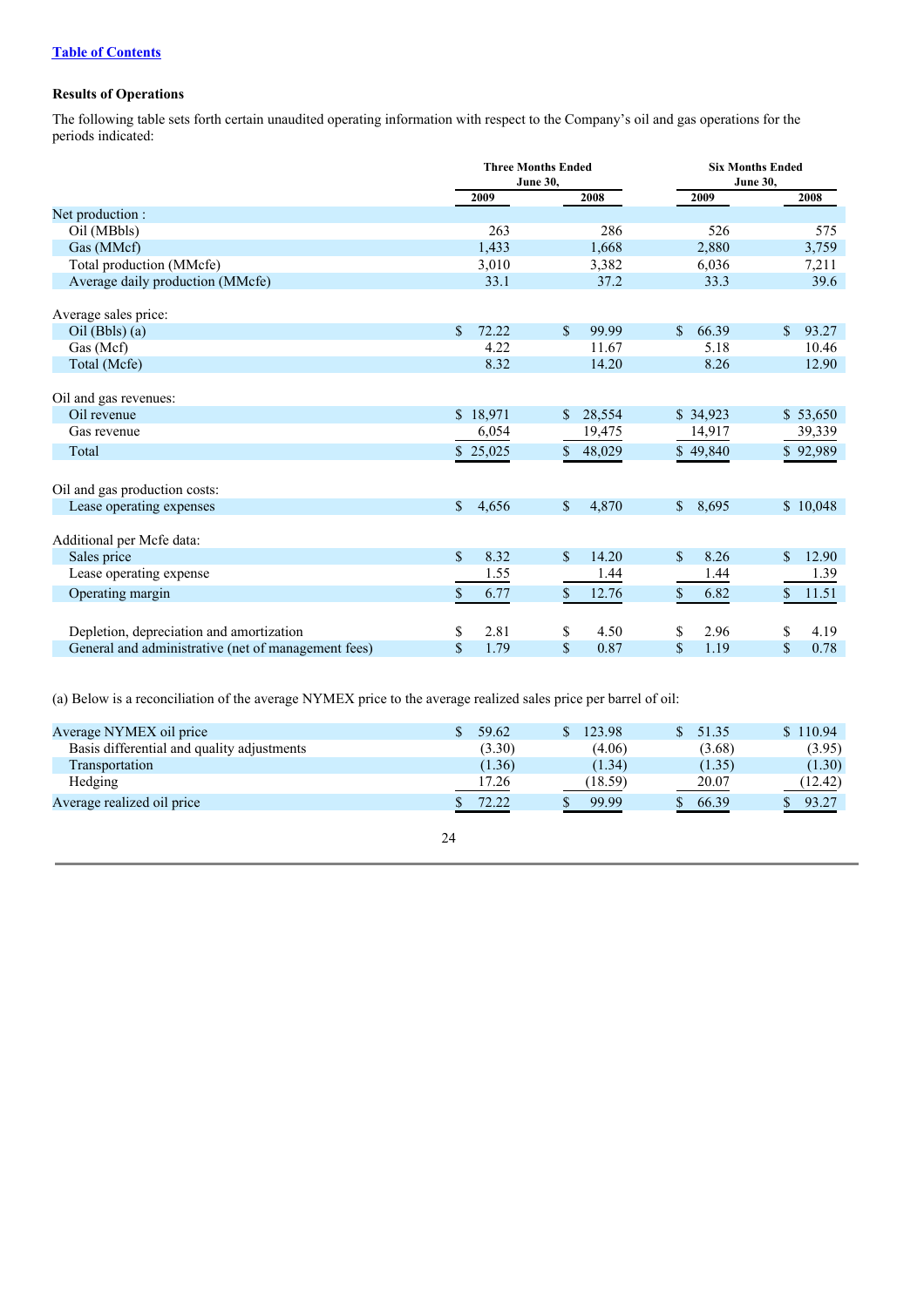[Table of Contents](#)

### Results of Operations

The following table sets forth certain unaudited operating information with respect to the Company's oil and gas operations for the periods indicated:

| | Three Months Ended June 30, | | Six Months Ended June 30, | |
|---|---|---|---|---|
| | 2009 | 2008 | 2009 | 2008 |
| Net production : | | | | |
| Oil (MBbls) | 263 | 286 | 526 | 575 |
| Gas (MMcf) | 1,433 | 1,668 | 2,880 | 3,759 |
| Total production (MMcfe) | 3,010 | 3,382 | 6,036 | 7,211 |
| Average daily production (MMcfe) | 33.1 | 37.2 | 33.3 | 39.6 |
| Average sales price: | | | | |
| Oil (Bbls) (a) | $ 72.22 | $ 99.99 | $ 66.39 | $ 93.27 |
| Gas (Mcf) | 4.22 | 11.67 | 5.18 | 10.46 |
| Total (Mcfe) | 8.32 | 14.20 | 8.26 | 12.90 |
| Oil and gas revenues: | | | | |
| Oil revenue | $ 18,971 | $ 28,554 | $ 34,923 | $ 53,650 |
| Gas revenue | 6,054 | 19,475 | 14,917 | 39,339 |
| Total | $ 25,025 | $ 48,029 | $ 49,840 | $ 92,989 |
| Oil and gas production costs: | | | | |
| Lease operating expenses | $ 4,656 | $ 4,870 | $ 8,695 | $ 10,048 |
| Additional per Mcfe data: | | | | |
| Sales price | $ 8.32 | $ 14.20 | $ 8.26 | $ 12.90 |
| Lease operating expense | 1.55 | 1.44 | 1.44 | 1.39 |
| Operating margin | $ 6.77 | $ 12.76 | $ 6.82 | $ 11.51 |
| Depletion, depreciation and amortization | $ 2.81 | $ 4.50 | $ 2.96 | $ 4.19 |
| General and administrative (net of management fees) | $ 1.79 | $ 0.87 | $ 1.19 | $ 0.78 |

(a) Below is a reconciliation of the average NYMEX price to the average realized sales price per barrel of oil:

| | Three Months Ended June 30, 2009 | Three Months Ended June 30, 2008 | Six Months Ended June 30, 2009 | Six Months Ended June 30, 2008 |
|---|---|---|---|---|
| Average NYMEX oil price | $ 59.62 | $ 123.98 | $ 51.35 | $ 110.94 |
| Basis differential and quality adjustments | (3.30) | (4.06) | (3.68) | (3.95) |
| Transportation | (1.36) | (1.34) | (1.35) | (1.30) |
| Hedging | 17.26 | (18.59) | 20.07 | (12.42) |
| Average realized oil price | $ 72.22 | $ 99.99 | $ 66.39 | $ 93.27 |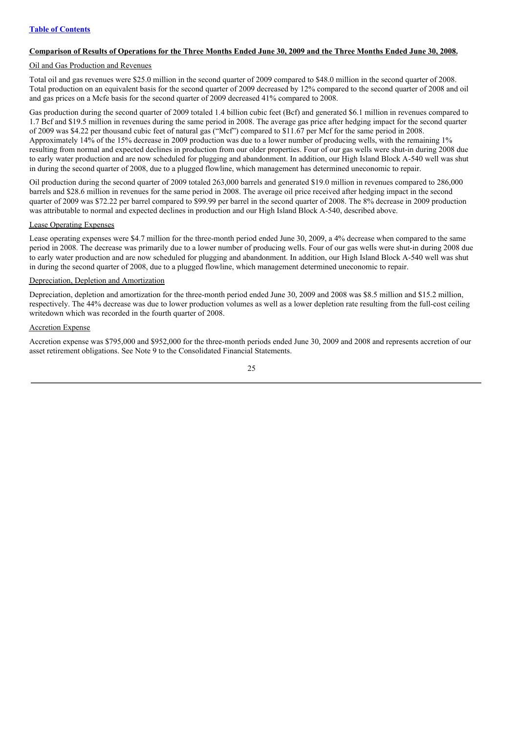[Table of Contents](#)

**Comparison of Results of Operations for the Three Months Ended June 30, 2009 and the Three Months Ended June 30, 2008.**

Oil and Gas Production and Revenues

Total oil and gas revenues were $25.0 million in the second quarter of 2009 compared to $48.0 million in the second quarter of 2008. Total production on an equivalent basis for the second quarter of 2009 decreased by 12% compared to the second quarter of 2008 and oil and gas prices on a Mcfe basis for the second quarter of 2009 decreased 41% compared to 2008.

Gas production during the second quarter of 2009 totaled 1.4 billion cubic feet (Bcf) and generated $6.1 million in revenues compared to 1.7 Bcf and $19.5 million in revenues during the same period in 2008. The average gas price after hedging impact for the second quarter of 2009 was $4.22 per thousand cubic feet of natural gas ("Mcf") compared to $11.67 per Mcf for the same period in 2008. Approximately 14% of the 15% decrease in 2009 production was due to a lower number of producing wells, with the remaining 1% resulting from normal and expected declines in production from our older properties. Four of our gas wells were shut-in during 2008 due to early water production and are now scheduled for plugging and abandonment. In addition, our High Island Block A-540 well was shut in during the second quarter of 2008, due to a plugged flowline, which management has determined uneconomic to repair.

Oil production during the second quarter of 2009 totaled 263,000 barrels and generated $19.0 million in revenues compared to 286,000 barrels and $28.6 million in revenues for the same period in 2008. The average oil price received after hedging impact in the second quarter of 2009 was $72.22 per barrel compared to $99.99 per barrel in the second quarter of 2008. The 8% decrease in 2009 production was attributable to normal and expected declines in production and our High Island Block A-540, described above.

Lease Operating Expenses

Lease operating expenses were $4.7 million for the three-month period ended June 30, 2009, a 4% decrease when compared to the same period in 2008. The decrease was primarily due to a lower number of producing wells. Four of our gas wells were shut-in during 2008 due to early water production and are now scheduled for plugging and abandonment. In addition, our High Island Block A-540 well was shut in during the second quarter of 2008, due to a plugged flowline, which management determined uneconomic to repair.

Depreciation, Depletion and Amortization

Depreciation, depletion and amortization for the three-month period ended June 30, 2009 and 2008 was $8.5 million and $15.2 million, respectively. The 44% decrease was due to lower production volumes as well as a lower depletion rate resulting from the full-cost ceiling writedown which was recorded in the fourth quarter of 2008.

Accretion Expense

Accretion expense was $795,000 and $952,000 for the three-month periods ended June 30, 2009 and 2008 and represents accretion of our asset retirement obligations. See Note 9 to the Consolidated Financial Statements.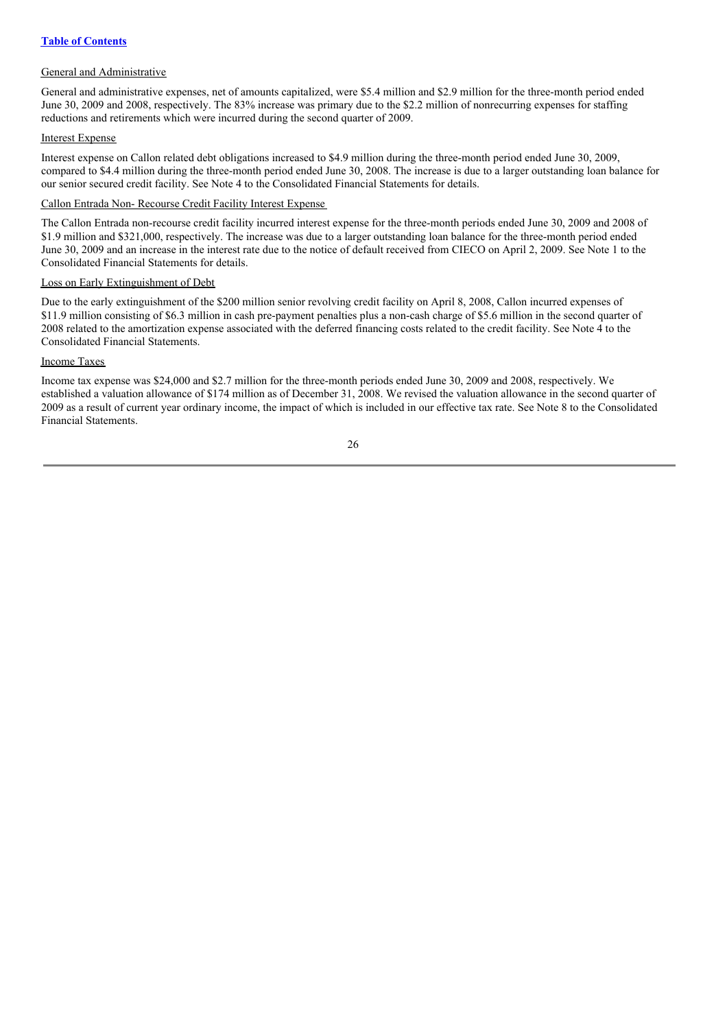General and Administrative

General and administrative expenses, net of amounts capitalized, were $5.4 million and $2.9 million for the three-month period ended June 30, 2009 and 2008, respectively. The 83% increase was primary due to the $2.2 million of nonrecurring expenses for staffing reductions and retirements which were incurred during the second quarter of 2009.

Interest Expense

Interest expense on Callon related debt obligations increased to $4.9 million during the three-month period ended June 30, 2009, compared to $4.4 million during the three-month period ended June 30, 2008. The increase is due to a larger outstanding loan balance for our senior secured credit facility. See Note 4 to the Consolidated Financial Statements for details.

Callon Entrada Non- Recourse Credit Facility Interest Expense

The Callon Entrada non-recourse credit facility incurred interest expense for the three-month periods ended June 30, 2009 and 2008 of $1.9 million and $321,000, respectively. The increase was due to a larger outstanding loan balance for the three-month period ended June 30, 2009 and an increase in the interest rate due to the notice of default received from CIECO on April 2, 2009. See Note 1 to the Consolidated Financial Statements for details.

Loss on Early Extinguishment of Debt

Due to the early extinguishment of the $200 million senior revolving credit facility on April 8, 2008, Callon incurred expenses of $11.9 million consisting of $6.3 million in cash pre-payment penalties plus a non-cash charge of $5.6 million in the second quarter of 2008 related to the amortization expense associated with the deferred financing costs related to the credit facility. See Note 4 to the Consolidated Financial Statements.

Income Taxes

Income tax expense was $24,000 and $2.7 million for the three-month periods ended June 30, 2009 and 2008, respectively. We established a valuation allowance of $174 million as of December 31, 2008. We revised the valuation allowance in the second quarter of 2009 as a result of current year ordinary income, the impact of which is included in our effective tax rate. See Note 8 to the Consolidated Financial Statements.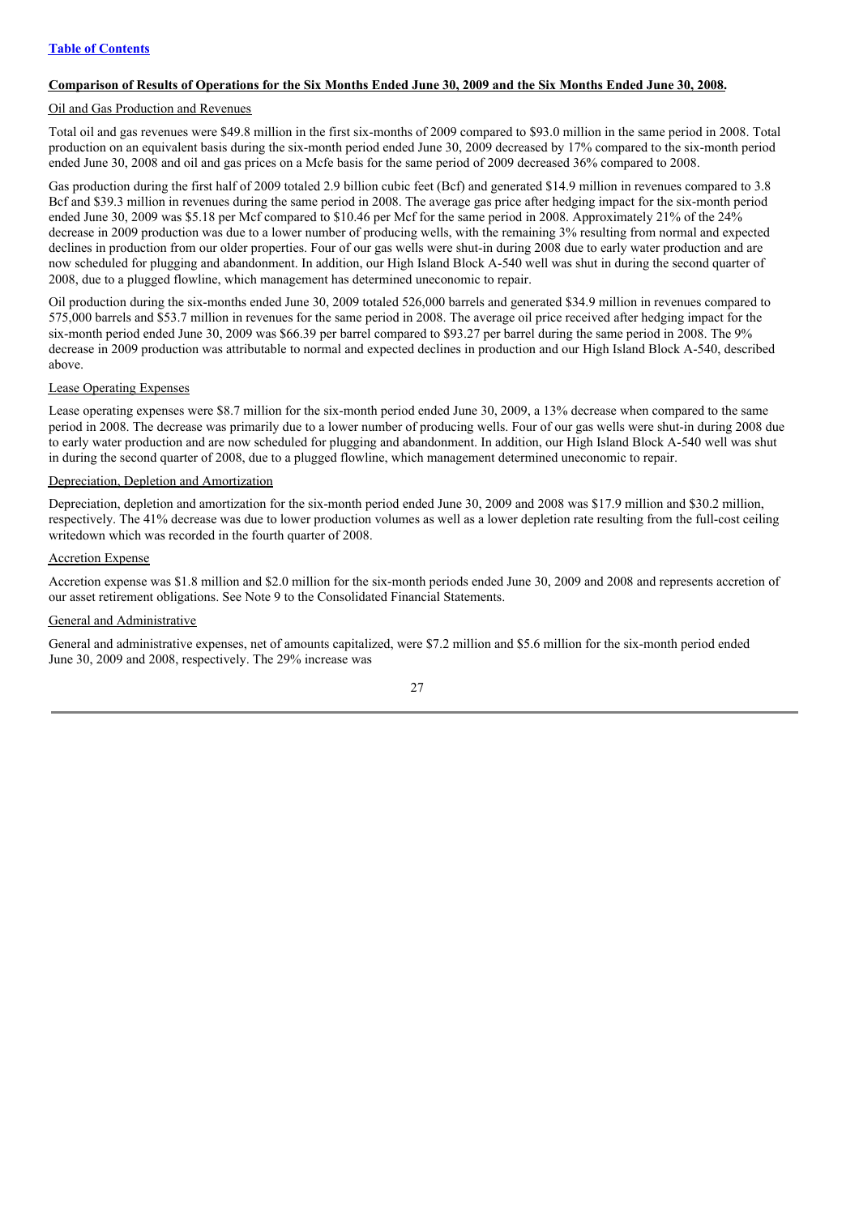**Comparison of Results of Operations for the Six Months Ended June 30, 2009 and the Six Months Ended June 30, 2008.**

Oil and Gas Production and Revenues

Total oil and gas revenues were $49.8 million in the first six-months of 2009 compared to $93.0 million in the same period in 2008. Total production on an equivalent basis during the six-month period ended June 30, 2009 decreased by 17% compared to the six-month period ended June 30, 2008 and oil and gas prices on a Mcfe basis for the same period of 2009 decreased 36% compared to 2008.

Gas production during the first half of 2009 totaled 2.9 billion cubic feet (Bcf) and generated $14.9 million in revenues compared to 3.8 Bcf and $39.3 million in revenues during the same period in 2008. The average gas price after hedging impact for the six-month period ended June 30, 2009 was $5.18 per Mcf compared to $10.46 per Mcf for the same period in 2008. Approximately 21% of the 24% decrease in 2009 production was due to a lower number of producing wells, with the remaining 3% resulting from normal and expected declines in production from our older properties. Four of our gas wells were shut-in during 2008 due to early water production and are now scheduled for plugging and abandonment. In addition, our High Island Block A-540 well was shut in during the second quarter of 2008, due to a plugged flowline, which management has determined uneconomic to repair.

Oil production during the six-months ended June 30, 2009 totaled 526,000 barrels and generated $34.9 million in revenues compared to 575,000 barrels and $53.7 million in revenues for the same period in 2008. The average oil price received after hedging impact for the six-month period ended June 30, 2009 was $66.39 per barrel compared to $93.27 per barrel during the same period in 2008. The 9% decrease in 2009 production was attributable to normal and expected declines in production and our High Island Block A-540, described above.

Lease Operating Expenses

Lease operating expenses were $8.7 million for the six-month period ended June 30, 2009, a 13% decrease when compared to the same period in 2008. The decrease was primarily due to a lower number of producing wells. Four of our gas wells were shut-in during 2008 due to early water production and are now scheduled for plugging and abandonment. In addition, our High Island Block A-540 well was shut in during the second quarter of 2008, due to a plugged flowline, which management determined uneconomic to repair.

Depreciation, Depletion and Amortization

Depreciation, depletion and amortization for the six-month period ended June 30, 2009 and 2008 was $17.9 million and $30.2 million, respectively. The 41% decrease was due to lower production volumes as well as a lower depletion rate resulting from the full-cost ceiling writedown which was recorded in the fourth quarter of 2008.

Accretion Expense

Accretion expense was $1.8 million and $2.0 million for the six-month periods ended June 30, 2009 and 2008 and represents accretion of our asset retirement obligations. See Note 9 to the Consolidated Financial Statements.

General and Administrative

General and administrative expenses, net of amounts capitalized, were $7.2 million and $5.6 million for the six-month period ended June 30, 2009 and 2008, respectively. The 29% increase was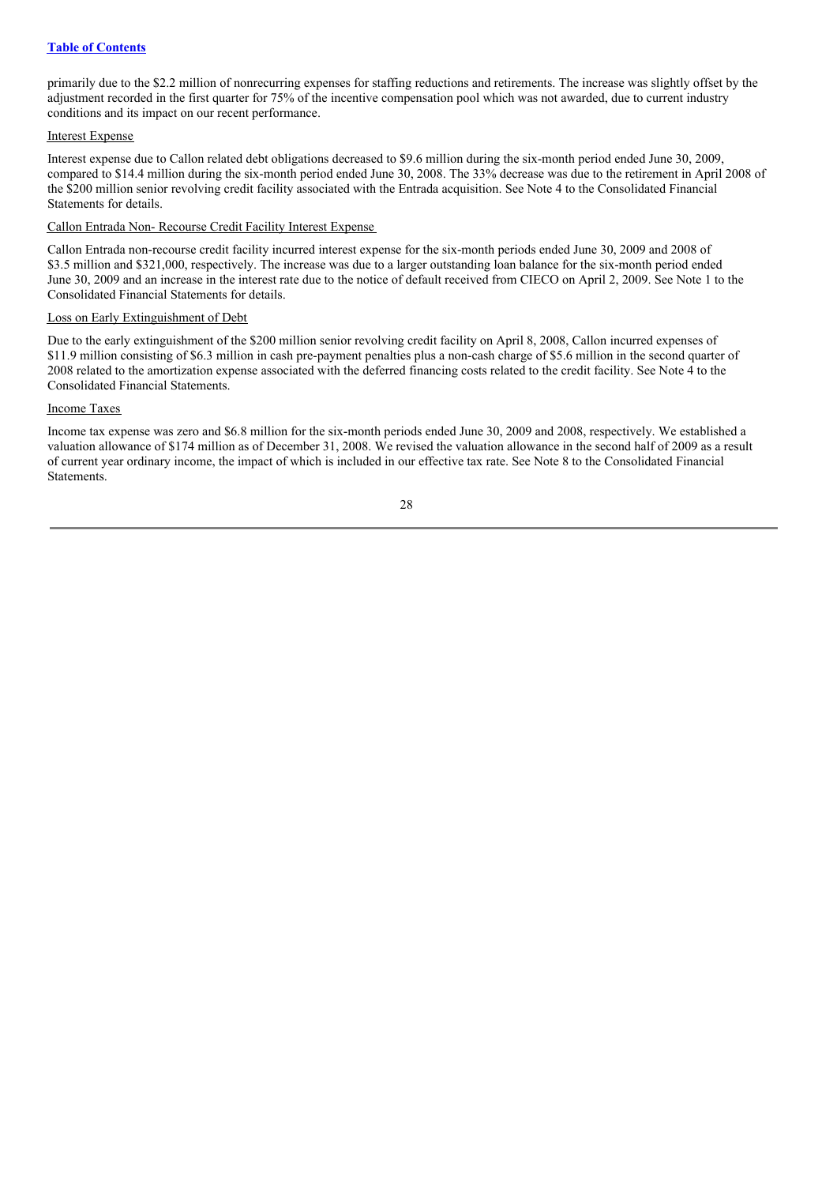primarily due to the $2.2 million of nonrecurring expenses for staffing reductions and retirements. The increase was slightly offset by the adjustment recorded in the first quarter for 75% of the incentive compensation pool which was not awarded, due to current industry conditions and its impact on our recent performance.

Interest Expense

Interest expense due to Callon related debt obligations decreased to $9.6 million during the six-month period ended June 30, 2009, compared to $14.4 million during the six-month period ended June 30, 2008. The 33% decrease was due to the retirement in April 2008 of the $200 million senior revolving credit facility associated with the Entrada acquisition. See Note 4 to the Consolidated Financial Statements for details.

Callon Entrada Non- Recourse Credit Facility Interest Expense

Callon Entrada non-recourse credit facility incurred interest expense for the six-month periods ended June 30, 2009 and 2008 of $3.5 million and $321,000, respectively. The increase was due to a larger outstanding loan balance for the six-month period ended June 30, 2009 and an increase in the interest rate due to the notice of default received from CIECO on April 2, 2009. See Note 1 to the Consolidated Financial Statements for details.

Loss on Early Extinguishment of Debt

Due to the early extinguishment of the $200 million senior revolving credit facility on April 8, 2008, Callon incurred expenses of $11.9 million consisting of $6.3 million in cash pre-payment penalties plus a non-cash charge of $5.6 million in the second quarter of 2008 related to the amortization expense associated with the deferred financing costs related to the credit facility. See Note 4 to the Consolidated Financial Statements.

Income Taxes

Income tax expense was zero and $6.8 million for the six-month periods ended June 30, 2009 and 2008, respectively. We established a valuation allowance of $174 million as of December 31, 2008. We revised the valuation allowance in the second half of 2009 as a result of current year ordinary income, the impact of which is included in our effective tax rate. See Note 8 to the Consolidated Financial Statements.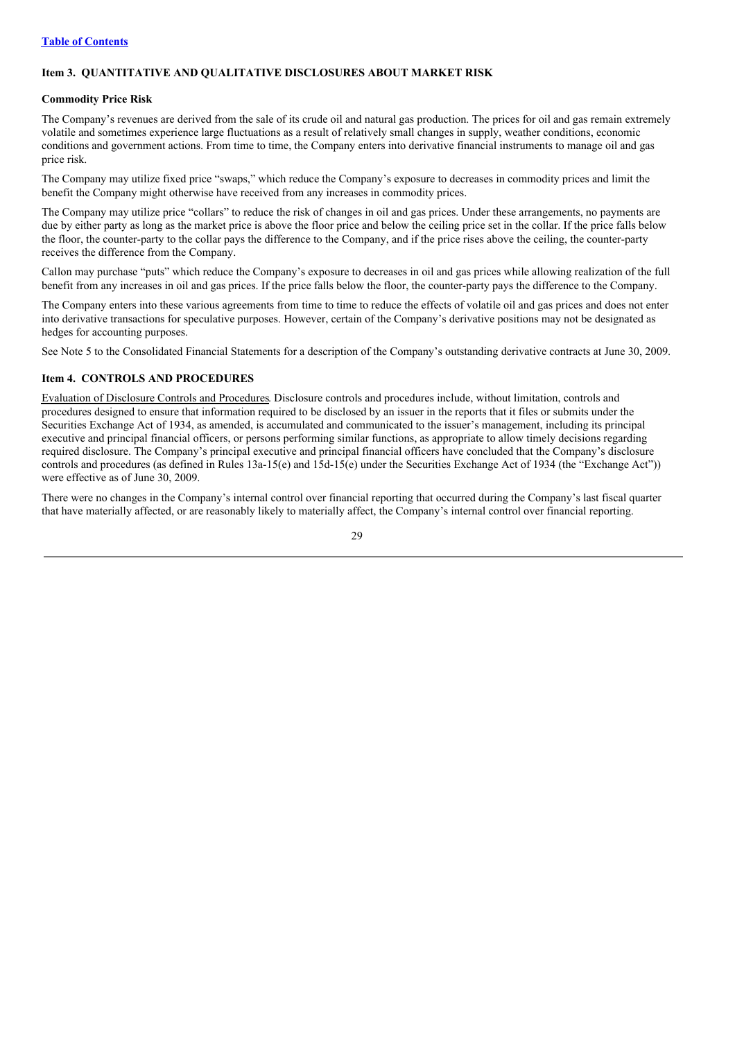## Item 3. QUANTITATIVE AND QUALITATIVE DISCLOSURES ABOUT MARKET RISK

### Commodity Price Risk

The Company's revenues are derived from the sale of its crude oil and natural gas production. The prices for oil and gas remain extremely volatile and sometimes experience large fluctuations as a result of relatively small changes in supply, weather conditions, economic conditions and government actions. From time to time, the Company enters into derivative financial instruments to manage oil and gas price risk.

The Company may utilize fixed price "swaps," which reduce the Company's exposure to decreases in commodity prices and limit the benefit the Company might otherwise have received from any increases in commodity prices.

The Company may utilize price "collars" to reduce the risk of changes in oil and gas prices. Under these arrangements, no payments are due by either party as long as the market price is above the floor price and below the ceiling price set in the collar. If the price falls below the floor, the counter-party to the collar pays the difference to the Company, and if the price rises above the ceiling, the counter-party receives the difference from the Company.

Callon may purchase "puts" which reduce the Company's exposure to decreases in oil and gas prices while allowing realization of the full benefit from any increases in oil and gas prices. If the price falls below the floor, the counter-party pays the difference to the Company.

The Company enters into these various agreements from time to time to reduce the effects of volatile oil and gas prices and does not enter into derivative transactions for speculative purposes. However, certain of the Company's derivative positions may not be designated as hedges for accounting purposes.

See Note 5 to the Consolidated Financial Statements for a description of the Company's outstanding derivative contracts at June 30, 2009.

## Item 4. CONTROLS AND PROCEDURES

Evaluation of Disclosure Controls and Procedures. Disclosure controls and procedures include, without limitation, controls and procedures designed to ensure that information required to be disclosed by an issuer in the reports that it files or submits under the Securities Exchange Act of 1934, as amended, is accumulated and communicated to the issuer's management, including its principal executive and principal financial officers, or persons performing similar functions, as appropriate to allow timely decisions regarding required disclosure. The Company's principal executive and principal financial officers have concluded that the Company's disclosure controls and procedures (as defined in Rules 13a-15(e) and 15d-15(e) under the Securities Exchange Act of 1934 (the "Exchange Act")) were effective as of June 30, 2009.

There were no changes in the Company's internal control over financial reporting that occurred during the Company's last fiscal quarter that have materially affected, or are reasonably likely to materially affect, the Company's internal control over financial reporting.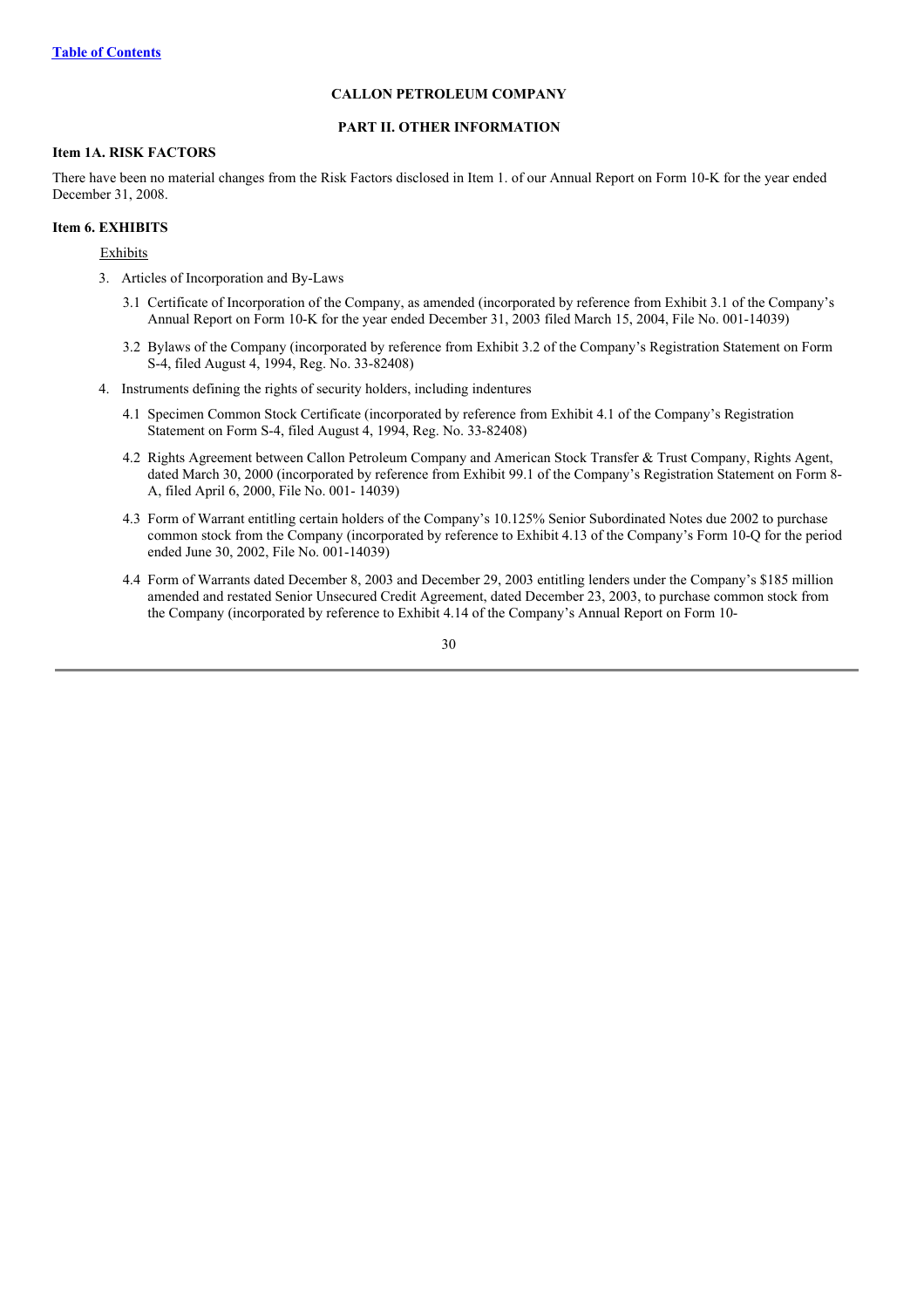[Table of Contents](#)

**CALLON PETROLEUM COMPANY**

**PART II. OTHER INFORMATION**

### Item 1A. RISK FACTORS

There have been no material changes from the Risk Factors disclosed in Item 1. of our Annual Report on Form 10-K for the year ended December 31, 2008.

### Item 6. EXHIBITS

Exhibits

3. Articles of Incorporation and By-Laws

   3.1 Certificate of Incorporation of the Company, as amended (incorporated by reference from Exhibit 3.1 of the Company's Annual Report on Form 10-K for the year ended December 31, 2003 filed March 15, 2004, File No. 001-14039)

   3.2 Bylaws of the Company (incorporated by reference from Exhibit 3.2 of the Company's Registration Statement on Form S-4, filed August 4, 1994, Reg. No. 33-82408)

4. Instruments defining the rights of security holders, including indentures

   4.1 Specimen Common Stock Certificate (incorporated by reference from Exhibit 4.1 of the Company's Registration Statement on Form S-4, filed August 4, 1994, Reg. No. 33-82408)

   4.2 Rights Agreement between Callon Petroleum Company and American Stock Transfer & Trust Company, Rights Agent, dated March 30, 2000 (incorporated by reference from Exhibit 99.1 of the Company's Registration Statement on Form 8-A, filed April 6, 2000, File No. 001- 14039)

   4.3 Form of Warrant entitling certain holders of the Company's 10.125% Senior Subordinated Notes due 2002 to purchase common stock from the Company (incorporated by reference to Exhibit 4.13 of the Company's Form 10-Q for the period ended June 30, 2002, File No. 001-14039)

   4.4 Form of Warrants dated December 8, 2003 and December 29, 2003 entitling lenders under the Company's $185 million amended and restated Senior Unsecured Credit Agreement, dated December 23, 2003, to purchase common stock from the Company (incorporated by reference to Exhibit 4.14 of the Company's Annual Report on Form 10-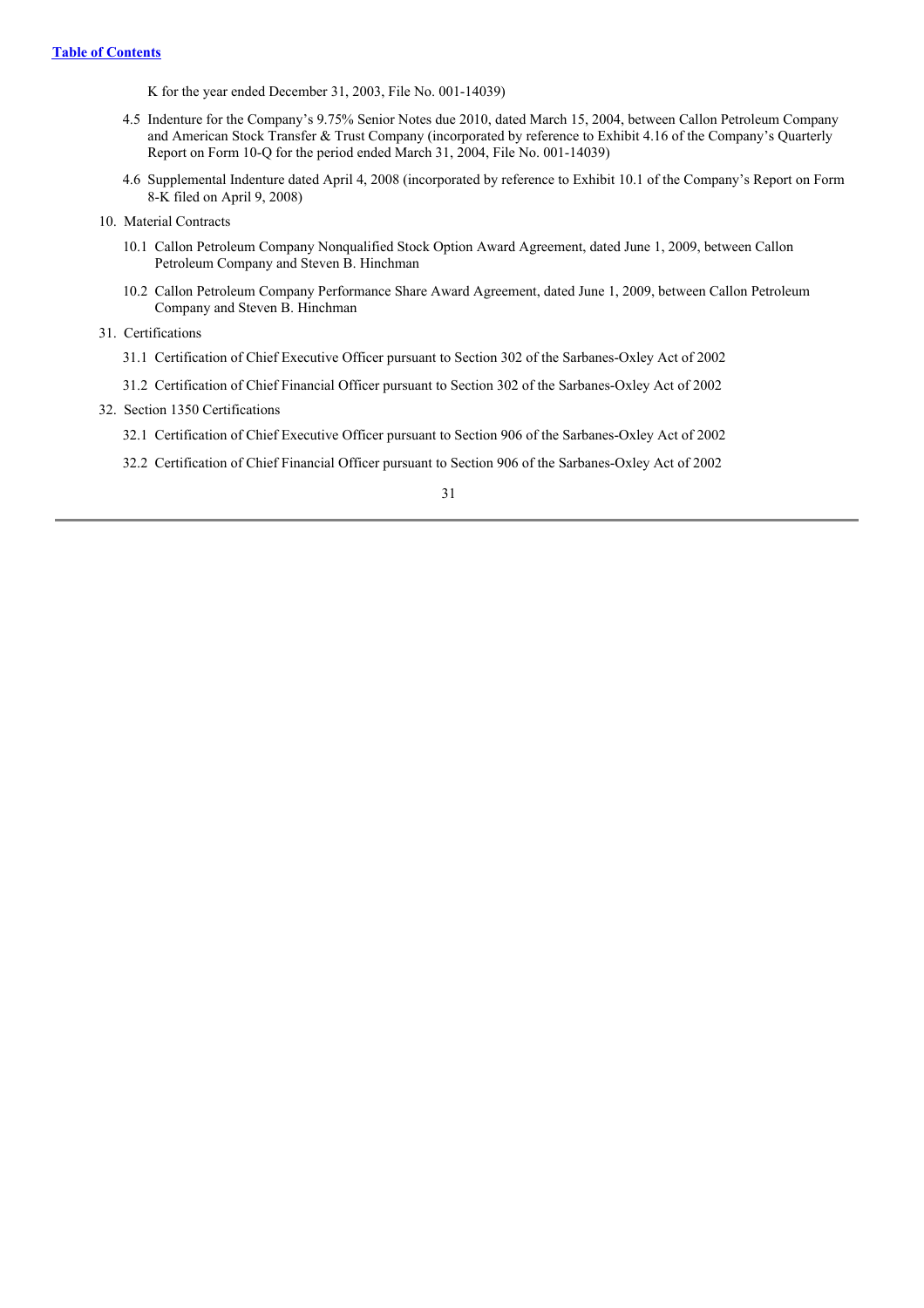K for the year ended December 31, 2003, File No. 001-14039)

- 4.5 Indenture for the Company's 9.75% Senior Notes due 2010, dated March 15, 2004, between Callon Petroleum Company and American Stock Transfer & Trust Company (incorporated by reference to Exhibit 4.16 of the Company's Quarterly Report on Form 10-Q for the period ended March 31, 2004, File No. 001-14039)
- 4.6 Supplemental Indenture dated April 4, 2008 (incorporated by reference to Exhibit 10.1 of the Company's Report on Form 8-K filed on April 9, 2008)

10. Material Contracts

- 10.1 Callon Petroleum Company Nonqualified Stock Option Award Agreement, dated June 1, 2009, between Callon Petroleum Company and Steven B. Hinchman
- 10.2 Callon Petroleum Company Performance Share Award Agreement, dated June 1, 2009, between Callon Petroleum Company and Steven B. Hinchman

31. Certifications

- 31.1 Certification of Chief Executive Officer pursuant to Section 302 of the Sarbanes-Oxley Act of 2002
- 31.2 Certification of Chief Financial Officer pursuant to Section 302 of the Sarbanes-Oxley Act of 2002

32. Section 1350 Certifications

- 32.1 Certification of Chief Executive Officer pursuant to Section 906 of the Sarbanes-Oxley Act of 2002
- 32.2 Certification of Chief Financial Officer pursuant to Section 906 of the Sarbanes-Oxley Act of 2002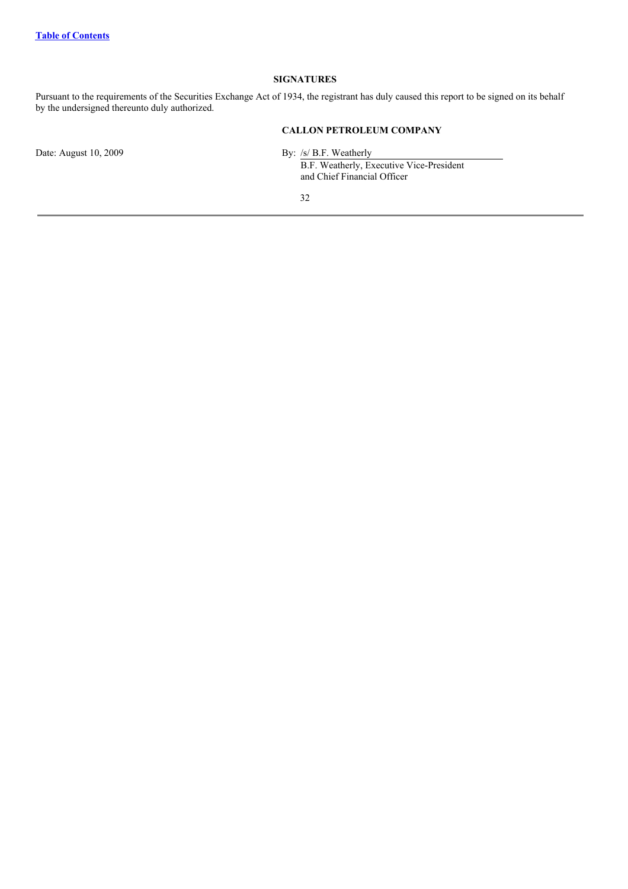[Table of Contents](#)

## SIGNATURES

Pursuant to the requirements of the Securities Exchange Act of 1934, the registrant has duly caused this report to be signed on its behalf by the undersigned thereunto duly authorized.

**CALLON PETROLEUM COMPANY**

Date: August 10, 2009

By: /s/ B.F. Weatherly
B.F. Weatherly, Executive Vice-President and Chief Financial Officer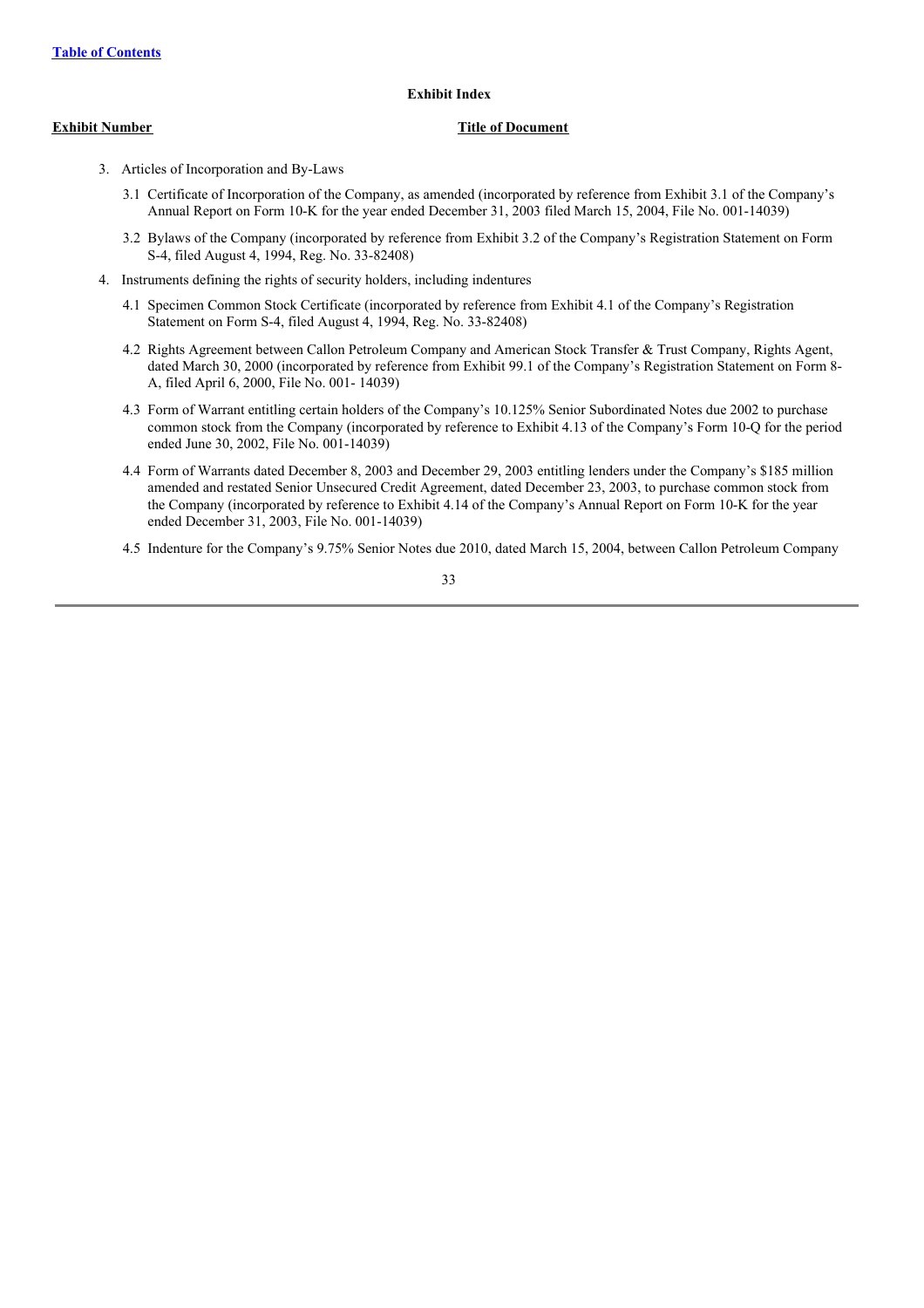Table of Contents

**Exhibit Index**

| Exhibit Number | Title of Document |
| --- | --- |

3. Articles of Incorporation and By-Laws

   3.1 Certificate of Incorporation of the Company, as amended (incorporated by reference from Exhibit 3.1 of the Company's Annual Report on Form 10-K for the year ended December 31, 2003 filed March 15, 2004, File No. 001-14039)

   3.2 Bylaws of the Company (incorporated by reference from Exhibit 3.2 of the Company's Registration Statement on Form S-4, filed August 4, 1994, Reg. No. 33-82408)

4. Instruments defining the rights of security holders, including indentures

   4.1 Specimen Common Stock Certificate (incorporated by reference from Exhibit 4.1 of the Company's Registration Statement on Form S-4, filed August 4, 1994, Reg. No. 33-82408)

   4.2 Rights Agreement between Callon Petroleum Company and American Stock Transfer & Trust Company, Rights Agent, dated March 30, 2000 (incorporated by reference from Exhibit 99.1 of the Company's Registration Statement on Form 8-A, filed April 6, 2000, File No. 001- 14039)

   4.3 Form of Warrant entitling certain holders of the Company's 10.125% Senior Subordinated Notes due 2002 to purchase common stock from the Company (incorporated by reference to Exhibit 4.13 of the Company's Form 10-Q for the period ended June 30, 2002, File No. 001-14039)

   4.4 Form of Warrants dated December 8, 2003 and December 29, 2003 entitling lenders under the Company's $185 million amended and restated Senior Unsecured Credit Agreement, dated December 23, 2003, to purchase common stock from the Company (incorporated by reference to Exhibit 4.14 of the Company's Annual Report on Form 10-K for the year ended December 31, 2003, File No. 001-14039)

   4.5 Indenture for the Company's 9.75% Senior Notes due 2010, dated March 15, 2004, between Callon Petroleum Company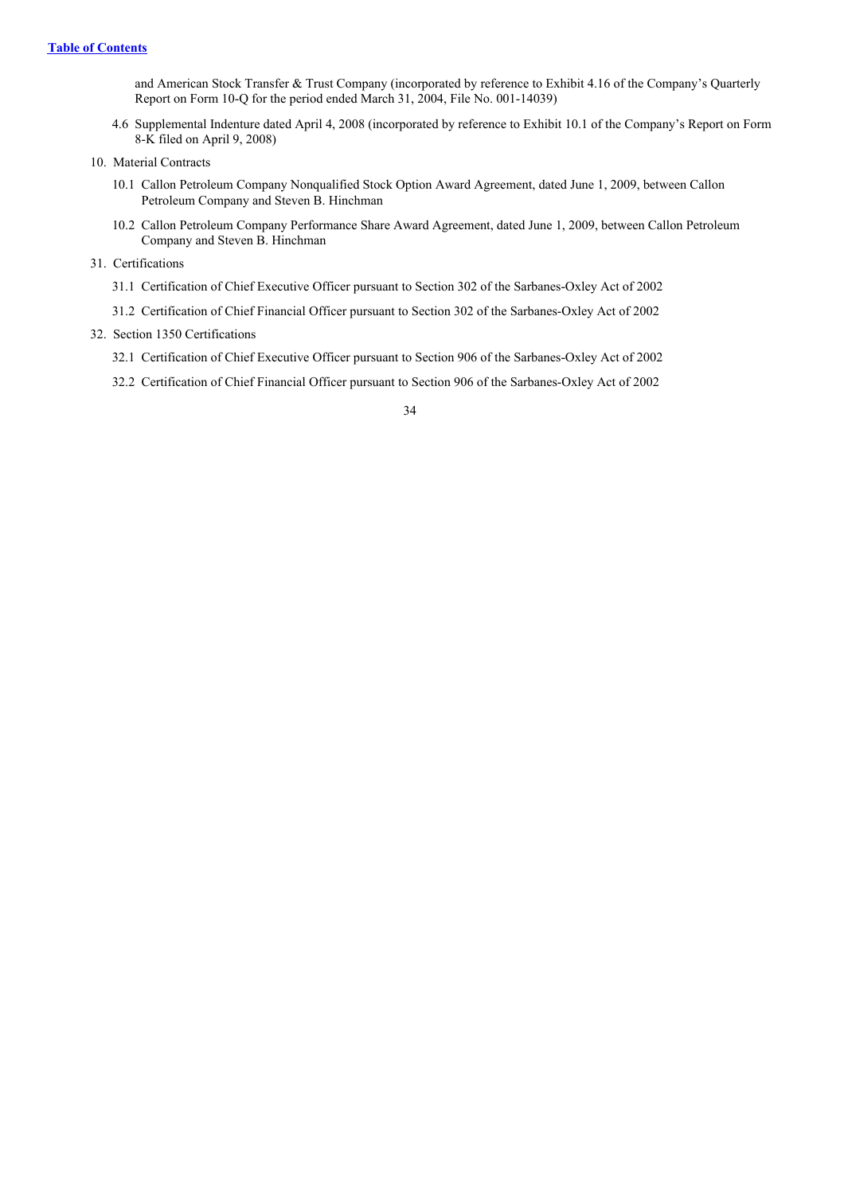and American Stock Transfer & Trust Company (incorporated by reference to Exhibit 4.16 of the Company's Quarterly Report on Form 10-Q for the period ended March 31, 2004, File No. 001-14039)

- 4.6 Supplemental Indenture dated April 4, 2008 (incorporated by reference to Exhibit 10.1 of the Company's Report on Form 8-K filed on April 9, 2008)

10. Material Contracts

- 10.1 Callon Petroleum Company Nonqualified Stock Option Award Agreement, dated June 1, 2009, between Callon Petroleum Company and Steven B. Hinchman
- 10.2 Callon Petroleum Company Performance Share Award Agreement, dated June 1, 2009, between Callon Petroleum Company and Steven B. Hinchman

31. Certifications

- 31.1 Certification of Chief Executive Officer pursuant to Section 302 of the Sarbanes-Oxley Act of 2002
- 31.2 Certification of Chief Financial Officer pursuant to Section 302 of the Sarbanes-Oxley Act of 2002

32. Section 1350 Certifications

- 32.1 Certification of Chief Executive Officer pursuant to Section 906 of the Sarbanes-Oxley Act of 2002
- 32.2 Certification of Chief Financial Officer pursuant to Section 906 of the Sarbanes-Oxley Act of 2002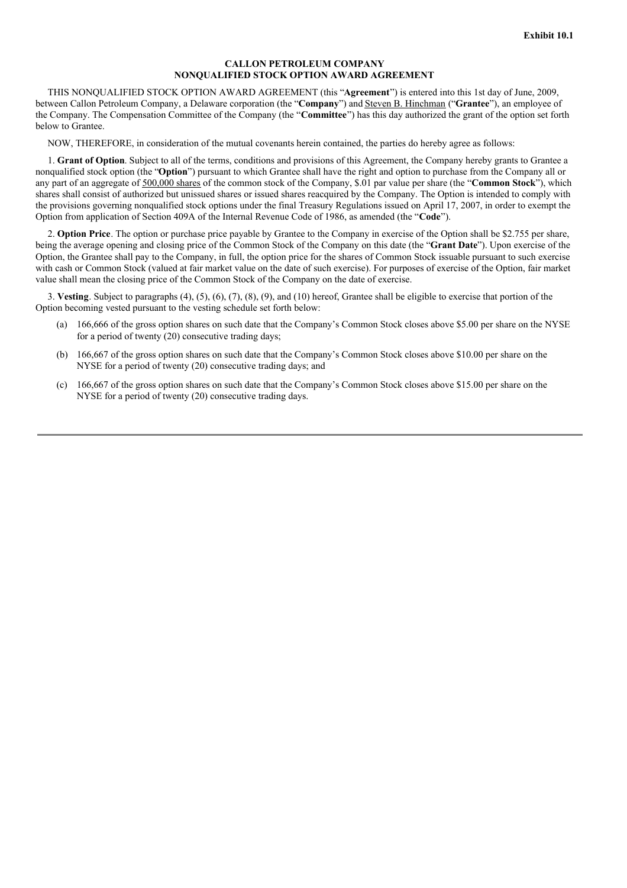**Exhibit 10.1**

**CALLON PETROLEUM COMPANY**
**NONQUALIFIED STOCK OPTION AWARD AGREEMENT**

THIS NONQUALIFIED STOCK OPTION AWARD AGREEMENT (this "**Agreement**") is entered into this 1st day of June, 2009, between Callon Petroleum Company, a Delaware corporation (the "**Company**") and Steven B. Hinchman ("**Grantee**"), an employee of the Company. The Compensation Committee of the Company (the "**Committee**") has this day authorized the grant of the option set forth below to Grantee.

NOW, THEREFORE, in consideration of the mutual covenants herein contained, the parties do hereby agree as follows:

1. **Grant of Option**. Subject to all of the terms, conditions and provisions of this Agreement, the Company hereby grants to Grantee a nonqualified stock option (the "**Option**") pursuant to which Grantee shall have the right and option to purchase from the Company all or any part of an aggregate of 500,000 shares of the common stock of the Company, $.01 par value per share (the "**Common Stock**"), which shares shall consist of authorized but unissued shares or issued shares reacquired by the Company. The Option is intended to comply with the provisions governing nonqualified stock options under the final Treasury Regulations issued on April 17, 2007, in order to exempt the Option from application of Section 409A of the Internal Revenue Code of 1986, as amended (the "**Code**").

2. **Option Price**. The option or purchase price payable by Grantee to the Company in exercise of the Option shall be $2.755 per share, being the average opening and closing price of the Common Stock of the Company on this date (the "**Grant Date**"). Upon exercise of the Option, the Grantee shall pay to the Company, in full, the option price for the shares of Common Stock issuable pursuant to such exercise with cash or Common Stock (valued at fair market value on the date of such exercise). For purposes of exercise of the Option, fair market value shall mean the closing price of the Common Stock of the Company on the date of exercise.

3. **Vesting**. Subject to paragraphs (4), (5), (6), (7), (8), (9), and (10) hereof, Grantee shall be eligible to exercise that portion of the Option becoming vested pursuant to the vesting schedule set forth below:

(a) 166,666 of the gross option shares on such date that the Company's Common Stock closes above $5.00 per share on the NYSE for a period of twenty (20) consecutive trading days;

(b) 166,667 of the gross option shares on such date that the Company's Common Stock closes above $10.00 per share on the NYSE for a period of twenty (20) consecutive trading days; and

(c) 166,667 of the gross option shares on such date that the Company's Common Stock closes above $15.00 per share on the NYSE for a period of twenty (20) consecutive trading days.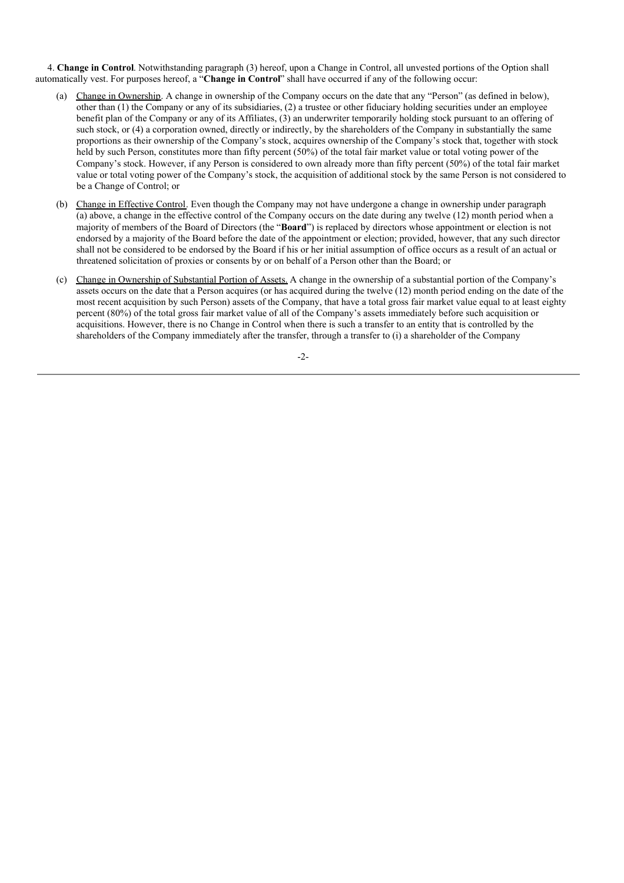4. **Change in Control**. Notwithstanding paragraph (3) hereof, upon a Change in Control, all unvested portions of the Option shall automatically vest. For purposes hereof, a "**Change in Control**" shall have occurred if any of the following occur:

(a) Change in Ownership. A change in ownership of the Company occurs on the date that any "Person" (as defined in below), other than (1) the Company or any of its subsidiaries, (2) a trustee or other fiduciary holding securities under an employee benefit plan of the Company or any of its Affiliates, (3) an underwriter temporarily holding stock pursuant to an offering of such stock, or (4) a corporation owned, directly or indirectly, by the shareholders of the Company in substantially the same proportions as their ownership of the Company's stock, acquires ownership of the Company's stock that, together with stock held by such Person, constitutes more than fifty percent (50%) of the total fair market value or total voting power of the Company's stock. However, if any Person is considered to own already more than fifty percent (50%) of the total fair market value or total voting power of the Company's stock, the acquisition of additional stock by the same Person is not considered to be a Change of Control; or

(b) Change in Effective Control. Even though the Company may not have undergone a change in ownership under paragraph (a) above, a change in the effective control of the Company occurs on the date during any twelve (12) month period when a majority of members of the Board of Directors (the "**Board**") is replaced by directors whose appointment or election is not endorsed by a majority of the Board before the date of the appointment or election; provided, however, that any such director shall not be considered to be endorsed by the Board if his or her initial assumption of office occurs as a result of an actual or threatened solicitation of proxies or consents by or on behalf of a Person other than the Board; or

(c) Change in Ownership of Substantial Portion of Assets. A change in the ownership of a substantial portion of the Company's assets occurs on the date that a Person acquires (or has acquired during the twelve (12) month period ending on the date of the most recent acquisition by such Person) assets of the Company, that have a total gross fair market value equal to at least eighty percent (80%) of the total gross fair market value of all of the Company's assets immediately before such acquisition or acquisitions. However, there is no Change in Control when there is such a transfer to an entity that is controlled by the shareholders of the Company immediately after the transfer, through a transfer to (i) a shareholder of the Company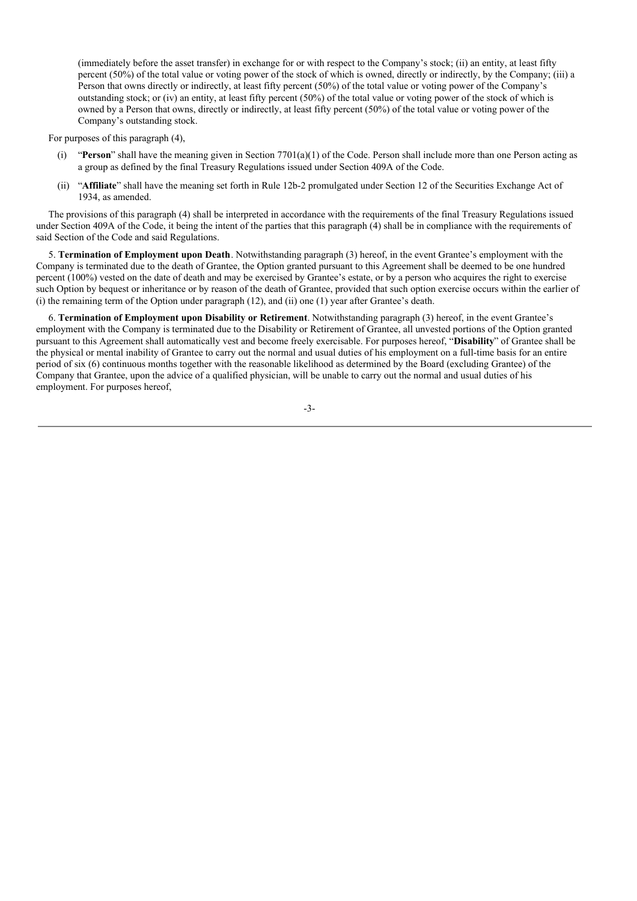(immediately before the asset transfer) in exchange for or with respect to the Company's stock; (ii) an entity, at least fifty percent (50%) of the total value or voting power of the stock of which is owned, directly or indirectly, by the Company; (iii) a Person that owns directly or indirectly, at least fifty percent (50%) of the total value or voting power of the Company's outstanding stock; or (iv) an entity, at least fifty percent (50%) of the total value or voting power of the stock of which is owned by a Person that owns, directly or indirectly, at least fifty percent (50%) of the total value or voting power of the Company's outstanding stock.

For purposes of this paragraph (4),

(i) "**Person**" shall have the meaning given in Section 7701(a)(1) of the Code. Person shall include more than one Person acting as a group as defined by the final Treasury Regulations issued under Section 409A of the Code.

(ii) "**Affiliate**" shall have the meaning set forth in Rule 12b-2 promulgated under Section 12 of the Securities Exchange Act of 1934, as amended.

The provisions of this paragraph (4) shall be interpreted in accordance with the requirements of the final Treasury Regulations issued under Section 409A of the Code, it being the intent of the parties that this paragraph (4) shall be in compliance with the requirements of said Section of the Code and said Regulations.

5. **Termination of Employment upon Death**. Notwithstanding paragraph (3) hereof, in the event Grantee's employment with the Company is terminated due to the death of Grantee, the Option granted pursuant to this Agreement shall be deemed to be one hundred percent (100%) vested on the date of death and may be exercised by Grantee's estate, or by a person who acquires the right to exercise such Option by bequest or inheritance or by reason of the death of Grantee, provided that such option exercise occurs within the earlier of (i) the remaining term of the Option under paragraph (12), and (ii) one (1) year after Grantee's death.

6. **Termination of Employment upon Disability or Retirement**. Notwithstanding paragraph (3) hereof, in the event Grantee's employment with the Company is terminated due to the Disability or Retirement of Grantee, all unvested portions of the Option granted pursuant to this Agreement shall automatically vest and become freely exercisable. For purposes hereof, "**Disability**" of Grantee shall be the physical or mental inability of Grantee to carry out the normal and usual duties of his employment on a full-time basis for an entire period of six (6) continuous months together with the reasonable likelihood as determined by the Board (excluding Grantee) of the Company that Grantee, upon the advice of a qualified physician, will be unable to carry out the normal and usual duties of his employment. For purposes hereof,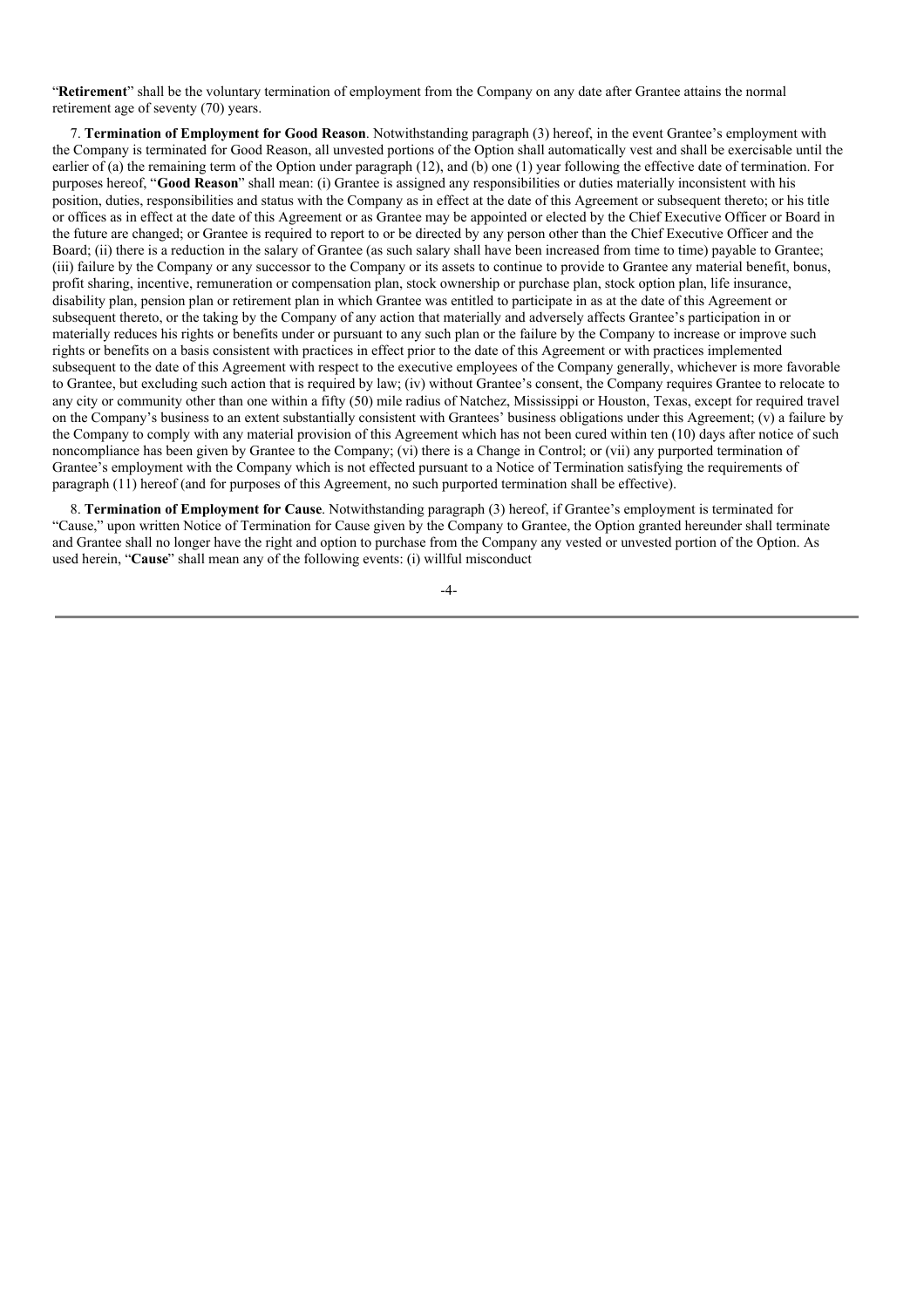"**Retirement**" shall be the voluntary termination of employment from the Company on any date after Grantee attains the normal retirement age of seventy (70) years.

7. **Termination of Employment for Good Reason**. Notwithstanding paragraph (3) hereof, in the event Grantee's employment with the Company is terminated for Good Reason, all unvested portions of the Option shall automatically vest and shall be exercisable until the earlier of (a) the remaining term of the Option under paragraph (12), and (b) one (1) year following the effective date of termination. For purposes hereof, "**Good Reason**" shall mean: (i) Grantee is assigned any responsibilities or duties materially inconsistent with his position, duties, responsibilities and status with the Company as in effect at the date of this Agreement or subsequent thereto; or his title or offices as in effect at the date of this Agreement or as Grantee may be appointed or elected by the Chief Executive Officer or Board in the future are changed; or Grantee is required to report to or be directed by any person other than the Chief Executive Officer and the Board; (ii) there is a reduction in the salary of Grantee (as such salary shall have been increased from time to time) payable to Grantee; (iii) failure by the Company or any successor to the Company or its assets to continue to provide to Grantee any material benefit, bonus, profit sharing, incentive, remuneration or compensation plan, stock ownership or purchase plan, stock option plan, life insurance, disability plan, pension plan or retirement plan in which Grantee was entitled to participate in as at the date of this Agreement or subsequent thereto, or the taking by the Company of any action that materially and adversely affects Grantee's participation in or materially reduces his rights or benefits under or pursuant to any such plan or the failure by the Company to increase or improve such rights or benefits on a basis consistent with practices in effect prior to the date of this Agreement or with practices implemented subsequent to the date of this Agreement with respect to the executive employees of the Company generally, whichever is more favorable to Grantee, but excluding such action that is required by law; (iv) without Grantee's consent, the Company requires Grantee to relocate to any city or community other than one within a fifty (50) mile radius of Natchez, Mississippi or Houston, Texas, except for required travel on the Company's business to an extent substantially consistent with Grantees' business obligations under this Agreement; (v) a failure by the Company to comply with any material provision of this Agreement which has not been cured within ten (10) days after notice of such noncompliance has been given by Grantee to the Company; (vi) there is a Change in Control; or (vii) any purported termination of Grantee's employment with the Company which is not effected pursuant to a Notice of Termination satisfying the requirements of paragraph (11) hereof (and for purposes of this Agreement, no such purported termination shall be effective).

8. **Termination of Employment for Cause**. Notwithstanding paragraph (3) hereof, if Grantee's employment is terminated for "Cause," upon written Notice of Termination for Cause given by the Company to Grantee, the Option granted hereunder shall terminate and Grantee shall no longer have the right and option to purchase from the Company any vested or unvested portion of the Option. As used herein, "**Cause**" shall mean any of the following events: (i) willful misconduct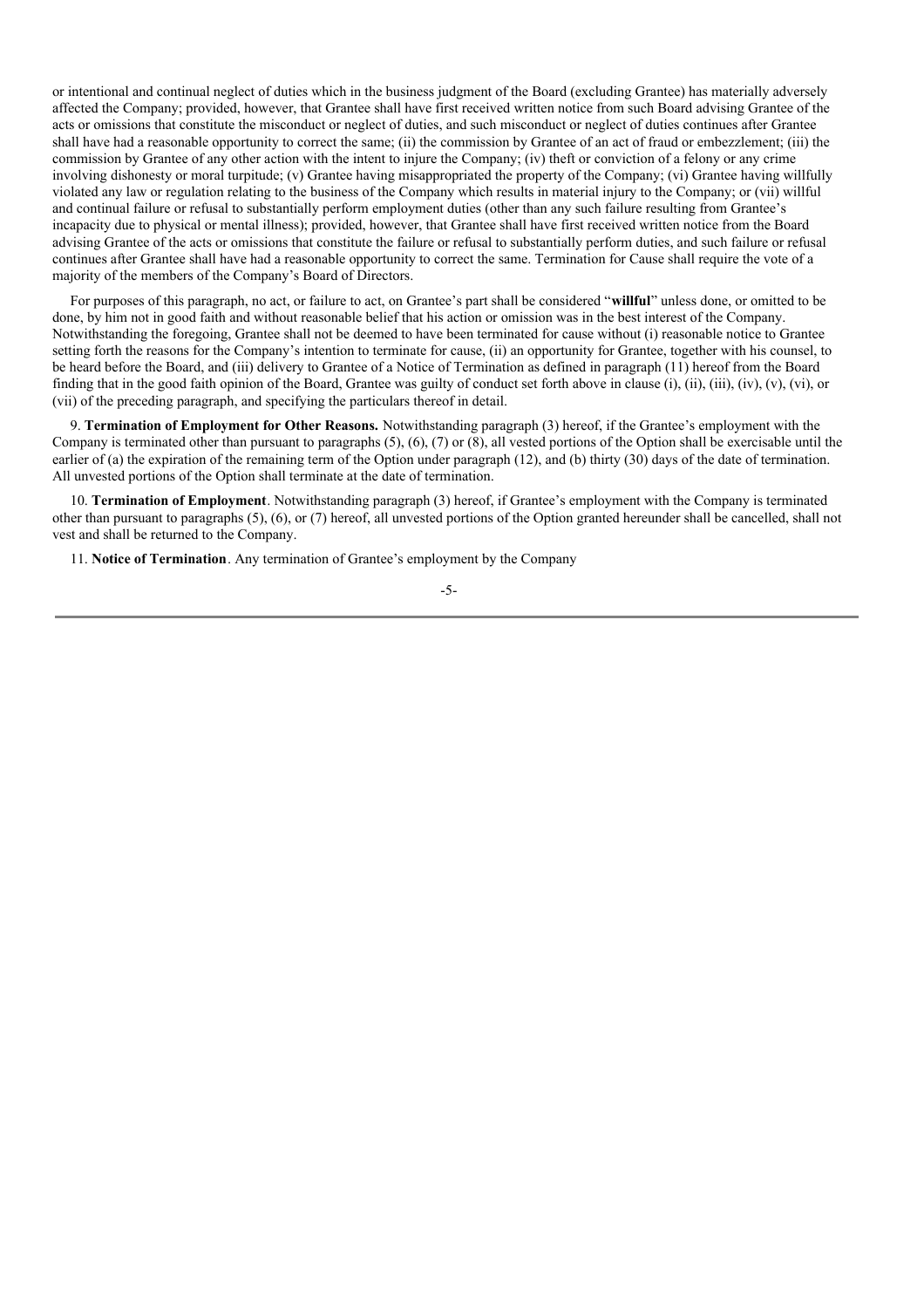or intentional and continual neglect of duties which in the business judgment of the Board (excluding Grantee) has materially adversely affected the Company; provided, however, that Grantee shall have first received written notice from such Board advising Grantee of the acts or omissions that constitute the misconduct or neglect of duties, and such misconduct or neglect of duties continues after Grantee shall have had a reasonable opportunity to correct the same; (ii) the commission by Grantee of an act of fraud or embezzlement; (iii) the commission by Grantee of any other action with the intent to injure the Company; (iv) theft or conviction of a felony or any crime involving dishonesty or moral turpitude; (v) Grantee having misappropriated the property of the Company; (vi) Grantee having willfully violated any law or regulation relating to the business of the Company which results in material injury to the Company; or (vii) willful and continual failure or refusal to substantially perform employment duties (other than any such failure resulting from Grantee's incapacity due to physical or mental illness); provided, however, that Grantee shall have first received written notice from the Board advising Grantee of the acts or omissions that constitute the failure or refusal to substantially perform duties, and such failure or refusal continues after Grantee shall have had a reasonable opportunity to correct the same. Termination for Cause shall require the vote of a majority of the members of the Company's Board of Directors.

For purposes of this paragraph, no act, or failure to act, on Grantee's part shall be considered "**willful**" unless done, or omitted to be done, by him not in good faith and without reasonable belief that his action or omission was in the best interest of the Company. Notwithstanding the foregoing, Grantee shall not be deemed to have been terminated for cause without (i) reasonable notice to Grantee setting forth the reasons for the Company's intention to terminate for cause, (ii) an opportunity for Grantee, together with his counsel, to be heard before the Board, and (iii) delivery to Grantee of a Notice of Termination as defined in paragraph (11) hereof from the Board finding that in the good faith opinion of the Board, Grantee was guilty of conduct set forth above in clause (i), (ii), (iii), (iv), (v), (vi), or (vii) of the preceding paragraph, and specifying the particulars thereof in detail.

9. **Termination of Employment for Other Reasons.** Notwithstanding paragraph (3) hereof, if the Grantee's employment with the Company is terminated other than pursuant to paragraphs (5), (6), (7) or (8), all vested portions of the Option shall be exercisable until the earlier of (a) the expiration of the remaining term of the Option under paragraph (12), and (b) thirty (30) days of the date of termination. All unvested portions of the Option shall terminate at the date of termination.

10. **Termination of Employment**. Notwithstanding paragraph (3) hereof, if Grantee's employment with the Company is terminated other than pursuant to paragraphs (5), (6), or (7) hereof, all unvested portions of the Option granted hereunder shall be cancelled, shall not vest and shall be returned to the Company.

11. **Notice of Termination**. Any termination of Grantee's employment by the Company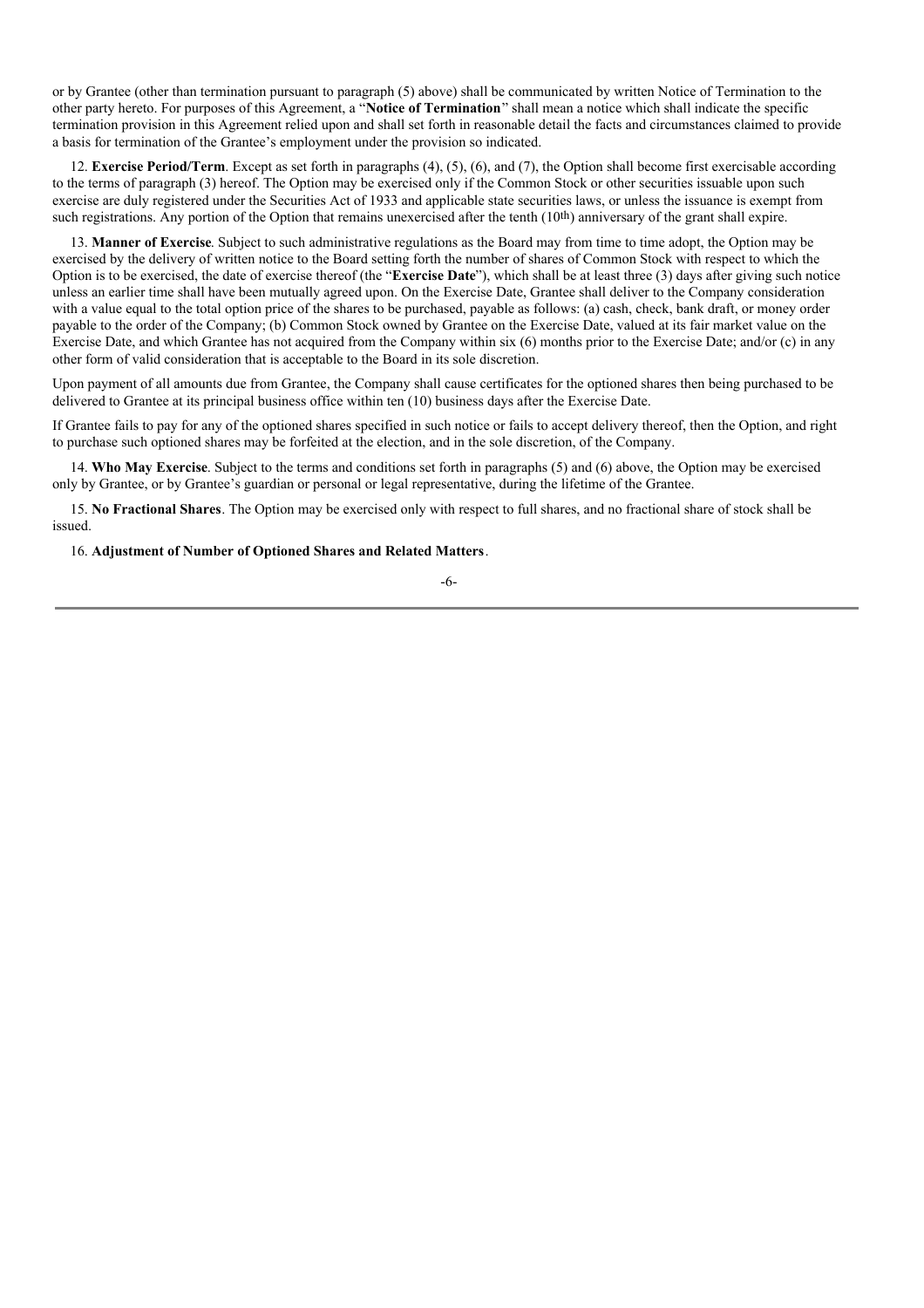or by Grantee (other than termination pursuant to paragraph (5) above) shall be communicated by written Notice of Termination to the other party hereto. For purposes of this Agreement, a "**Notice of Termination**" shall mean a notice which shall indicate the specific termination provision in this Agreement relied upon and shall set forth in reasonable detail the facts and circumstances claimed to provide a basis for termination of the Grantee's employment under the provision so indicated.

12. **Exercise Period/Term**. Except as set forth in paragraphs (4), (5), (6), and (7), the Option shall become first exercisable according to the terms of paragraph (3) hereof. The Option may be exercised only if the Common Stock or other securities issuable upon such exercise are duly registered under the Securities Act of 1933 and applicable state securities laws, or unless the issuance is exempt from such registrations. Any portion of the Option that remains unexercised after the tenth (10th) anniversary of the grant shall expire.

13. **Manner of Exercise**. Subject to such administrative regulations as the Board may from time to time adopt, the Option may be exercised by the delivery of written notice to the Board setting forth the number of shares of Common Stock with respect to which the Option is to be exercised, the date of exercise thereof (the "**Exercise Date**"), which shall be at least three (3) days after giving such notice unless an earlier time shall have been mutually agreed upon. On the Exercise Date, Grantee shall deliver to the Company consideration with a value equal to the total option price of the shares to be purchased, payable as follows: (a) cash, check, bank draft, or money order payable to the order of the Company; (b) Common Stock owned by Grantee on the Exercise Date, valued at its fair market value on the Exercise Date, and which Grantee has not acquired from the Company within six (6) months prior to the Exercise Date; and/or (c) in any other form of valid consideration that is acceptable to the Board in its sole discretion.

Upon payment of all amounts due from Grantee, the Company shall cause certificates for the optioned shares then being purchased to be delivered to Grantee at its principal business office within ten (10) business days after the Exercise Date.

If Grantee fails to pay for any of the optioned shares specified in such notice or fails to accept delivery thereof, then the Option, and right to purchase such optioned shares may be forfeited at the election, and in the sole discretion, of the Company.

14. **Who May Exercise**. Subject to the terms and conditions set forth in paragraphs (5) and (6) above, the Option may be exercised only by Grantee, or by Grantee's guardian or personal or legal representative, during the lifetime of the Grantee.

15. **No Fractional Shares**. The Option may be exercised only with respect to full shares, and no fractional share of stock shall be issued.

16. **Adjustment of Number of Optioned Shares and Related Matters**.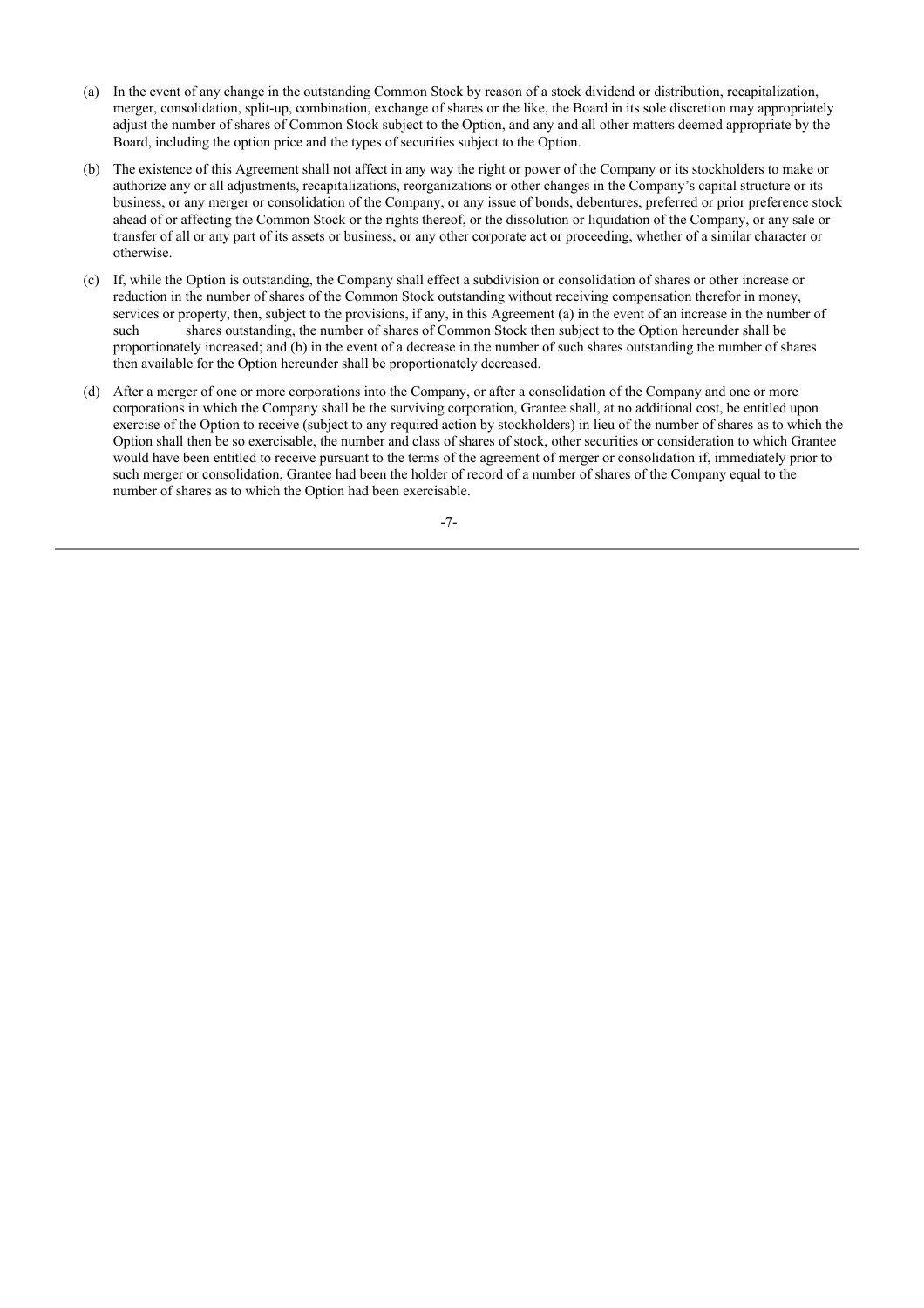(a) In the event of any change in the outstanding Common Stock by reason of a stock dividend or distribution, recapitalization, merger, consolidation, split-up, combination, exchange of shares or the like, the Board in its sole discretion may appropriately adjust the number of shares of Common Stock subject to the Option, and any and all other matters deemed appropriate by the Board, including the option price and the types of securities subject to the Option.

(b) The existence of this Agreement shall not affect in any way the right or power of the Company or its stockholders to make or authorize any or all adjustments, recapitalizations, reorganizations or other changes in the Company's capital structure or its business, or any merger or consolidation of the Company, or any issue of bonds, debentures, preferred or prior preference stock ahead of or affecting the Common Stock or the rights thereof, or the dissolution or liquidation of the Company, or any sale or transfer of all or any part of its assets or business, or any other corporate act or proceeding, whether of a similar character or otherwise.

(c) If, while the Option is outstanding, the Company shall effect a subdivision or consolidation of shares or other increase or reduction in the number of shares of the Common Stock outstanding without receiving compensation therefor in money, services or property, then, subject to the provisions, if any, in this Agreement (a) in the event of an increase in the number of such shares outstanding, the number of shares of Common Stock then subject to the Option hereunder shall be proportionately increased; and (b) in the event of a decrease in the number of such shares outstanding the number of shares then available for the Option hereunder shall be proportionately decreased.

(d) After a merger of one or more corporations into the Company, or after a consolidation of the Company and one or more corporations in which the Company shall be the surviving corporation, Grantee shall, at no additional cost, be entitled upon exercise of the Option to receive (subject to any required action by stockholders) in lieu of the number of shares as to which the Option shall then be so exercisable, the number and class of shares of stock, other securities or consideration to which Grantee would have been entitled to receive pursuant to the terms of the agreement of merger or consolidation if, immediately prior to such merger or consolidation, Grantee had been the holder of record of a number of shares of the Company equal to the number of shares as to which the Option had been exercisable.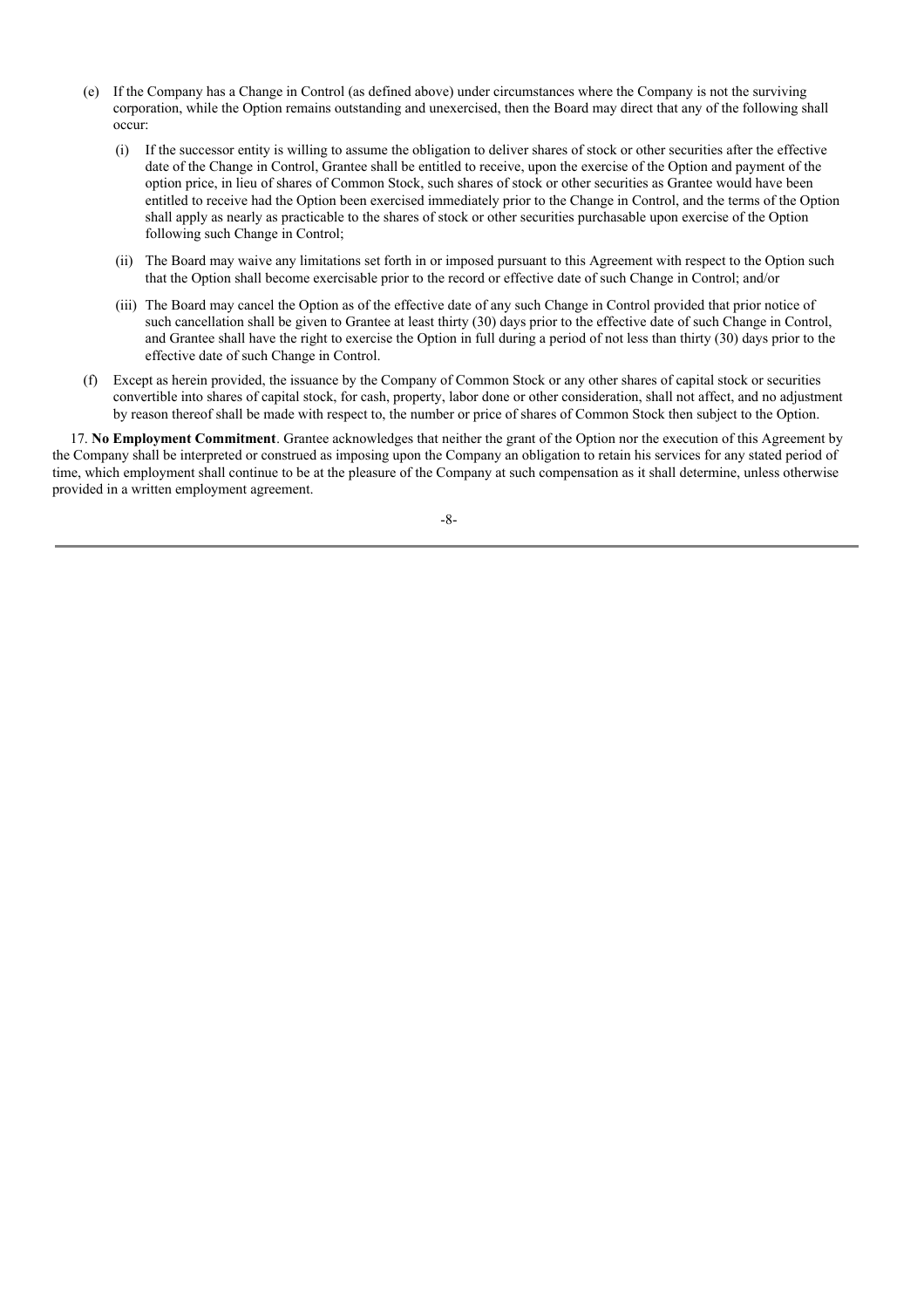(e) If the Company has a Change in Control (as defined above) under circumstances where the Company is not the surviving corporation, while the Option remains outstanding and unexercised, then the Board may direct that any of the following shall occur:

(i) If the successor entity is willing to assume the obligation to deliver shares of stock or other securities after the effective date of the Change in Control, Grantee shall be entitled to receive, upon the exercise of the Option and payment of the option price, in lieu of shares of Common Stock, such shares of stock or other securities as Grantee would have been entitled to receive had the Option been exercised immediately prior to the Change in Control, and the terms of the Option shall apply as nearly as practicable to the shares of stock or other securities purchasable upon exercise of the Option following such Change in Control;

(ii) The Board may waive any limitations set forth in or imposed pursuant to this Agreement with respect to the Option such that the Option shall become exercisable prior to the record or effective date of such Change in Control; and/or

(iii) The Board may cancel the Option as of the effective date of any such Change in Control provided that prior notice of such cancellation shall be given to Grantee at least thirty (30) days prior to the effective date of such Change in Control, and Grantee shall have the right to exercise the Option in full during a period of not less than thirty (30) days prior to the effective date of such Change in Control.

(f) Except as herein provided, the issuance by the Company of Common Stock or any other shares of capital stock or securities convertible into shares of capital stock, for cash, property, labor done or other consideration, shall not affect, and no adjustment by reason thereof shall be made with respect to, the number or price of shares of Common Stock then subject to the Option.

17. **No Employment Commitment**. Grantee acknowledges that neither the grant of the Option nor the execution of this Agreement by the Company shall be interpreted or construed as imposing upon the Company an obligation to retain his services for any stated period of time, which employment shall continue to be at the pleasure of the Company at such compensation as it shall determine, unless otherwise provided in a written employment agreement.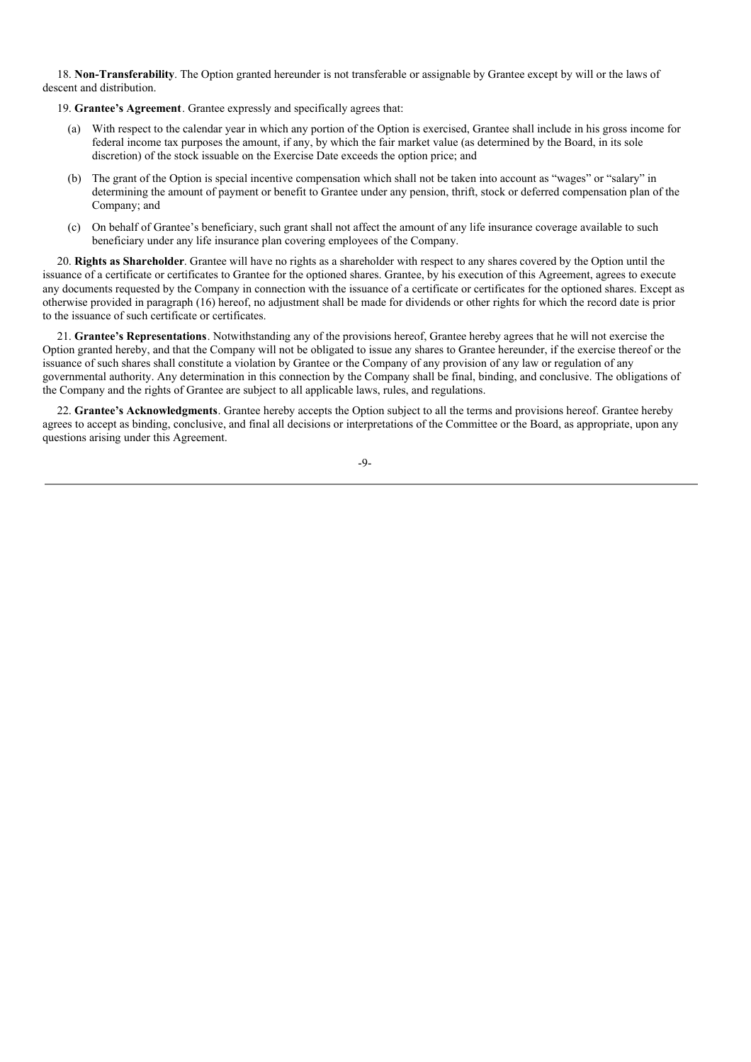18. **Non-Transferability**. The Option granted hereunder is not transferable or assignable by Grantee except by will or the laws of descent and distribution.

19. **Grantee's Agreement**. Grantee expressly and specifically agrees that:

(a) With respect to the calendar year in which any portion of the Option is exercised, Grantee shall include in his gross income for federal income tax purposes the amount, if any, by which the fair market value (as determined by the Board, in its sole discretion) of the stock issuable on the Exercise Date exceeds the option price; and

(b) The grant of the Option is special incentive compensation which shall not be taken into account as "wages" or "salary" in determining the amount of payment or benefit to Grantee under any pension, thrift, stock or deferred compensation plan of the Company; and

(c) On behalf of Grantee's beneficiary, such grant shall not affect the amount of any life insurance coverage available to such beneficiary under any life insurance plan covering employees of the Company.

20. **Rights as Shareholder**. Grantee will have no rights as a shareholder with respect to any shares covered by the Option until the issuance of a certificate or certificates to Grantee for the optioned shares. Grantee, by his execution of this Agreement, agrees to execute any documents requested by the Company in connection with the issuance of a certificate or certificates for the optioned shares. Except as otherwise provided in paragraph (16) hereof, no adjustment shall be made for dividends or other rights for which the record date is prior to the issuance of such certificate or certificates.

21. **Grantee's Representations**. Notwithstanding any of the provisions hereof, Grantee hereby agrees that he will not exercise the Option granted hereby, and that the Company will not be obligated to issue any shares to Grantee hereunder, if the exercise thereof or the issuance of such shares shall constitute a violation by Grantee or the Company of any provision of any law or regulation of any governmental authority. Any determination in this connection by the Company shall be final, binding, and conclusive. The obligations of the Company and the rights of Grantee are subject to all applicable laws, rules, and regulations.

22. **Grantee's Acknowledgments**. Grantee hereby accepts the Option subject to all the terms and provisions hereof. Grantee hereby agrees to accept as binding, conclusive, and final all decisions or interpretations of the Committee or the Board, as appropriate, upon any questions arising under this Agreement.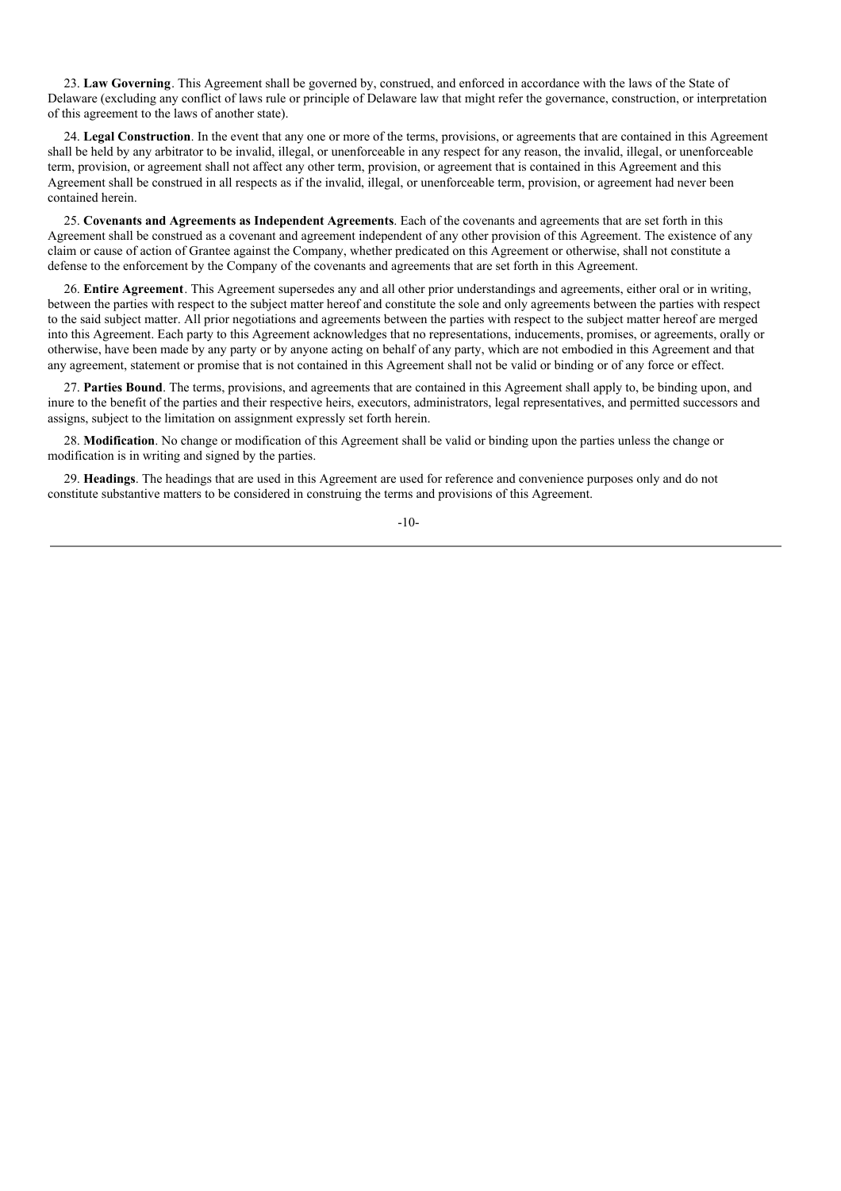23. **Law Governing**. This Agreement shall be governed by, construed, and enforced in accordance with the laws of the State of Delaware (excluding any conflict of laws rule or principle of Delaware law that might refer the governance, construction, or interpretation of this agreement to the laws of another state).

24. **Legal Construction**. In the event that any one or more of the terms, provisions, or agreements that are contained in this Agreement shall be held by any arbitrator to be invalid, illegal, or unenforceable in any respect for any reason, the invalid, illegal, or unenforceable term, provision, or agreement shall not affect any other term, provision, or agreement that is contained in this Agreement and this Agreement shall be construed in all respects as if the invalid, illegal, or unenforceable term, provision, or agreement had never been contained herein.

25. **Covenants and Agreements as Independent Agreements**. Each of the covenants and agreements that are set forth in this Agreement shall be construed as a covenant and agreement independent of any other provision of this Agreement. The existence of any claim or cause of action of Grantee against the Company, whether predicated on this Agreement or otherwise, shall not constitute a defense to the enforcement by the Company of the covenants and agreements that are set forth in this Agreement.

26. **Entire Agreement**. This Agreement supersedes any and all other prior understandings and agreements, either oral or in writing, between the parties with respect to the subject matter hereof and constitute the sole and only agreements between the parties with respect to the said subject matter. All prior negotiations and agreements between the parties with respect to the subject matter hereof are merged into this Agreement. Each party to this Agreement acknowledges that no representations, inducements, promises, or agreements, orally or otherwise, have been made by any party or by anyone acting on behalf of any party, which are not embodied in this Agreement and that any agreement, statement or promise that is not contained in this Agreement shall not be valid or binding or of any force or effect.

27. **Parties Bound**. The terms, provisions, and agreements that are contained in this Agreement shall apply to, be binding upon, and inure to the benefit of the parties and their respective heirs, executors, administrators, legal representatives, and permitted successors and assigns, subject to the limitation on assignment expressly set forth herein.

28. **Modification**. No change or modification of this Agreement shall be valid or binding upon the parties unless the change or modification is in writing and signed by the parties.

29. **Headings**. The headings that are used in this Agreement are used for reference and convenience purposes only and do not constitute substantive matters to be considered in construing the terms and provisions of this Agreement.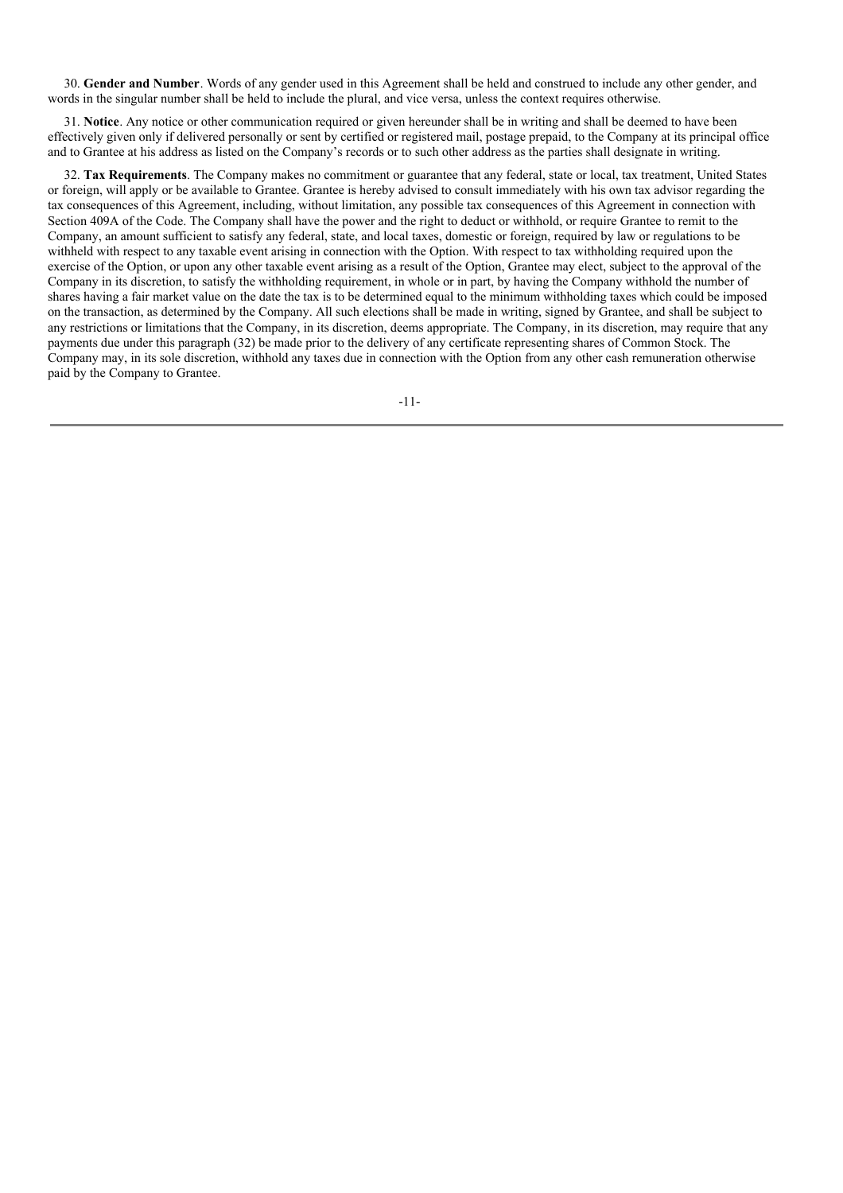30. **Gender and Number**. Words of any gender used in this Agreement shall be held and construed to include any other gender, and words in the singular number shall be held to include the plural, and vice versa, unless the context requires otherwise.

31. **Notice**. Any notice or other communication required or given hereunder shall be in writing and shall be deemed to have been effectively given only if delivered personally or sent by certified or registered mail, postage prepaid, to the Company at its principal office and to Grantee at his address as listed on the Company's records or to such other address as the parties shall designate in writing.

32. **Tax Requirements**. The Company makes no commitment or guarantee that any federal, state or local, tax treatment, United States or foreign, will apply or be available to Grantee. Grantee is hereby advised to consult immediately with his own tax advisor regarding the tax consequences of this Agreement, including, without limitation, any possible tax consequences of this Agreement in connection with Section 409A of the Code. The Company shall have the power and the right to deduct or withhold, or require Grantee to remit to the Company, an amount sufficient to satisfy any federal, state, and local taxes, domestic or foreign, required by law or regulations to be withheld with respect to any taxable event arising in connection with the Option. With respect to tax withholding required upon the exercise of the Option, or upon any other taxable event arising as a result of the Option, Grantee may elect, subject to the approval of the Company in its discretion, to satisfy the withholding requirement, in whole or in part, by having the Company withhold the number of shares having a fair market value on the date the tax is to be determined equal to the minimum withholding taxes which could be imposed on the transaction, as determined by the Company. All such elections shall be made in writing, signed by Grantee, and shall be subject to any restrictions or limitations that the Company, in its discretion, deems appropriate. The Company, in its discretion, may require that any payments due under this paragraph (32) be made prior to the delivery of any certificate representing shares of Common Stock. The Company may, in its sole discretion, withhold any taxes due in connection with the Option from any other cash remuneration otherwise paid by the Company to Grantee.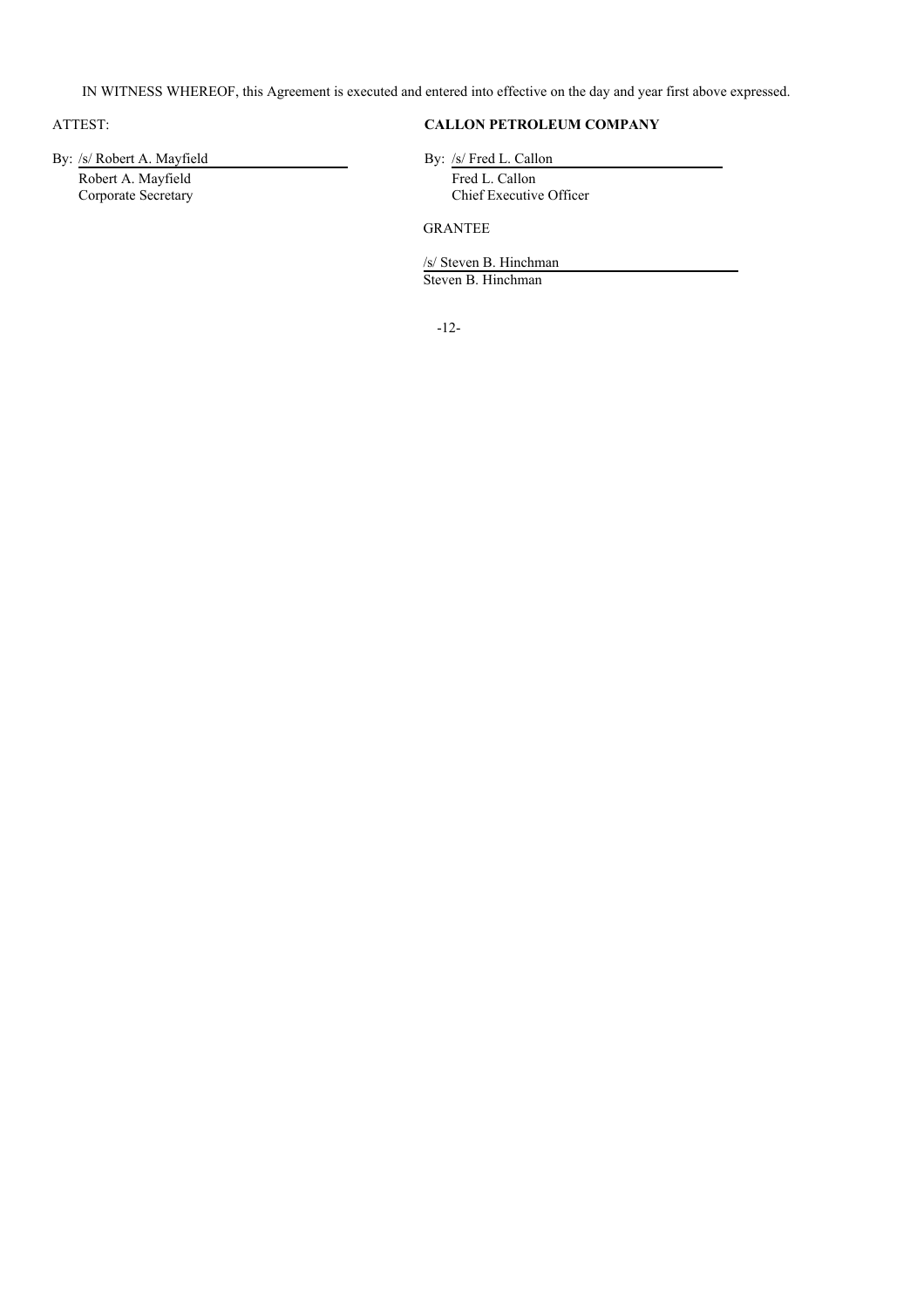IN WITNESS WHEREOF, this Agreement is executed and entered into effective on the day and year first above expressed.

ATTEST:

By: /s/ Robert A. Mayfield
Robert A. Mayfield
Corporate Secretary

**CALLON PETROLEUM COMPANY**

By: /s/ Fred L. Callon
Fred L. Callon
Chief Executive Officer

GRANTEE

/s/ Steven B. Hinchman
Steven B. Hinchman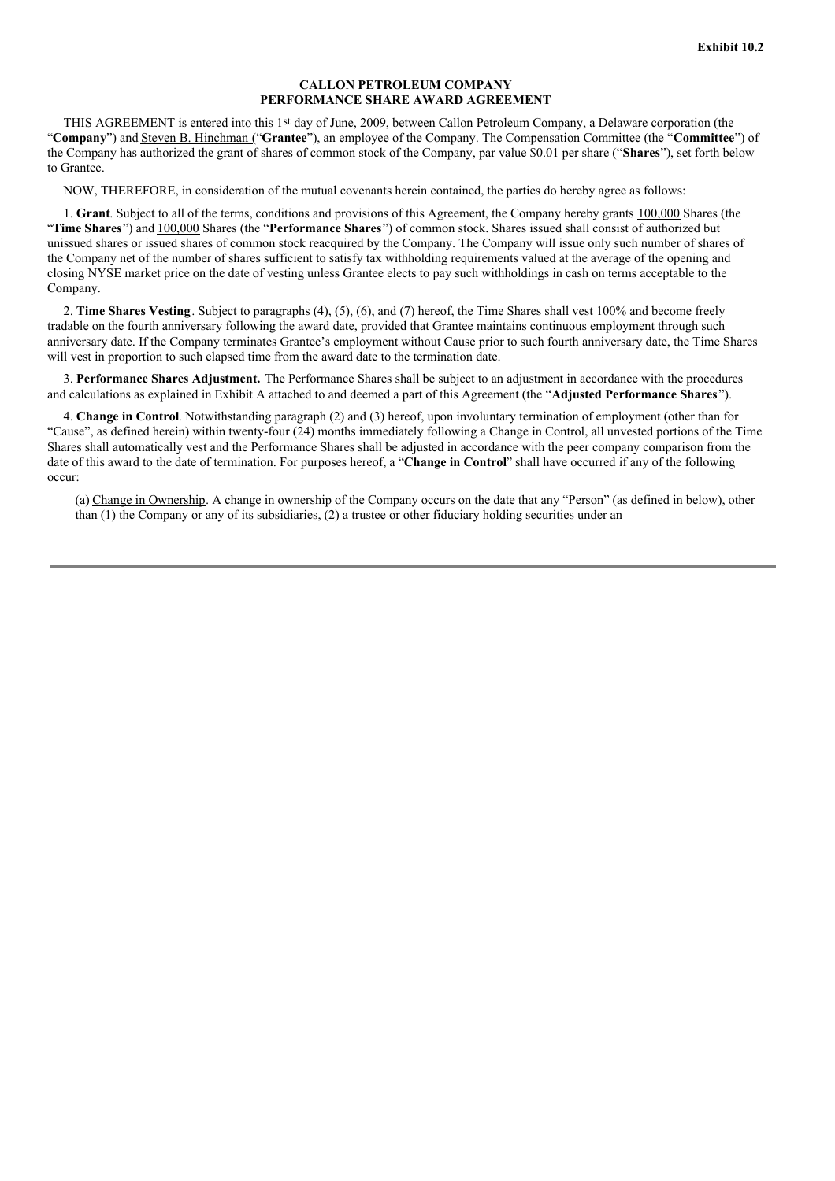**Exhibit 10.2**

**CALLON PETROLEUM COMPANY**
**PERFORMANCE SHARE AWARD AGREEMENT**

THIS AGREEMENT is entered into this 1st day of June, 2009, between Callon Petroleum Company, a Delaware corporation (the "**Company**") and Steven B. Hinchman ("**Grantee**"), an employee of the Company. The Compensation Committee (the "**Committee**") of the Company has authorized the grant of shares of common stock of the Company, par value $0.01 per share ("**Shares**"), set forth below to Grantee.

NOW, THEREFORE, in consideration of the mutual covenants herein contained, the parties do hereby agree as follows:

1. **Grant**. Subject to all of the terms, conditions and provisions of this Agreement, the Company hereby grants 100,000 Shares (the "**Time Shares**") and 100,000 Shares (the "**Performance Shares**") of common stock. Shares issued shall consist of authorized but unissued shares or issued shares of common stock reacquired by the Company. The Company will issue only such number of shares of the Company net of the number of shares sufficient to satisfy tax withholding requirements valued at the average of the opening and closing NYSE market price on the date of vesting unless Grantee elects to pay such withholdings in cash on terms acceptable to the Company.

2. **Time Shares Vesting**. Subject to paragraphs (4), (5), (6), and (7) hereof, the Time Shares shall vest 100% and become freely tradable on the fourth anniversary following the award date, provided that Grantee maintains continuous employment through such anniversary date. If the Company terminates Grantee's employment without Cause prior to such fourth anniversary date, the Time Shares will vest in proportion to such elapsed time from the award date to the termination date.

3. **Performance Shares Adjustment.** The Performance Shares shall be subject to an adjustment in accordance with the procedures and calculations as explained in Exhibit A attached to and deemed a part of this Agreement (the "**Adjusted Performance Shares**").

4. **Change in Control**. Notwithstanding paragraph (2) and (3) hereof, upon involuntary termination of employment (other than for "Cause", as defined herein) within twenty-four (24) months immediately following a Change in Control, all unvested portions of the Time Shares shall automatically vest and the Performance Shares shall be adjusted in accordance with the peer company comparison from the date of this award to the date of termination. For purposes hereof, a "**Change in Control**" shall have occurred if any of the following occur:

(a) Change in Ownership. A change in ownership of the Company occurs on the date that any "Person" (as defined in below), other than (1) the Company or any of its subsidiaries, (2) a trustee or other fiduciary holding securities under an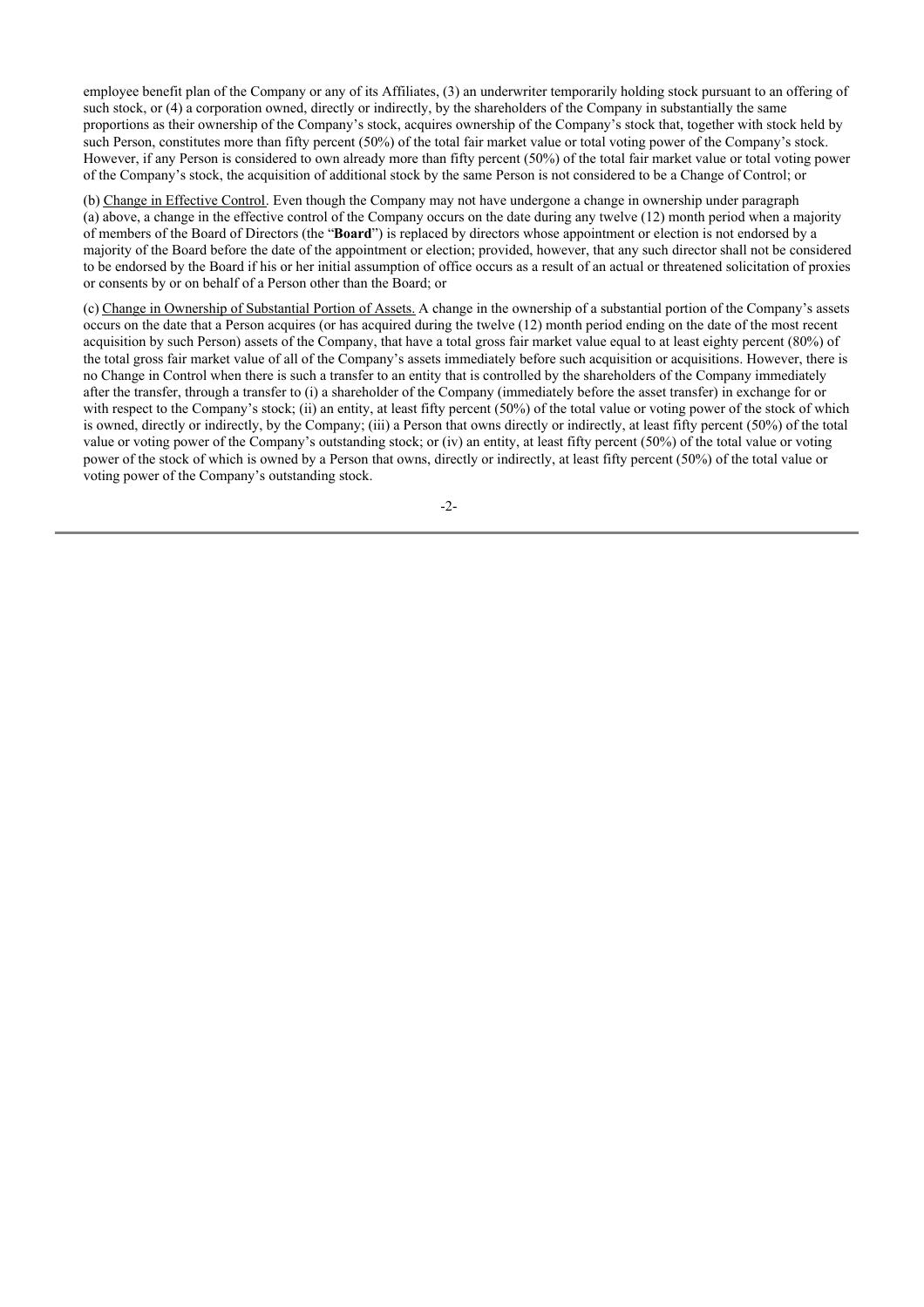employee benefit plan of the Company or any of its Affiliates, (3) an underwriter temporarily holding stock pursuant to an offering of such stock, or (4) a corporation owned, directly or indirectly, by the shareholders of the Company in substantially the same proportions as their ownership of the Company's stock, acquires ownership of the Company's stock that, together with stock held by such Person, constitutes more than fifty percent (50%) of the total fair market value or total voting power of the Company's stock. However, if any Person is considered to own already more than fifty percent (50%) of the total fair market value or total voting power of the Company's stock, the acquisition of additional stock by the same Person is not considered to be a Change of Control; or

(b) Change in Effective Control. Even though the Company may not have undergone a change in ownership under paragraph (a) above, a change in the effective control of the Company occurs on the date during any twelve (12) month period when a majority of members of the Board of Directors (the "**Board**") is replaced by directors whose appointment or election is not endorsed by a majority of the Board before the date of the appointment or election; provided, however, that any such director shall not be considered to be endorsed by the Board if his or her initial assumption of office occurs as a result of an actual or threatened solicitation of proxies or consents by or on behalf of a Person other than the Board; or

(c) Change in Ownership of Substantial Portion of Assets. A change in the ownership of a substantial portion of the Company's assets occurs on the date that a Person acquires (or has acquired during the twelve (12) month period ending on the date of the most recent acquisition by such Person) assets of the Company, that have a total gross fair market value equal to at least eighty percent (80%) of the total gross fair market value of all of the Company's assets immediately before such acquisition or acquisitions. However, there is no Change in Control when there is such a transfer to an entity that is controlled by the shareholders of the Company immediately after the transfer, through a transfer to (i) a shareholder of the Company (immediately before the asset transfer) in exchange for or with respect to the Company's stock; (ii) an entity, at least fifty percent (50%) of the total value or voting power of the stock of which is owned, directly or indirectly, by the Company; (iii) a Person that owns directly or indirectly, at least fifty percent (50%) of the total value or voting power of the Company's outstanding stock; or (iv) an entity, at least fifty percent (50%) of the total value or voting power of the stock of which is owned by a Person that owns, directly or indirectly, at least fifty percent (50%) of the total value or voting power of the Company's outstanding stock.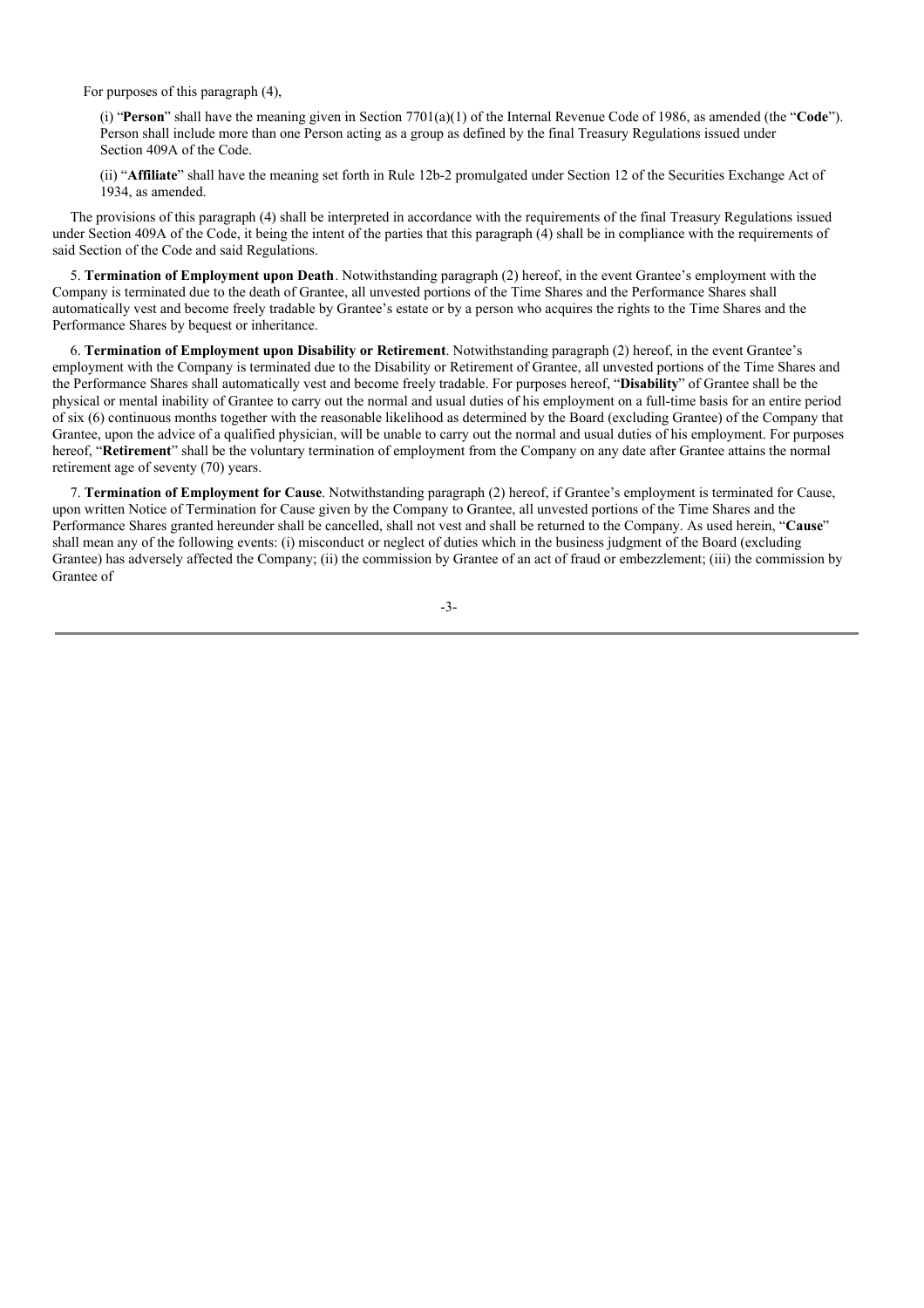For purposes of this paragraph (4),

(i) "**Person**" shall have the meaning given in Section 7701(a)(1) of the Internal Revenue Code of 1986, as amended (the "**Code**"). Person shall include more than one Person acting as a group as defined by the final Treasury Regulations issued under Section 409A of the Code.

(ii) "**Affiliate**" shall have the meaning set forth in Rule 12b-2 promulgated under Section 12 of the Securities Exchange Act of 1934, as amended.

The provisions of this paragraph (4) shall be interpreted in accordance with the requirements of the final Treasury Regulations issued under Section 409A of the Code, it being the intent of the parties that this paragraph (4) shall be in compliance with the requirements of said Section of the Code and said Regulations.

5. **Termination of Employment upon Death**. Notwithstanding paragraph (2) hereof, in the event Grantee's employment with the Company is terminated due to the death of Grantee, all unvested portions of the Time Shares and the Performance Shares shall automatically vest and become freely tradable by Grantee's estate or by a person who acquires the rights to the Time Shares and the Performance Shares by bequest or inheritance.

6. **Termination of Employment upon Disability or Retirement**. Notwithstanding paragraph (2) hereof, in the event Grantee's employment with the Company is terminated due to the Disability or Retirement of Grantee, all unvested portions of the Time Shares and the Performance Shares shall automatically vest and become freely tradable. For purposes hereof, "**Disability**" of Grantee shall be the physical or mental inability of Grantee to carry out the normal and usual duties of his employment on a full-time basis for an entire period of six (6) continuous months together with the reasonable likelihood as determined by the Board (excluding Grantee) of the Company that Grantee, upon the advice of a qualified physician, will be unable to carry out the normal and usual duties of his employment. For purposes hereof, "**Retirement**" shall be the voluntary termination of employment from the Company on any date after Grantee attains the normal retirement age of seventy (70) years.

7. **Termination of Employment for Cause**. Notwithstanding paragraph (2) hereof, if Grantee's employment is terminated for Cause, upon written Notice of Termination for Cause given by the Company to Grantee, all unvested portions of the Time Shares and the Performance Shares granted hereunder shall be cancelled, shall not vest and shall be returned to the Company. As used herein, "**Cause**" shall mean any of the following events: (i) misconduct or neglect of duties which in the business judgment of the Board (excluding Grantee) has adversely affected the Company; (ii) the commission by Grantee of an act of fraud or embezzlement; (iii) the commission by Grantee of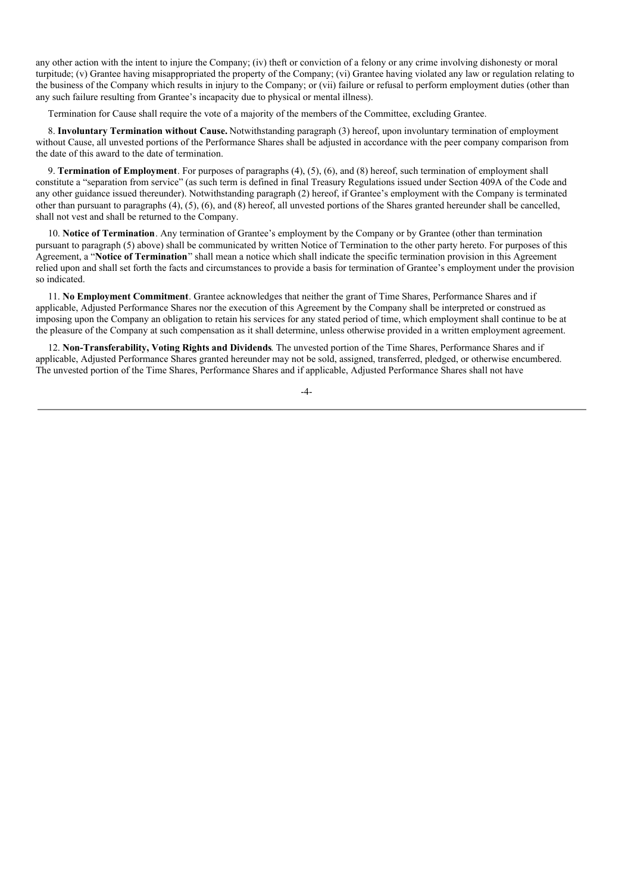any other action with the intent to injure the Company; (iv) theft or conviction of a felony or any crime involving dishonesty or moral turpitude; (v) Grantee having misappropriated the property of the Company; (vi) Grantee having violated any law or regulation relating to the business of the Company which results in injury to the Company; or (vii) failure or refusal to perform employment duties (other than any such failure resulting from Grantee's incapacity due to physical or mental illness).

Termination for Cause shall require the vote of a majority of the members of the Committee, excluding Grantee.

8. **Involuntary Termination without Cause.** Notwithstanding paragraph (3) hereof, upon involuntary termination of employment without Cause, all unvested portions of the Performance Shares shall be adjusted in accordance with the peer company comparison from the date of this award to the date of termination.

9. **Termination of Employment**. For purposes of paragraphs (4), (5), (6), and (8) hereof, such termination of employment shall constitute a "separation from service" (as such term is defined in final Treasury Regulations issued under Section 409A of the Code and any other guidance issued thereunder). Notwithstanding paragraph (2) hereof, if Grantee's employment with the Company is terminated other than pursuant to paragraphs (4), (5), (6), and (8) hereof, all unvested portions of the Shares granted hereunder shall be cancelled, shall not vest and shall be returned to the Company.

10. **Notice of Termination**. Any termination of Grantee's employment by the Company or by Grantee (other than termination pursuant to paragraph (5) above) shall be communicated by written Notice of Termination to the other party hereto. For purposes of this Agreement, a "**Notice of Termination**" shall mean a notice which shall indicate the specific termination provision in this Agreement relied upon and shall set forth the facts and circumstances to provide a basis for termination of Grantee's employment under the provision so indicated.

11. **No Employment Commitment**. Grantee acknowledges that neither the grant of Time Shares, Performance Shares and if applicable, Adjusted Performance Shares nor the execution of this Agreement by the Company shall be interpreted or construed as imposing upon the Company an obligation to retain his services for any stated period of time, which employment shall continue to be at the pleasure of the Company at such compensation as it shall determine, unless otherwise provided in a written employment agreement.

12. **Non-Transferability, Voting Rights and Dividends**. The unvested portion of the Time Shares, Performance Shares and if applicable, Adjusted Performance Shares granted hereunder may not be sold, assigned, transferred, pledged, or otherwise encumbered. The unvested portion of the Time Shares, Performance Shares and if applicable, Adjusted Performance Shares shall not have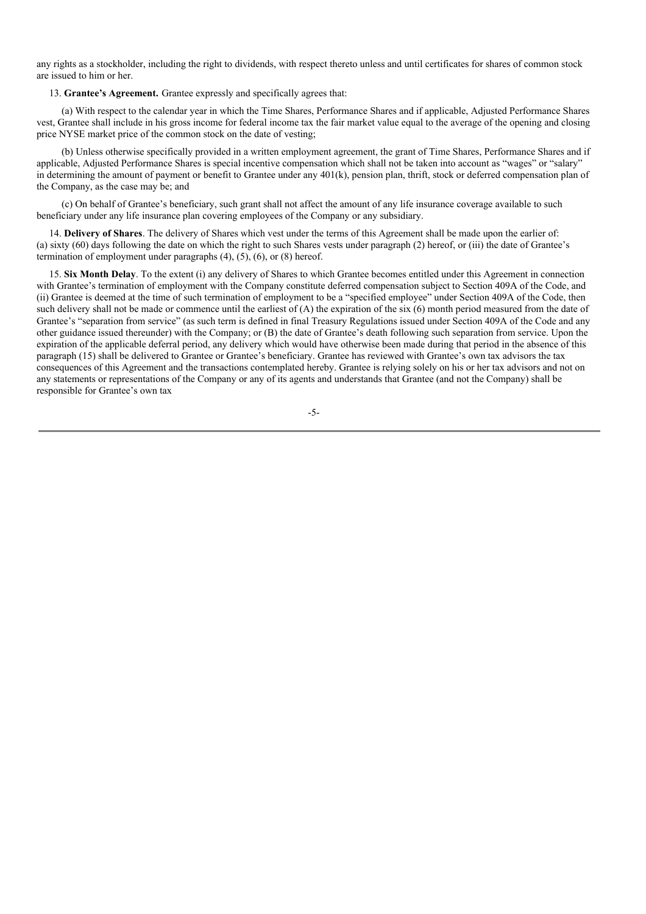any rights as a stockholder, including the right to dividends, with respect thereto unless and until certificates for shares of common stock are issued to him or her.

13. **Grantee's Agreement.** Grantee expressly and specifically agrees that:

(a) With respect to the calendar year in which the Time Shares, Performance Shares and if applicable, Adjusted Performance Shares vest, Grantee shall include in his gross income for federal income tax the fair market value equal to the average of the opening and closing price NYSE market price of the common stock on the date of vesting;

(b) Unless otherwise specifically provided in a written employment agreement, the grant of Time Shares, Performance Shares and if applicable, Adjusted Performance Shares is special incentive compensation which shall not be taken into account as "wages" or "salary" in determining the amount of payment or benefit to Grantee under any 401(k), pension plan, thrift, stock or deferred compensation plan of the Company, as the case may be; and

(c) On behalf of Grantee's beneficiary, such grant shall not affect the amount of any life insurance coverage available to such beneficiary under any life insurance plan covering employees of the Company or any subsidiary.

14. **Delivery of Shares**. The delivery of Shares which vest under the terms of this Agreement shall be made upon the earlier of: (a) sixty (60) days following the date on which the right to such Shares vests under paragraph (2) hereof, or (iii) the date of Grantee's termination of employment under paragraphs (4), (5), (6), or (8) hereof.

15. **Six Month Delay**. To the extent (i) any delivery of Shares to which Grantee becomes entitled under this Agreement in connection with Grantee's termination of employment with the Company constitute deferred compensation subject to Section 409A of the Code, and (ii) Grantee is deemed at the time of such termination of employment to be a "specified employee" under Section 409A of the Code, then such delivery shall not be made or commence until the earliest of (A) the expiration of the six (6) month period measured from the date of Grantee's "separation from service" (as such term is defined in final Treasury Regulations issued under Section 409A of the Code and any other guidance issued thereunder) with the Company; or (B) the date of Grantee's death following such separation from service. Upon the expiration of the applicable deferral period, any delivery which would have otherwise been made during that period in the absence of this paragraph (15) shall be delivered to Grantee or Grantee's beneficiary. Grantee has reviewed with Grantee's own tax advisors the tax consequences of this Agreement and the transactions contemplated hereby. Grantee is relying solely on his or her tax advisors and not on any statements or representations of the Company or any of its agents and understands that Grantee (and not the Company) shall be responsible for Grantee's own tax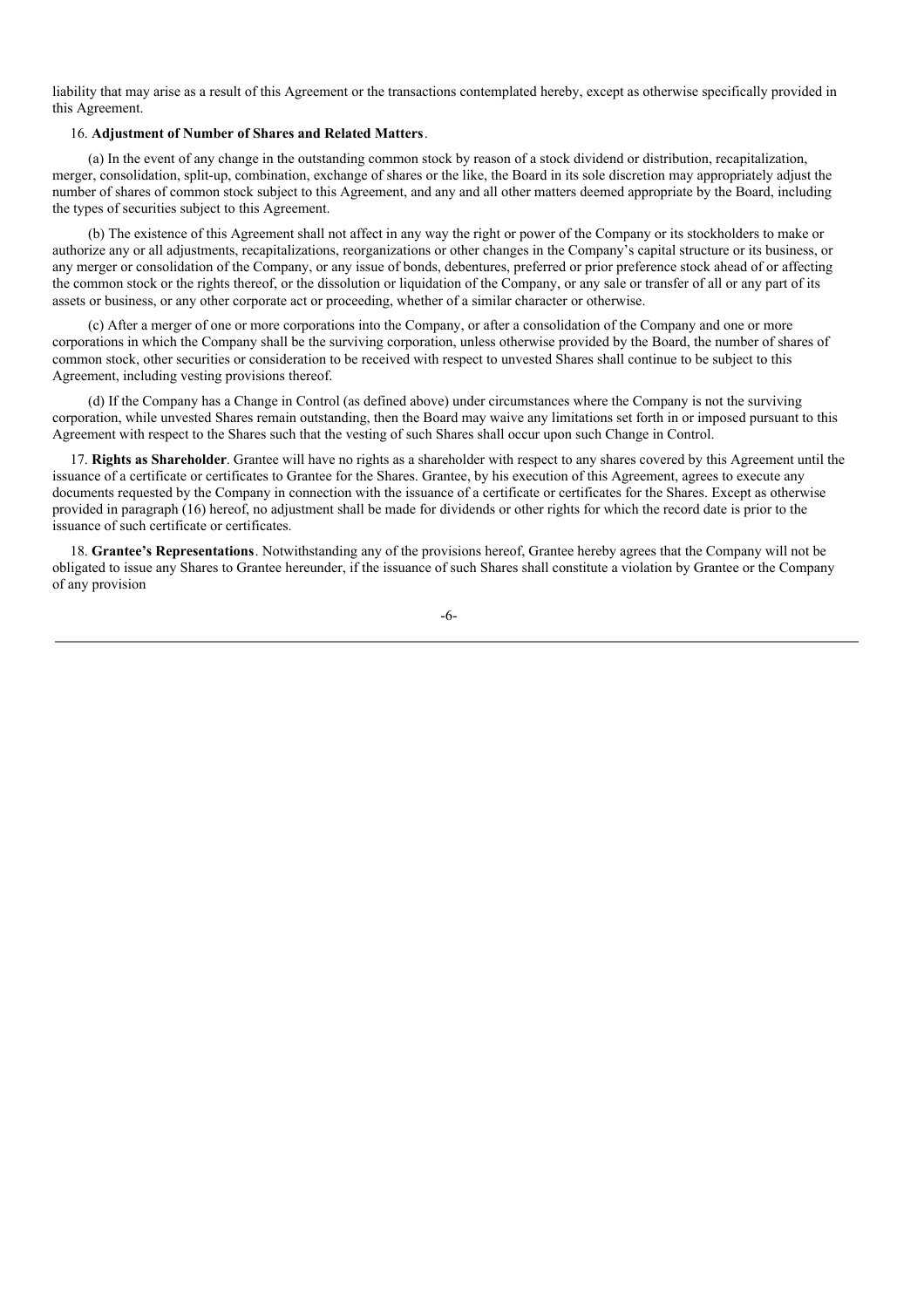liability that may arise as a result of this Agreement or the transactions contemplated hereby, except as otherwise specifically provided in this Agreement.

16. **Adjustment of Number of Shares and Related Matters**.

(a) In the event of any change in the outstanding common stock by reason of a stock dividend or distribution, recapitalization, merger, consolidation, split-up, combination, exchange of shares or the like, the Board in its sole discretion may appropriately adjust the number of shares of common stock subject to this Agreement, and any and all other matters deemed appropriate by the Board, including the types of securities subject to this Agreement.

(b) The existence of this Agreement shall not affect in any way the right or power of the Company or its stockholders to make or authorize any or all adjustments, recapitalizations, reorganizations or other changes in the Company's capital structure or its business, or any merger or consolidation of the Company, or any issue of bonds, debentures, preferred or prior preference stock ahead of or affecting the common stock or the rights thereof, or the dissolution or liquidation of the Company, or any sale or transfer of all or any part of its assets or business, or any other corporate act or proceeding, whether of a similar character or otherwise.

(c) After a merger of one or more corporations into the Company, or after a consolidation of the Company and one or more corporations in which the Company shall be the surviving corporation, unless otherwise provided by the Board, the number of shares of common stock, other securities or consideration to be received with respect to unvested Shares shall continue to be subject to this Agreement, including vesting provisions thereof.

(d) If the Company has a Change in Control (as defined above) under circumstances where the Company is not the surviving corporation, while unvested Shares remain outstanding, then the Board may waive any limitations set forth in or imposed pursuant to this Agreement with respect to the Shares such that the vesting of such Shares shall occur upon such Change in Control.

17. **Rights as Shareholder**. Grantee will have no rights as a shareholder with respect to any shares covered by this Agreement until the issuance of a certificate or certificates to Grantee for the Shares. Grantee, by his execution of this Agreement, agrees to execute any documents requested by the Company in connection with the issuance of a certificate or certificates for the Shares. Except as otherwise provided in paragraph (16) hereof, no adjustment shall be made for dividends or other rights for which the record date is prior to the issuance of such certificate or certificates.

18. **Grantee's Representations**. Notwithstanding any of the provisions hereof, Grantee hereby agrees that the Company will not be obligated to issue any Shares to Grantee hereunder, if the issuance of such Shares shall constitute a violation by Grantee or the Company of any provision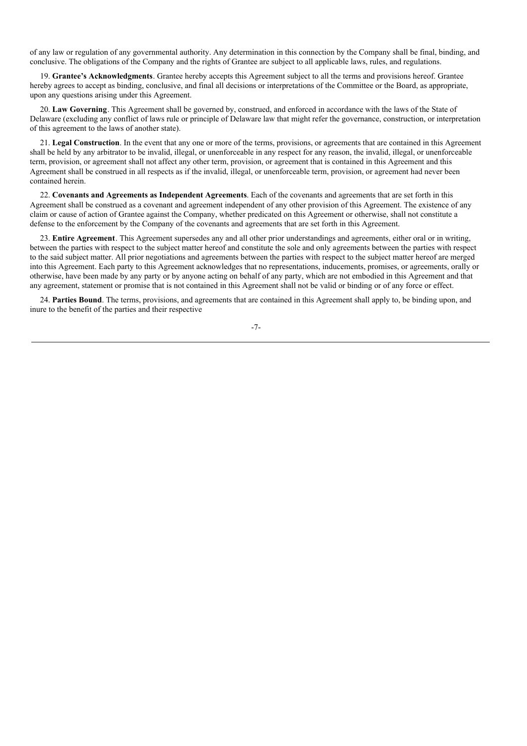of any law or regulation of any governmental authority. Any determination in this connection by the Company shall be final, binding, and conclusive. The obligations of the Company and the rights of Grantee are subject to all applicable laws, rules, and regulations.

19. **Grantee's Acknowledgments**. Grantee hereby accepts this Agreement subject to all the terms and provisions hereof. Grantee hereby agrees to accept as binding, conclusive, and final all decisions or interpretations of the Committee or the Board, as appropriate, upon any questions arising under this Agreement.

20. **Law Governing**. This Agreement shall be governed by, construed, and enforced in accordance with the laws of the State of Delaware (excluding any conflict of laws rule or principle of Delaware law that might refer the governance, construction, or interpretation of this agreement to the laws of another state).

21. **Legal Construction**. In the event that any one or more of the terms, provisions, or agreements that are contained in this Agreement shall be held by any arbitrator to be invalid, illegal, or unenforceable in any respect for any reason, the invalid, illegal, or unenforceable term, provision, or agreement shall not affect any other term, provision, or agreement that is contained in this Agreement and this Agreement shall be construed in all respects as if the invalid, illegal, or unenforceable term, provision, or agreement had never been contained herein.

22. **Covenants and Agreements as Independent Agreements**. Each of the covenants and agreements that are set forth in this Agreement shall be construed as a covenant and agreement independent of any other provision of this Agreement. The existence of any claim or cause of action of Grantee against the Company, whether predicated on this Agreement or otherwise, shall not constitute a defense to the enforcement by the Company of the covenants and agreements that are set forth in this Agreement.

23. **Entire Agreement**. This Agreement supersedes any and all other prior understandings and agreements, either oral or in writing, between the parties with respect to the subject matter hereof and constitute the sole and only agreements between the parties with respect to the said subject matter. All prior negotiations and agreements between the parties with respect to the subject matter hereof are merged into this Agreement. Each party to this Agreement acknowledges that no representations, inducements, promises, or agreements, orally or otherwise, have been made by any party or by anyone acting on behalf of any party, which are not embodied in this Agreement and that any agreement, statement or promise that is not contained in this Agreement shall not be valid or binding or of any force or effect.

24. **Parties Bound**. The terms, provisions, and agreements that are contained in this Agreement shall apply to, be binding upon, and inure to the benefit of the parties and their respective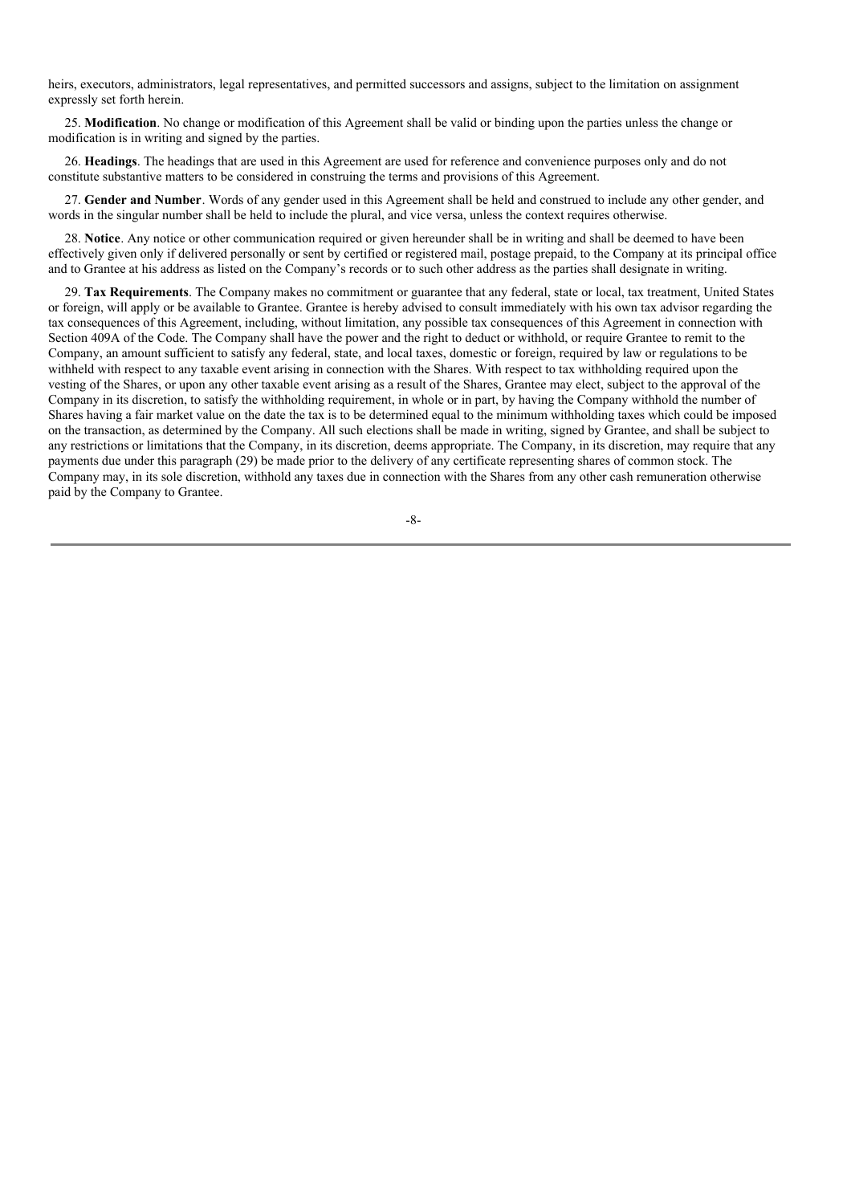heirs, executors, administrators, legal representatives, and permitted successors and assigns, subject to the limitation on assignment expressly set forth herein.

25. **Modification**. No change or modification of this Agreement shall be valid or binding upon the parties unless the change or modification is in writing and signed by the parties.

26. **Headings**. The headings that are used in this Agreement are used for reference and convenience purposes only and do not constitute substantive matters to be considered in construing the terms and provisions of this Agreement.

27. **Gender and Number**. Words of any gender used in this Agreement shall be held and construed to include any other gender, and words in the singular number shall be held to include the plural, and vice versa, unless the context requires otherwise.

28. **Notice**. Any notice or other communication required or given hereunder shall be in writing and shall be deemed to have been effectively given only if delivered personally or sent by certified or registered mail, postage prepaid, to the Company at its principal office and to Grantee at his address as listed on the Company's records or to such other address as the parties shall designate in writing.

29. **Tax Requirements**. The Company makes no commitment or guarantee that any federal, state or local, tax treatment, United States or foreign, will apply or be available to Grantee. Grantee is hereby advised to consult immediately with his own tax advisor regarding the tax consequences of this Agreement, including, without limitation, any possible tax consequences of this Agreement in connection with Section 409A of the Code. The Company shall have the power and the right to deduct or withhold, or require Grantee to remit to the Company, an amount sufficient to satisfy any federal, state, and local taxes, domestic or foreign, required by law or regulations to be withheld with respect to any taxable event arising in connection with the Shares. With respect to tax withholding required upon the vesting of the Shares, or upon any other taxable event arising as a result of the Shares, Grantee may elect, subject to the approval of the Company in its discretion, to satisfy the withholding requirement, in whole or in part, by having the Company withhold the number of Shares having a fair market value on the date the tax is to be determined equal to the minimum withholding taxes which could be imposed on the transaction, as determined by the Company. All such elections shall be made in writing, signed by Grantee, and shall be subject to any restrictions or limitations that the Company, in its discretion, deems appropriate. The Company, in its discretion, may require that any payments due under this paragraph (29) be made prior to the delivery of any certificate representing shares of common stock. The Company may, in its sole discretion, withhold any taxes due in connection with the Shares from any other cash remuneration otherwise paid by the Company to Grantee.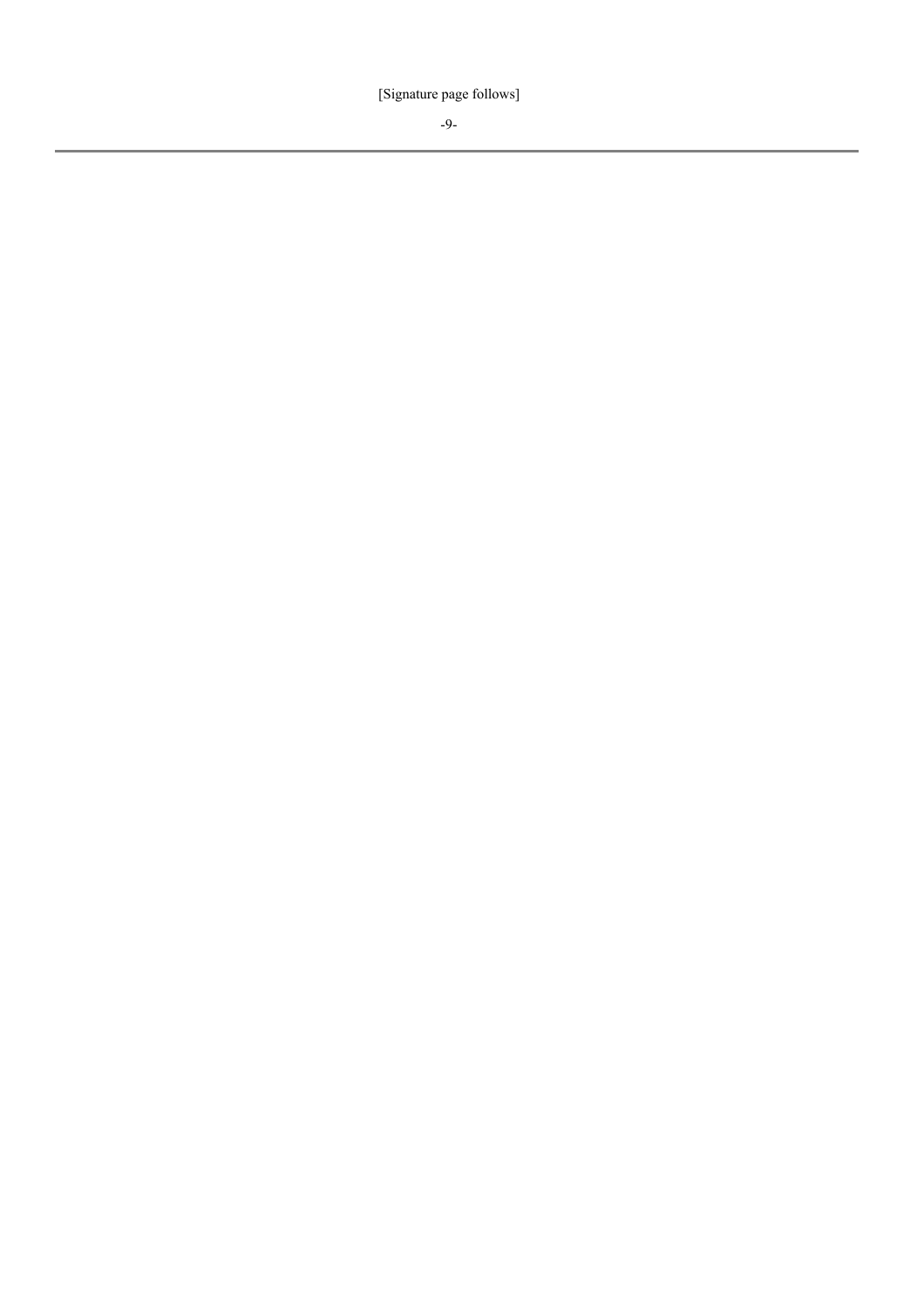[Signature page follows]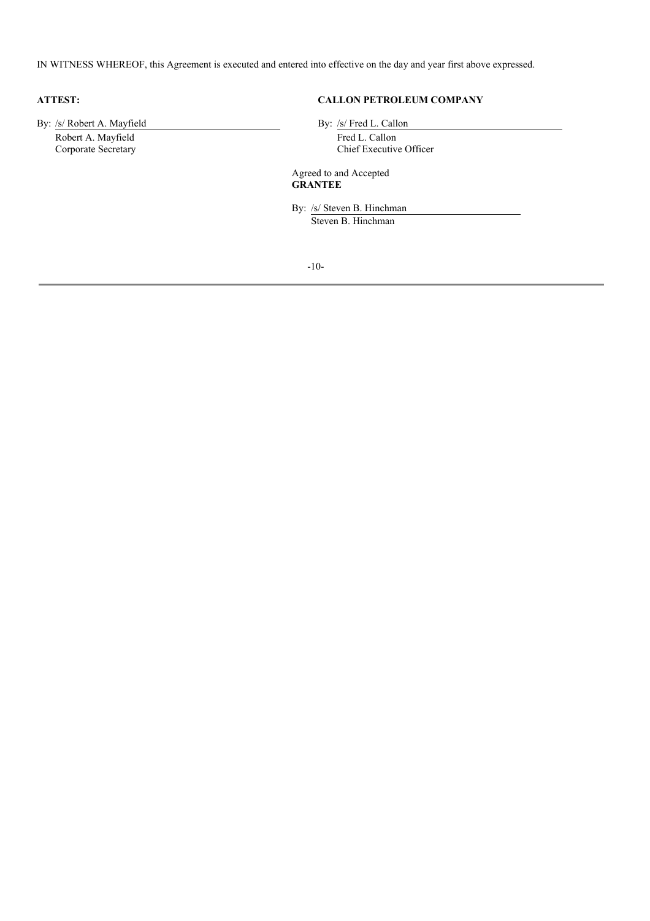IN WITNESS WHEREOF, this Agreement is executed and entered into effective on the day and year first above expressed.

**ATTEST:**

By: /s/ Robert A. Mayfield
Robert A. Mayfield
Corporate Secretary

**CALLON PETROLEUM COMPANY**

By: /s/ Fred L. Callon
Fred L. Callon
Chief Executive Officer

Agreed to and Accepted
**GRANTEE**

By: /s/ Steven B. Hinchman
Steven B. Hinchman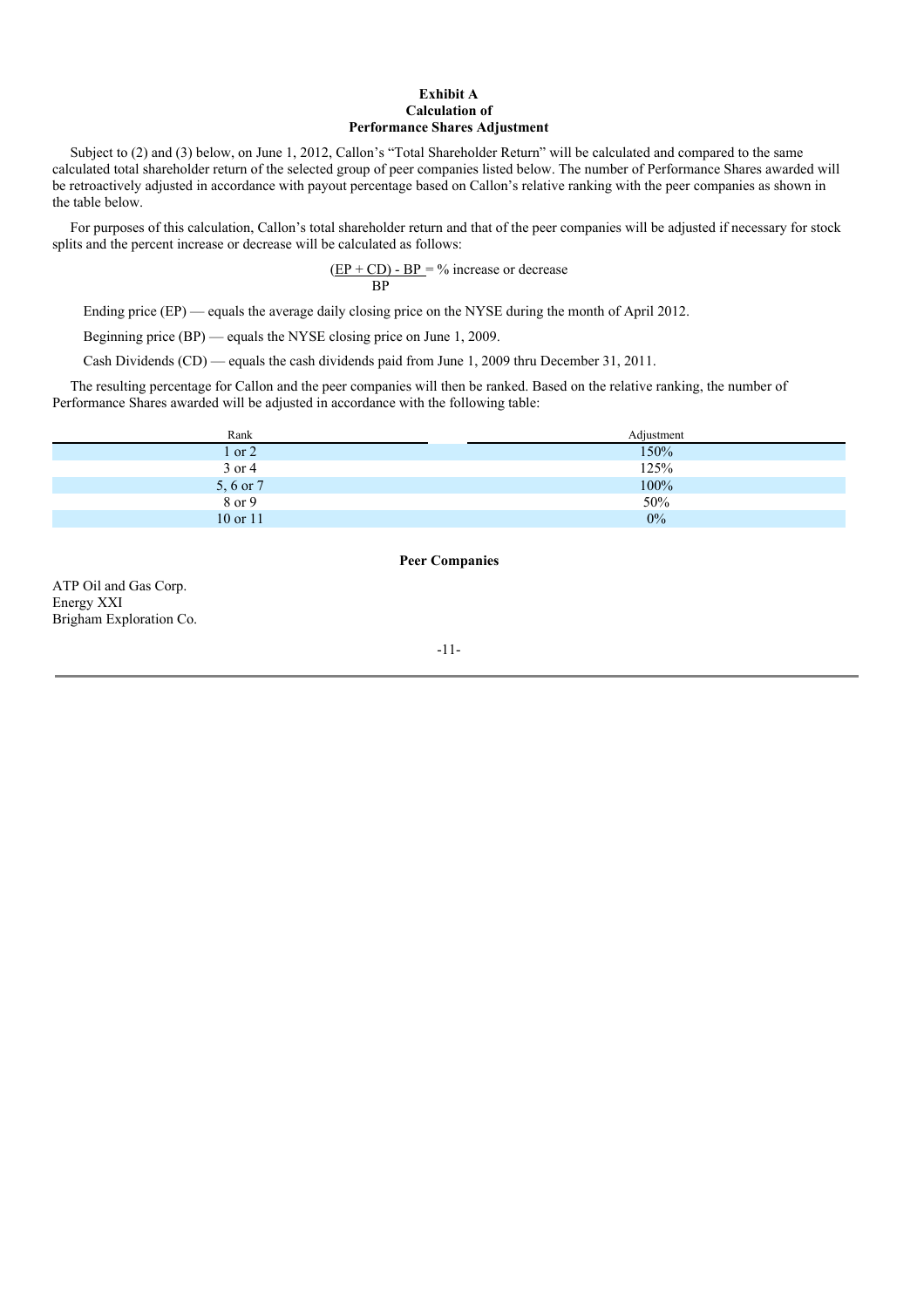**Exhibit A**
**Calculation of**
**Performance Shares Adjustment**

Subject to (2) and (3) below, on June 1, 2012, Callon's "Total Shareholder Return" will be calculated and compared to the same calculated total shareholder return of the selected group of peer companies listed below. The number of Performance Shares awarded will be retroactively adjusted in accordance with payout percentage based on Callon's relative ranking with the peer companies as shown in the table below.

For purposes of this calculation, Callon's total shareholder return and that of the peer companies will be adjusted if necessary for stock splits and the percent increase or decrease will be calculated as follows:

$$\frac{(EP + CD) - BP}{BP} = \text{\% increase or decrease}$$

Ending price (EP) — equals the average daily closing price on the NYSE during the month of April 2012.

Beginning price (BP) — equals the NYSE closing price on June 1, 2009.

Cash Dividends (CD) — equals the cash dividends paid from June 1, 2009 thru December 31, 2011.

The resulting percentage for Callon and the peer companies will then be ranked. Based on the relative ranking, the number of Performance Shares awarded will be adjusted in accordance with the following table:

| Rank | Adjustment |
|---|---|
| 1 or 2 | 150% |
| 3 or 4 | 125% |
| 5, 6 or 7 | 100% |
| 8 or 9 | 50% |
| 10 or 11 | 0% |

**Peer Companies**

ATP Oil and Gas Corp.
Energy XXI
Brigham Exploration Co.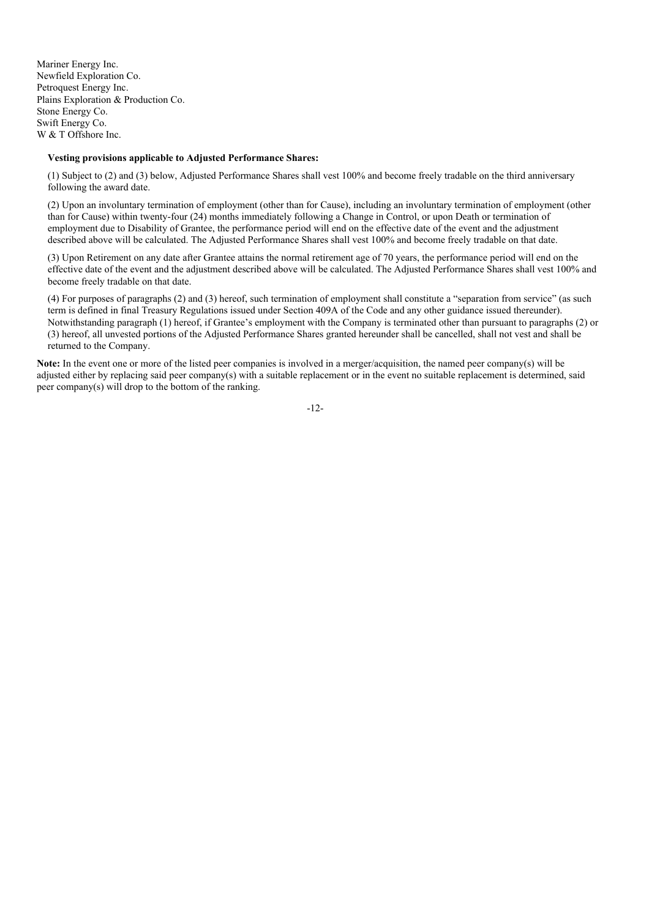Mariner Energy Inc.
Newfield Exploration Co.
Petroquest Energy Inc.
Plains Exploration & Production Co.
Stone Energy Co.
Swift Energy Co.
W & T Offshore Inc.

**Vesting provisions applicable to Adjusted Performance Shares:**

(1) Subject to (2) and (3) below, Adjusted Performance Shares shall vest 100% and become freely tradable on the third anniversary following the award date.

(2) Upon an involuntary termination of employment (other than for Cause), including an involuntary termination of employment (other than for Cause) within twenty-four (24) months immediately following a Change in Control, or upon Death or termination of employment due to Disability of Grantee, the performance period will end on the effective date of the event and the adjustment described above will be calculated. The Adjusted Performance Shares shall vest 100% and become freely tradable on that date.

(3) Upon Retirement on any date after Grantee attains the normal retirement age of 70 years, the performance period will end on the effective date of the event and the adjustment described above will be calculated. The Adjusted Performance Shares shall vest 100% and become freely tradable on that date.

(4) For purposes of paragraphs (2) and (3) hereof, such termination of employment shall constitute a "separation from service" (as such term is defined in final Treasury Regulations issued under Section 409A of the Code and any other guidance issued thereunder). Notwithstanding paragraph (1) hereof, if Grantee's employment with the Company is terminated other than pursuant to paragraphs (2) or (3) hereof, all unvested portions of the Adjusted Performance Shares granted hereunder shall be cancelled, shall not vest and shall be returned to the Company.

**Note:** In the event one or more of the listed peer companies is involved in a merger/acquisition, the named peer company(s) will be adjusted either by replacing said peer company(s) with a suitable replacement or in the event no suitable replacement is determined, said peer company(s) will drop to the bottom of the ranking.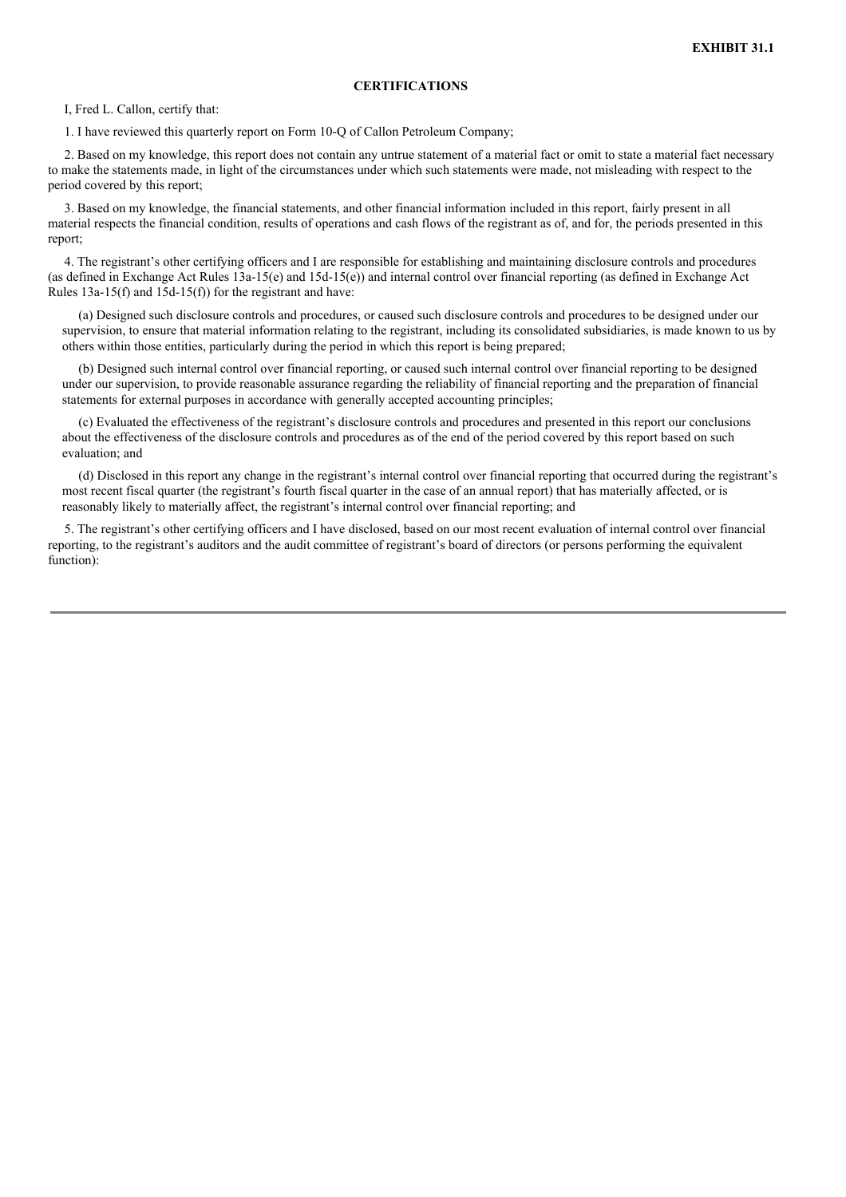**EXHIBIT 31.1**

**CERTIFICATIONS**

I, Fred L. Callon, certify that:

1. I have reviewed this quarterly report on Form 10-Q of Callon Petroleum Company;

2. Based on my knowledge, this report does not contain any untrue statement of a material fact or omit to state a material fact necessary to make the statements made, in light of the circumstances under which such statements were made, not misleading with respect to the period covered by this report;

3. Based on my knowledge, the financial statements, and other financial information included in this report, fairly present in all material respects the financial condition, results of operations and cash flows of the registrant as of, and for, the periods presented in this report;

4. The registrant's other certifying officers and I are responsible for establishing and maintaining disclosure controls and procedures (as defined in Exchange Act Rules 13a-15(e) and 15d-15(e)) and internal control over financial reporting (as defined in Exchange Act Rules 13a-15(f) and 15d-15(f)) for the registrant and have:

(a) Designed such disclosure controls and procedures, or caused such disclosure controls and procedures to be designed under our supervision, to ensure that material information relating to the registrant, including its consolidated subsidiaries, is made known to us by others within those entities, particularly during the period in which this report is being prepared;

(b) Designed such internal control over financial reporting, or caused such internal control over financial reporting to be designed under our supervision, to provide reasonable assurance regarding the reliability of financial reporting and the preparation of financial statements for external purposes in accordance with generally accepted accounting principles;

(c) Evaluated the effectiveness of the registrant's disclosure controls and procedures and presented in this report our conclusions about the effectiveness of the disclosure controls and procedures as of the end of the period covered by this report based on such evaluation; and

(d) Disclosed in this report any change in the registrant's internal control over financial reporting that occurred during the registrant's most recent fiscal quarter (the registrant's fourth fiscal quarter in the case of an annual report) that has materially affected, or is reasonably likely to materially affect, the registrant's internal control over financial reporting; and

5. The registrant's other certifying officers and I have disclosed, based on our most recent evaluation of internal control over financial reporting, to the registrant's auditors and the audit committee of registrant's board of directors (or persons performing the equivalent function):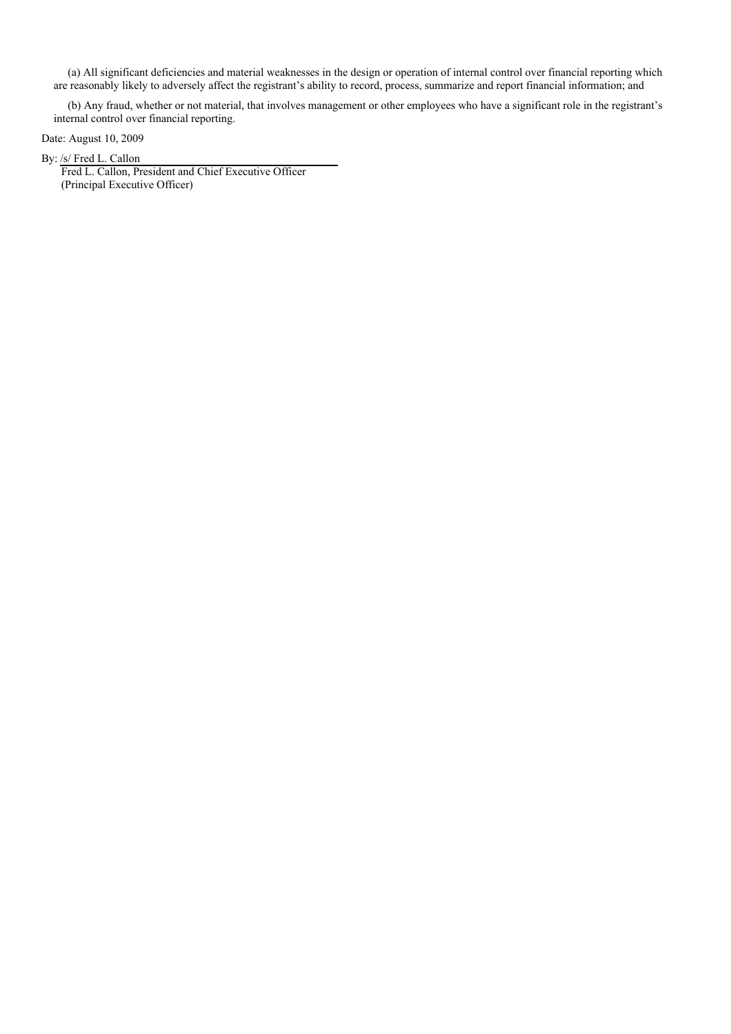(a) All significant deficiencies and material weaknesses in the design or operation of internal control over financial reporting which are reasonably likely to adversely affect the registrant's ability to record, process, summarize and report financial information; and

(b) Any fraud, whether or not material, that involves management or other employees who have a significant role in the registrant's internal control over financial reporting.

Date: August 10, 2009

By: /s/ Fred L. Callon

Fred L. Callon, President and Chief Executive Officer
(Principal Executive Officer)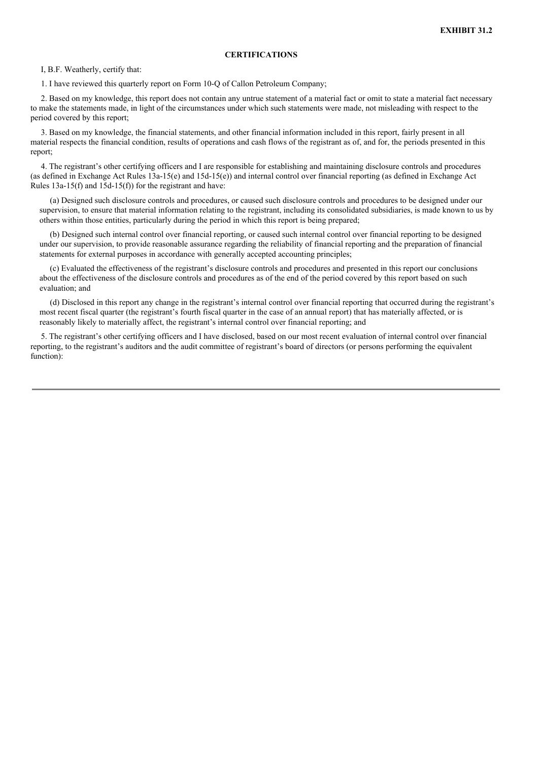**EXHIBIT 31.2**

**CERTIFICATIONS**

I, B.F. Weatherly, certify that:

1. I have reviewed this quarterly report on Form 10-Q of Callon Petroleum Company;

2. Based on my knowledge, this report does not contain any untrue statement of a material fact or omit to state a material fact necessary to make the statements made, in light of the circumstances under which such statements were made, not misleading with respect to the period covered by this report;

3. Based on my knowledge, the financial statements, and other financial information included in this report, fairly present in all material respects the financial condition, results of operations and cash flows of the registrant as of, and for, the periods presented in this report;

4. The registrant's other certifying officers and I are responsible for establishing and maintaining disclosure controls and procedures (as defined in Exchange Act Rules 13a-15(e) and 15d-15(e)) and internal control over financial reporting (as defined in Exchange Act Rules 13a-15(f) and 15d-15(f)) for the registrant and have:

(a) Designed such disclosure controls and procedures, or caused such disclosure controls and procedures to be designed under our supervision, to ensure that material information relating to the registrant, including its consolidated subsidiaries, is made known to us by others within those entities, particularly during the period in which this report is being prepared;

(b) Designed such internal control over financial reporting, or caused such internal control over financial reporting to be designed under our supervision, to provide reasonable assurance regarding the reliability of financial reporting and the preparation of financial statements for external purposes in accordance with generally accepted accounting principles;

(c) Evaluated the effectiveness of the registrant's disclosure controls and procedures and presented in this report our conclusions about the effectiveness of the disclosure controls and procedures as of the end of the period covered by this report based on such evaluation; and

(d) Disclosed in this report any change in the registrant's internal control over financial reporting that occurred during the registrant's most recent fiscal quarter (the registrant's fourth fiscal quarter in the case of an annual report) that has materially affected, or is reasonably likely to materially affect, the registrant's internal control over financial reporting; and

5. The registrant's other certifying officers and I have disclosed, based on our most recent evaluation of internal control over financial reporting, to the registrant's auditors and the audit committee of registrant's board of directors (or persons performing the equivalent function):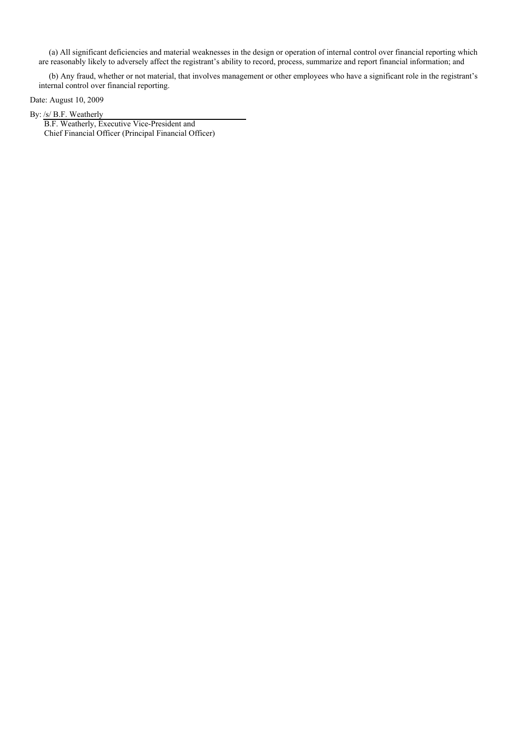(a) All significant deficiencies and material weaknesses in the design or operation of internal control over financial reporting which are reasonably likely to adversely affect the registrant's ability to record, process, summarize and report financial information; and

(b) Any fraud, whether or not material, that involves management or other employees who have a significant role in the registrant's internal control over financial reporting.

Date: August 10, 2009

By: /s/ B.F. Weatherly

B.F. Weatherly, Executive Vice-President and
Chief Financial Officer (Principal Financial Officer)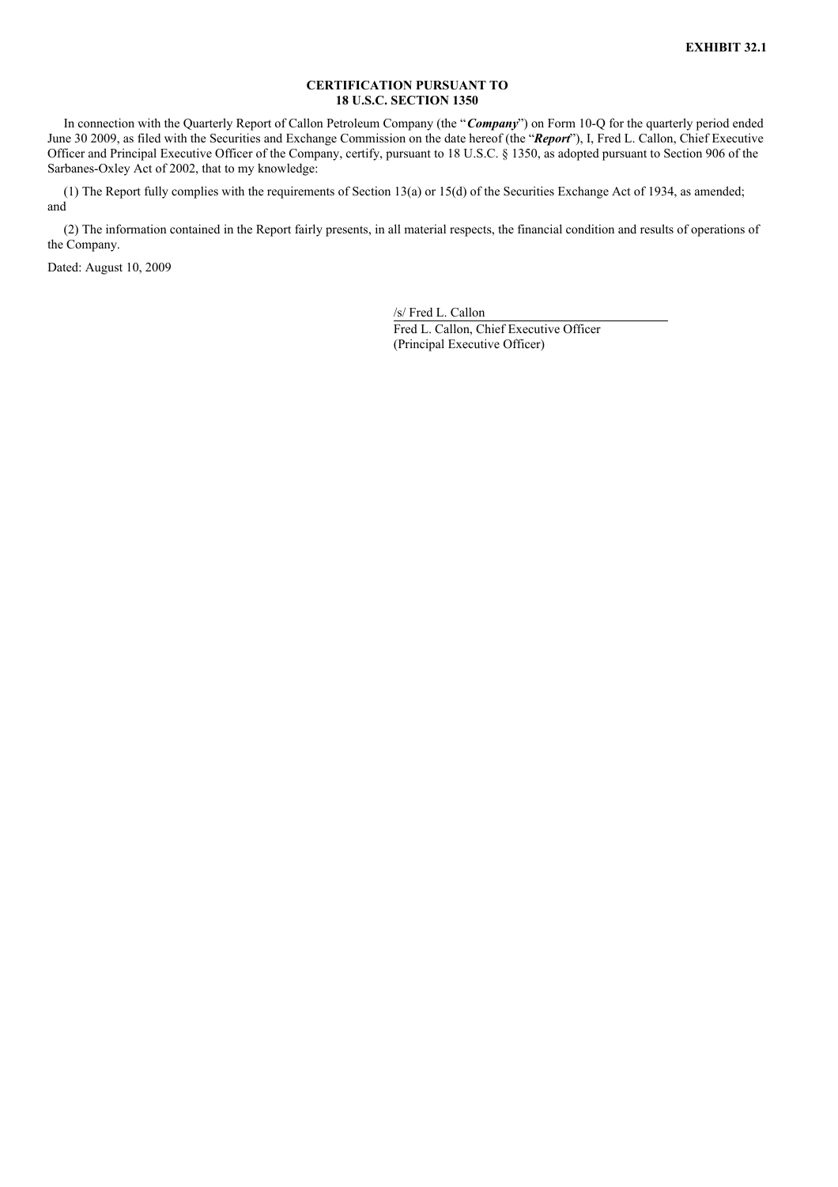**EXHIBIT 32.1**

**CERTIFICATION PURSUANT TO**
**18 U.S.C. SECTION 1350**

In connection with the Quarterly Report of Callon Petroleum Company (the "***Company***") on Form 10-Q for the quarterly period ended June 30 2009, as filed with the Securities and Exchange Commission on the date hereof (the "***Report***"), I, Fred L. Callon, Chief Executive Officer and Principal Executive Officer of the Company, certify, pursuant to 18 U.S.C. § 1350, as adopted pursuant to Section 906 of the Sarbanes-Oxley Act of 2002, that to my knowledge:

(1) The Report fully complies with the requirements of Section 13(a) or 15(d) of the Securities Exchange Act of 1934, as amended; and

(2) The information contained in the Report fairly presents, in all material respects, the financial condition and results of operations of the Company.

Dated: August 10, 2009

/s/ Fred L. Callon
Fred L. Callon, Chief Executive Officer
(Principal Executive Officer)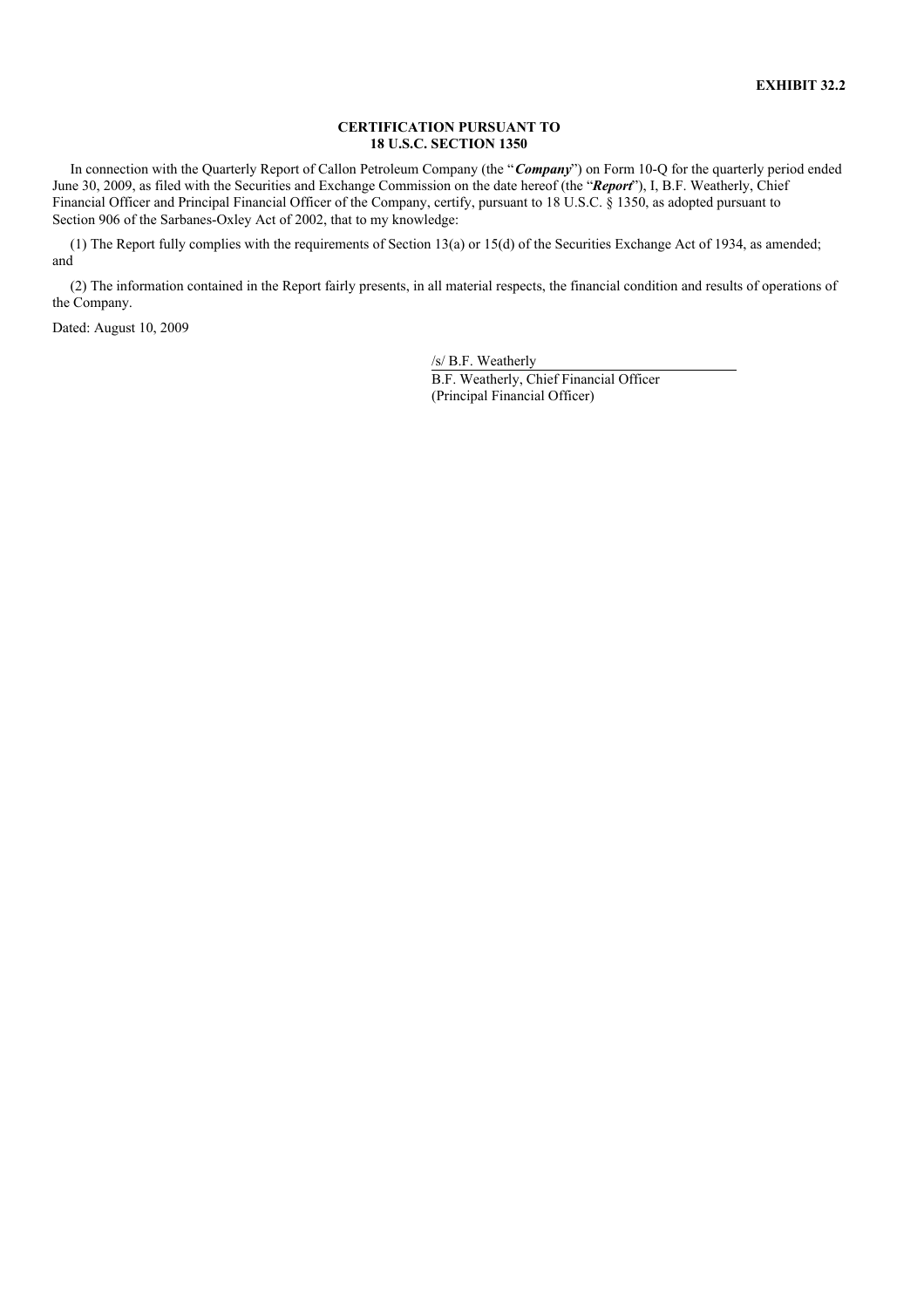**EXHIBIT 32.2**

**CERTIFICATION PURSUANT TO**
**18 U.S.C. SECTION 1350**

In connection with the Quarterly Report of Callon Petroleum Company (the "***Company***") on Form 10-Q for the quarterly period ended June 30, 2009, as filed with the Securities and Exchange Commission on the date hereof (the "***Report***"), I, B.F. Weatherly, Chief Financial Officer and Principal Financial Officer of the Company, certify, pursuant to 18 U.S.C. § 1350, as adopted pursuant to Section 906 of the Sarbanes-Oxley Act of 2002, that to my knowledge:

(1) The Report fully complies with the requirements of Section 13(a) or 15(d) of the Securities Exchange Act of 1934, as amended; and

(2) The information contained in the Report fairly presents, in all material respects, the financial condition and results of operations of the Company.

Dated: August 10, 2009

/s/ B.F. Weatherly

B.F. Weatherly, Chief Financial Officer
(Principal Financial Officer)